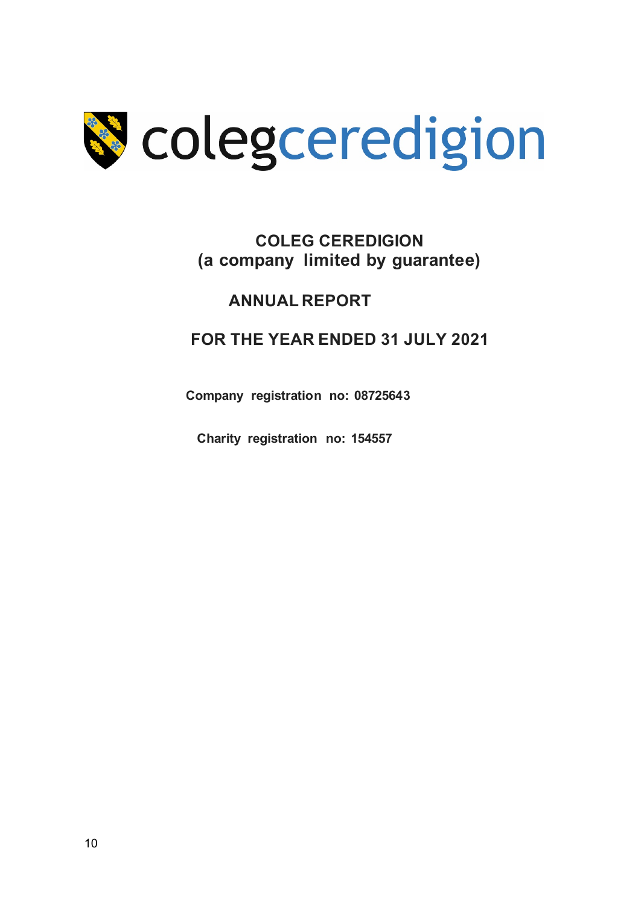colegceredigion

# COLEG CEREDIGION
## (a company limited by guarantee)

## ANNUAL REPORT

## FOR THE YEAR ENDED 31 JULY 2021

**Company registration no: 08725643**

**Charity registration no: 154557**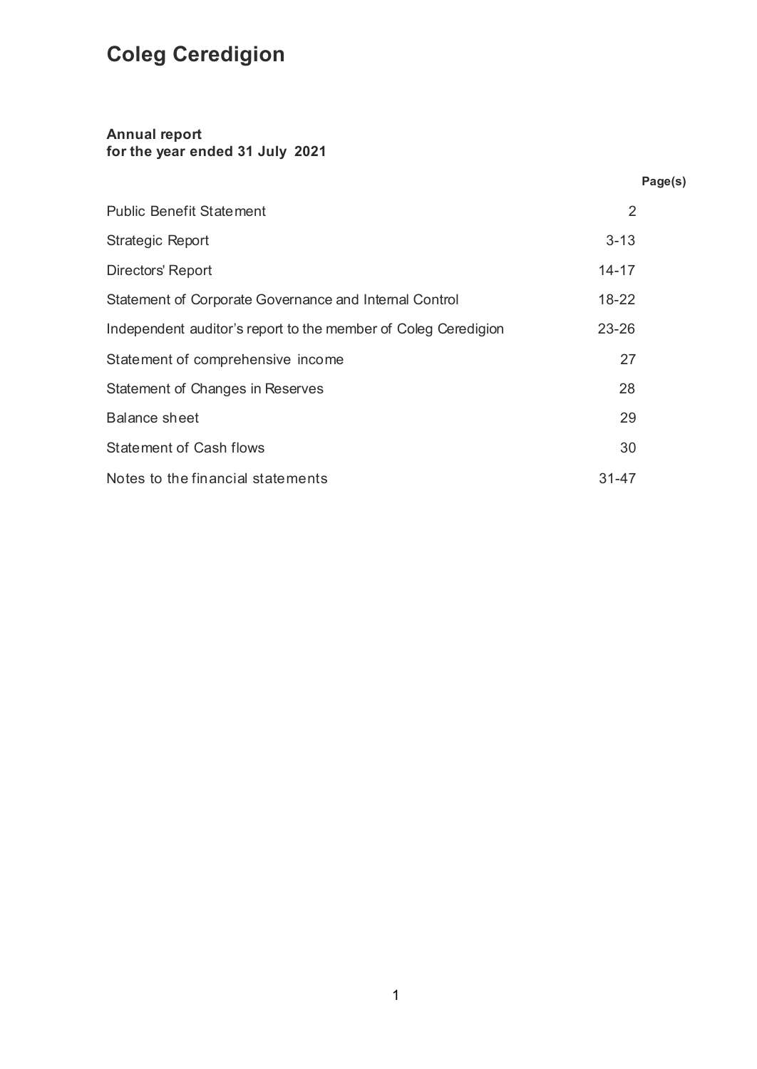# Coleg Ceredigion

**Annual report**
**for the year ended 31 July 2021**

| | Page(s) |
|---|---|
| Public Benefit Statement | 2 |
| Strategic Report | 3-13 |
| Directors' Report | 14-17 |
| Statement of Corporate Governance and Internal Control | 18-22 |
| Independent auditor's report to the member of Coleg Ceredigion | 23-26 |
| Statement of comprehensive income | 27 |
| Statement of Changes in Reserves | 28 |
| Balance sheet | 29 |
| Statement of Cash flows | 30 |
| Notes to the financial statements | 31-47 |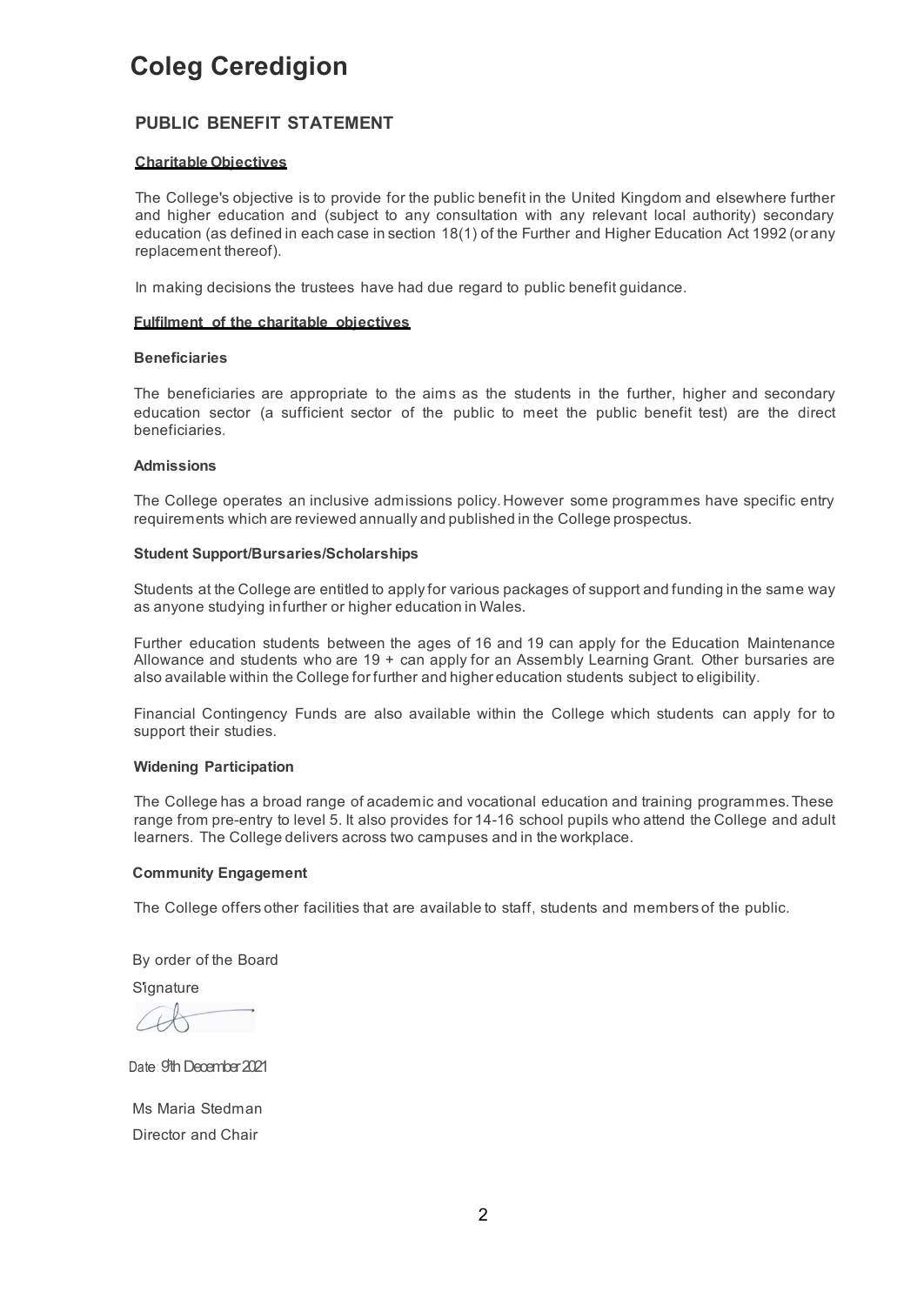# Coleg Ceredigion

## PUBLIC BENEFIT STATEMENT

**Charitable Objectives**

The College's objective is to provide for the public benefit in the United Kingdom and elsewhere further and higher education and (subject to any consultation with any relevant local authority) secondary education (as defined in each case in section 18(1) of the Further and Higher Education Act 1992 (or any replacement thereof).

In making decisions the trustees have had due regard to public benefit guidance.

**Fulfilment of the charitable objectives**

**Beneficiaries**

The beneficiaries are appropriate to the aims as the students in the further, higher and secondary education sector (a sufficient sector of the public to meet the public benefit test) are the direct beneficiaries.

**Admissions**

The College operates an inclusive admissions policy. However some programmes have specific entry requirements which are reviewed annually and published in the College prospectus.

**Student Support/Bursaries/Scholarships**

Students at the College are entitled to apply for various packages of support and funding in the same way as anyone studying in further or higher education in Wales.

Further education students between the ages of 16 and 19 can apply for the Education Maintenance Allowance and students who are 19 + can apply for an Assembly Learning Grant. Other bursaries are also available within the College for further and higher education students subject to eligibility.

Financial Contingency Funds are also available within the College which students can apply for to support their studies.

**Widening Participation**

The College has a broad range of academic and vocational education and training programmes. These range from pre-entry to level 5. It also provides for 14-16 school pupils who attend the College and adult learners. The College delivers across two campuses and in the workplace.

**Community Engagement**

The College offers other facilities that are available to staff, students and members of the public.

By order of the Board

Signature

Date 9th December 2021

Ms Maria Stedman

Director and Chair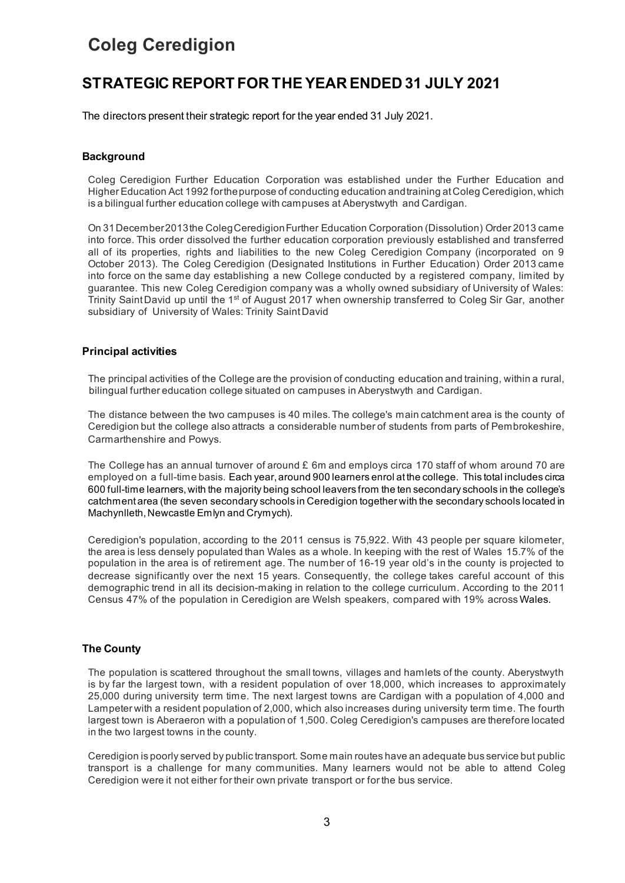# Coleg Ceredigion

## STRATEGIC REPORT FOR THE YEAR ENDED 31 JULY 2021

The directors present their strategic report for the year ended 31 July 2021.

### Background

Coleg Ceredigion Further Education Corporation was established under the Further Education and Higher Education Act 1992 for the purpose of conducting education and training at Coleg Ceredigion, which is a bilingual further education college with campuses at Aberystwyth and Cardigan.

On 31 December 2013 the Coleg Ceredigion Further Education Corporation (Dissolution) Order 2013 came into force. This order dissolved the further education corporation previously established and transferred all of its properties, rights and liabilities to the new Coleg Ceredigion Company (incorporated on 9 October 2013). The Coleg Ceredigion (Designated Institutions in Further Education) Order 2013 came into force on the same day establishing a new College conducted by a registered company, limited by guarantee. This new Coleg Ceredigion company was a wholly owned subsidiary of University of Wales: Trinity Saint David up until the 1st of August 2017 when ownership transferred to Coleg Sir Gar, another subsidiary of University of Wales: Trinity Saint David

### Principal activities

The principal activities of the College are the provision of conducting education and training, within a rural, bilingual further education college situated on campuses in Aberystwyth and Cardigan.

The distance between the two campuses is 40 miles. The college's main catchment area is the county of Ceredigion but the college also attracts a considerable number of students from parts of Pembrokeshire, Carmarthenshire and Powys.

The College has an annual turnover of around £ 6m and employs circa 170 staff of whom around 70 are employed on a full-time basis. Each year, around 900 learners enrol at the college. This total includes circa 600 full-time learners, with the majority being school leavers from the ten secondary schools in the college's catchment area (the seven secondary schools in Ceredigion together with the secondary schools located in Machynlleth, Newcastle Emlyn and Crymych).

Ceredigion's population, according to the 2011 census is 75,922. With 43 people per square kilometer, the area is less densely populated than Wales as a whole. In keeping with the rest of Wales 15.7% of the population in the area is of retirement age. The number of 16-19 year old's in the county is projected to decrease significantly over the next 15 years. Consequently, the college takes careful account of this demographic trend in all its decision-making in relation to the college curriculum. According to the 2011 Census 47% of the population in Ceredigion are Welsh speakers, compared with 19% across Wales.

### The County

The population is scattered throughout the small towns, villages and hamlets of the county. Aberystwyth is by far the largest town, with a resident population of over 18,000, which increases to approximately 25,000 during university term time. The next largest towns are Cardigan with a population of 4,000 and Lampeter with a resident population of 2,000, which also increases during university term time. The fourth largest town is Aberaeron with a population of 1,500. Coleg Ceredigion's campuses are therefore located in the two largest towns in the county.

Ceredigion is poorly served by public transport. Some main routes have an adequate bus service but public transport is a challenge for many communities. Many learners would not be able to attend Coleg Ceredigion were it not either for their own private transport or for the bus service.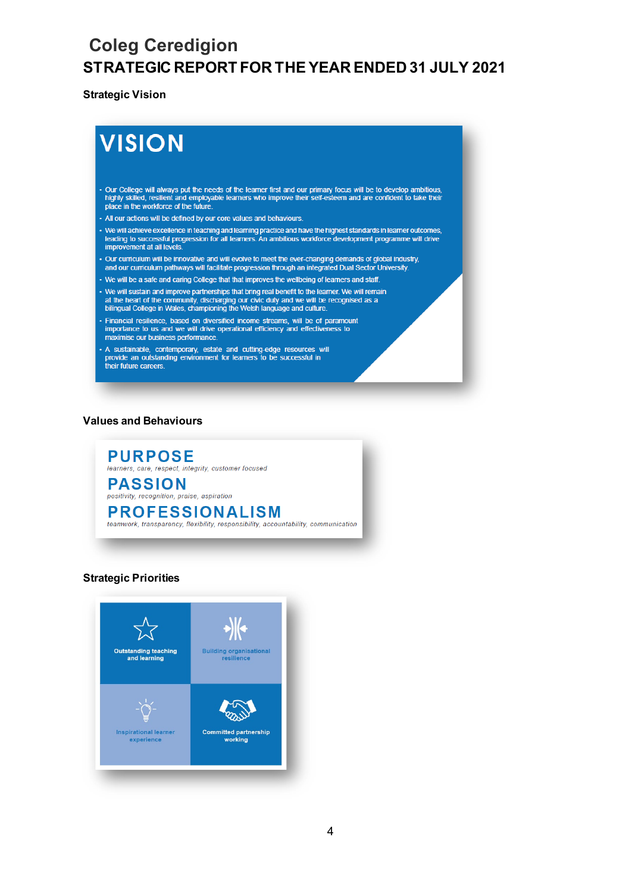# Coleg Ceredigion

## STRATEGIC REPORT FOR THE YEAR ENDED 31 JULY 2021

### Strategic Vision

**VISION**

- Our College will always put the needs of the learner first and our primary focus will be to develop ambitious, highly skilled, resilient and employable learners who improve their self-esteem and are confident to take their place in the workforce of the future.
- All our actions will be defined by our core values and behaviours.
- We will achieve excellence in teaching and learning practice and have the highest standards in learner outcomes, leading to successful progression for all learners. An ambitious workforce development programme will drive improvement at all levels.
- Our curriculum will be innovative and will evolve to meet the ever-changing demands of global industry, and our curriculum pathways will facilitate progression through an integrated Dual Sector University.
- We will be a safe and caring College that that improves the wellbeing of learners and staff.
- We will sustain and improve partnerships that bring real benefit to the learner. We will remain at the heart of the community, discharging our civic duty and we will be recognised as a bilingual College in Wales, championing the Welsh language and culture.
- Financial resilience, based on diversified income streams, will be of paramount importance to us and we will drive operational efficiency and effectiveness to maximise our business performance.
- A sustainable, contemporary, estate and cutting-edge resources will provide an outstanding environment for learners to be successful in their future careers.

### Values and Behaviours

**PURPOSE**
*learners, care, respect, integrity, customer focused*

**PASSION**
*positivity, recognition, praise, aspiration*

**PROFESSIONALISM**
*teamwork, transparency, flexibility, responsibility, accountability, communication*

### Strategic Priorities

- Outstanding teaching and learning
- Building organisational resilience
- Inspirational learner experience
- Committed partnership working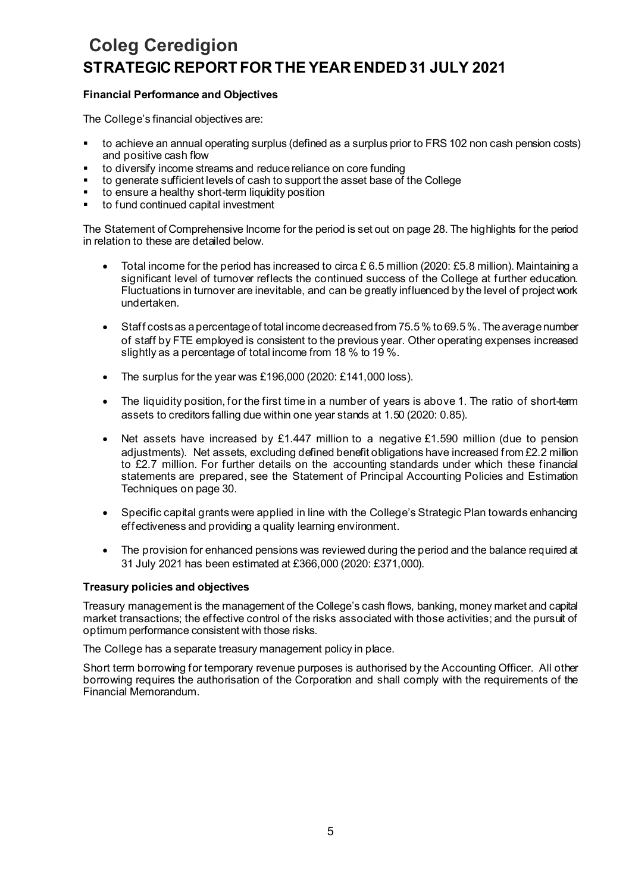# Coleg Ceredigion
# STRATEGIC REPORT FOR THE YEAR ENDED 31 JULY 2021

### Financial Performance and Objectives

The College's financial objectives are:

- to achieve an annual operating surplus (defined as a surplus prior to FRS 102 non cash pension costs) and positive cash flow
- to diversify income streams and reduce reliance on core funding
- to generate sufficient levels of cash to support the asset base of the College
- to ensure a healthy short-term liquidity position
- to fund continued capital investment

The Statement of Comprehensive Income for the period is set out on page 28. The highlights for the period in relation to these are detailed below.

- Total income for the period has increased to circa £ 6.5 million (2020: £5.8 million). Maintaining a significant level of turnover reflects the continued success of the College at further education. Fluctuations in turnover are inevitable, and can be greatly influenced by the level of project work undertaken.
- Staff costs as a percentage of total income decreased from 75.5 % to 69.5 %. The average number of staff by FTE employed is consistent to the previous year. Other operating expenses increased slightly as a percentage of total income from 18 % to 19 %.
- The surplus for the year was £196,000 (2020: £141,000 loss).
- The liquidity position, for the first time in a number of years is above 1. The ratio of short-term assets to creditors falling due within one year stands at 1.50 (2020: 0.85).
- Net assets have increased by £1.447 million to a negative £1.590 million (due to pension adjustments). Net assets, excluding defined benefit obligations have increased from £2.2 million to £2.7 million. For further details on the accounting standards under which these financial statements are prepared, see the Statement of Principal Accounting Policies and Estimation Techniques on page 30.
- Specific capital grants were applied in line with the College's Strategic Plan towards enhancing effectiveness and providing a quality learning environment.
- The provision for enhanced pensions was reviewed during the period and the balance required at 31 July 2021 has been estimated at £366,000 (2020: £371,000).

### Treasury policies and objectives

Treasury management is the management of the College's cash flows, banking, money market and capital market transactions; the effective control of the risks associated with those activities; and the pursuit of optimum performance consistent with those risks.

The College has a separate treasury management policy in place.

Short term borrowing for temporary revenue purposes is authorised by the Accounting Officer. All other borrowing requires the authorisation of the Corporation and shall comply with the requirements of the Financial Memorandum.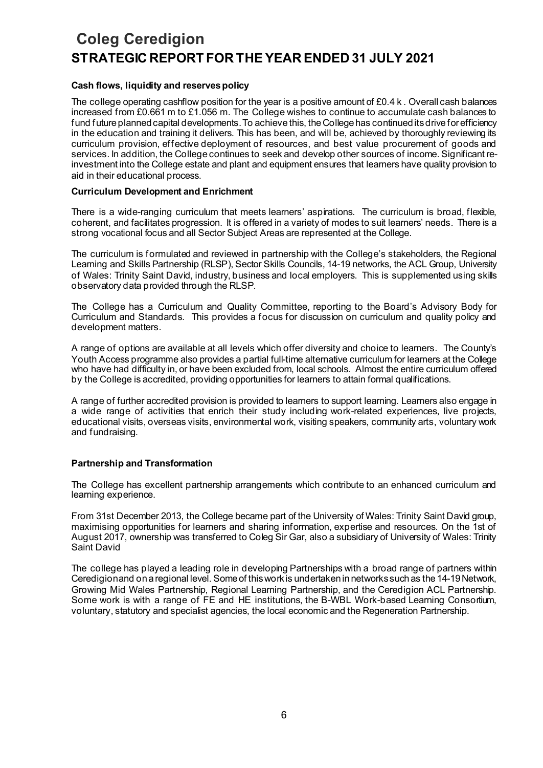# Coleg Ceredigion

## STRATEGIC REPORT FOR THE YEAR ENDED 31 JULY 2021

### Cash flows, liquidity and reserves policy

The college operating cashflow position for the year is a positive amount of £0.4 k . Overall cash balances increased from £0.661 m to £1.056 m. The College wishes to continue to accumulate cash balances to fund future planned capital developments. To achieve this, the College has continued its drive for efficiency in the education and training it delivers. This has been, and will be, achieved by thoroughly reviewing its curriculum provision, effective deployment of resources, and best value procurement of goods and services. In addition, the College continues to seek and develop other sources of income. Significant re-investment into the College estate and plant and equipment ensures that learners have quality provision to aid in their educational process.

### Curriculum Development and Enrichment

There is a wide-ranging curriculum that meets learners' aspirations. The curriculum is broad, flexible, coherent, and facilitates progression. It is offered in a variety of modes to suit learners' needs. There is a strong vocational focus and all Sector Subject Areas are represented at the College.

The curriculum is formulated and reviewed in partnership with the College's stakeholders, the Regional Learning and Skills Partnership (RLSP), Sector Skills Councils, 14-19 networks, the ACL Group, University of Wales: Trinity Saint David, industry, business and local employers. This is supplemented using skills observatory data provided through the RLSP.

The College has a Curriculum and Quality Committee, reporting to the Board's Advisory Body for Curriculum and Standards. This provides a focus for discussion on curriculum and quality policy and development matters.

A range of options are available at all levels which offer diversity and choice to learners. The County's Youth Access programme also provides a partial full-time alternative curriculum for learners at the College who have had difficulty in, or have been excluded from, local schools. Almost the entire curriculum offered by the College is accredited, providing opportunities for learners to attain formal qualifications.

A range of further accredited provision is provided to learners to support learning. Learners also engage in a wide range of activities that enrich their study including work-related experiences, live projects, educational visits, overseas visits, environmental work, visiting speakers, community arts, voluntary work and fundraising.

### Partnership and Transformation

The College has excellent partnership arrangements which contribute to an enhanced curriculum and learning experience.

From 31st December 2013, the College became part of the University of Wales: Trinity Saint David group, maximising opportunities for learners and sharing information, expertise and resources. On the 1st of August 2017, ownership was transferred to Coleg Sir Gar, also a subsidiary of University of Wales: Trinity Saint David

The college has played a leading role in developing Partnerships with a broad range of partners within Ceredigion and on a regional level. Some of this work is undertaken in networks such as the 14-19 Network, Growing Mid Wales Partnership, Regional Learning Partnership, and the Ceredigion ACL Partnership. Some work is with a range of FE and HE institutions, the B-WBL Work-based Learning Consortium, voluntary, statutory and specialist agencies, the local economic and the Regeneration Partnership.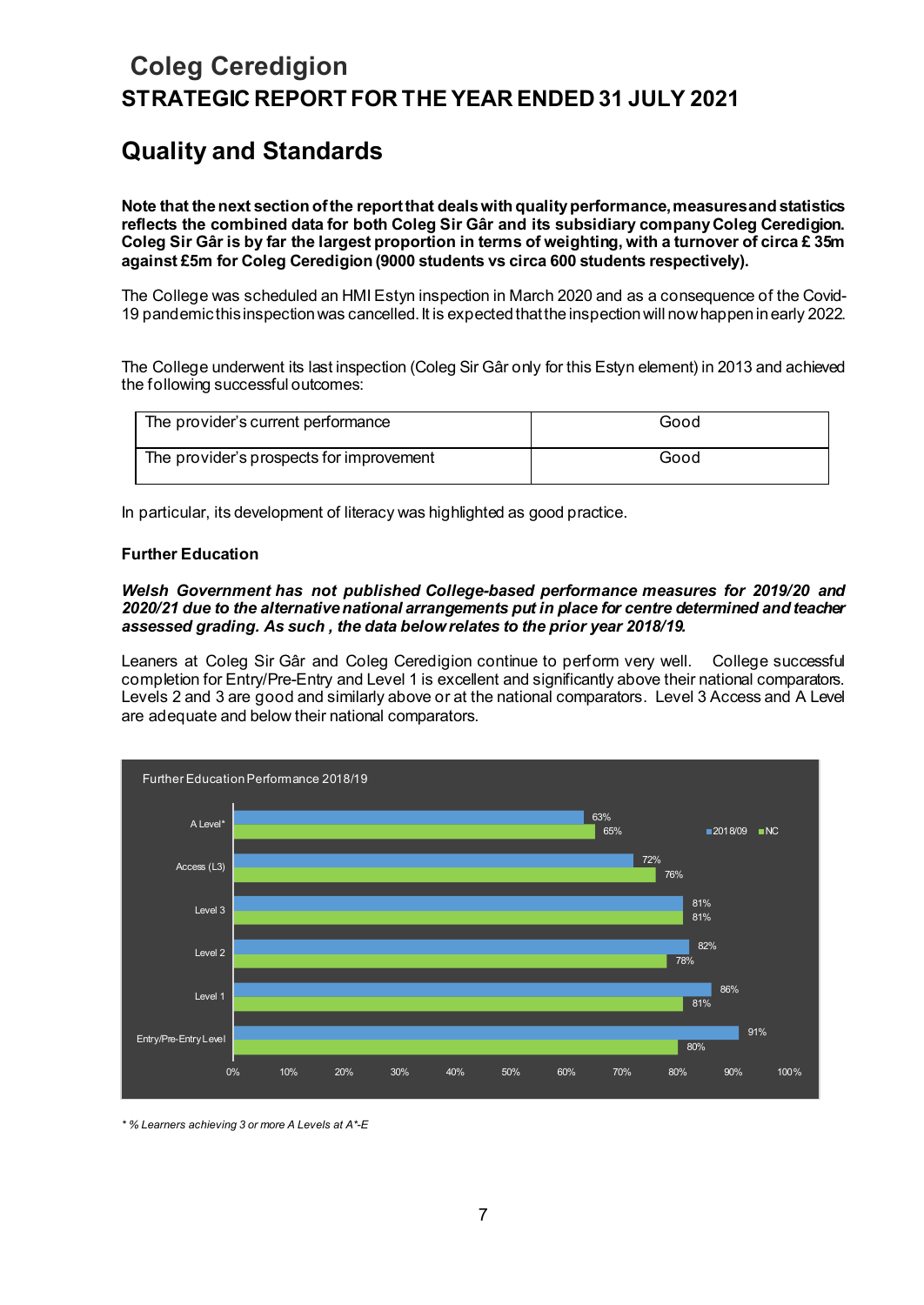# Coleg Ceredigion

## STRATEGIC REPORT FOR THE YEAR ENDED 31 JULY 2021

## Quality and Standards

**Note that the next section of the report that deals with quality performance, measures and statistics reflects the combined data for both Coleg Sir Gâr and its subsidiary company Coleg Ceredigion. Coleg Sir Gâr is by far the largest proportion in terms of weighting, with a turnover of circa £ 35m against £5m for Coleg Ceredigion (9000 students vs circa 600 students respectively).**

The College was scheduled an HMI Estyn inspection in March 2020 and as a consequence of the Covid-19 pandemic this inspection was cancelled. It is expected that the inspection will now happen in early 2022.

The College underwent its last inspection (Coleg Sir Gâr only for this Estyn element) in 2013 and achieved the following successful outcomes:

| | |
|---|---|
| The provider's current performance | Good |
| The provider's prospects for improvement | Good |

In particular, its development of literacy was highlighted as good practice.

### Further Education

***Welsh Government has not published College-based performance measures for 2019/20 and 2020/21 due to the alternative national arrangements put in place for centre determined and teacher assessed grading. As such , the data below relates to the prior year 2018/19.***

Leaners at Coleg Sir Gâr and Coleg Ceredigion continue to perform very well. College successful completion for Entry/Pre-Entry and Level 1 is excellent and significantly above their national comparators. Levels 2 and 3 are good and similarly above or at the national comparators. Level 3 Access and A Level are adequate and below their national comparators.

Further Education Performance 2018/19

| | 2018/09 | NC |
|---|---|---|
| A Level* | 63% | 65% |
| Access (L3) | 72% | 76% |
| Level 3 | 81% | 81% |
| Level 2 | 82% | 78% |
| Level 1 | 86% | 81% |
| Entry/Pre-Entry Level | 91% | 80% |

*\* % Learners achieving 3 or more A Levels at A\*-E*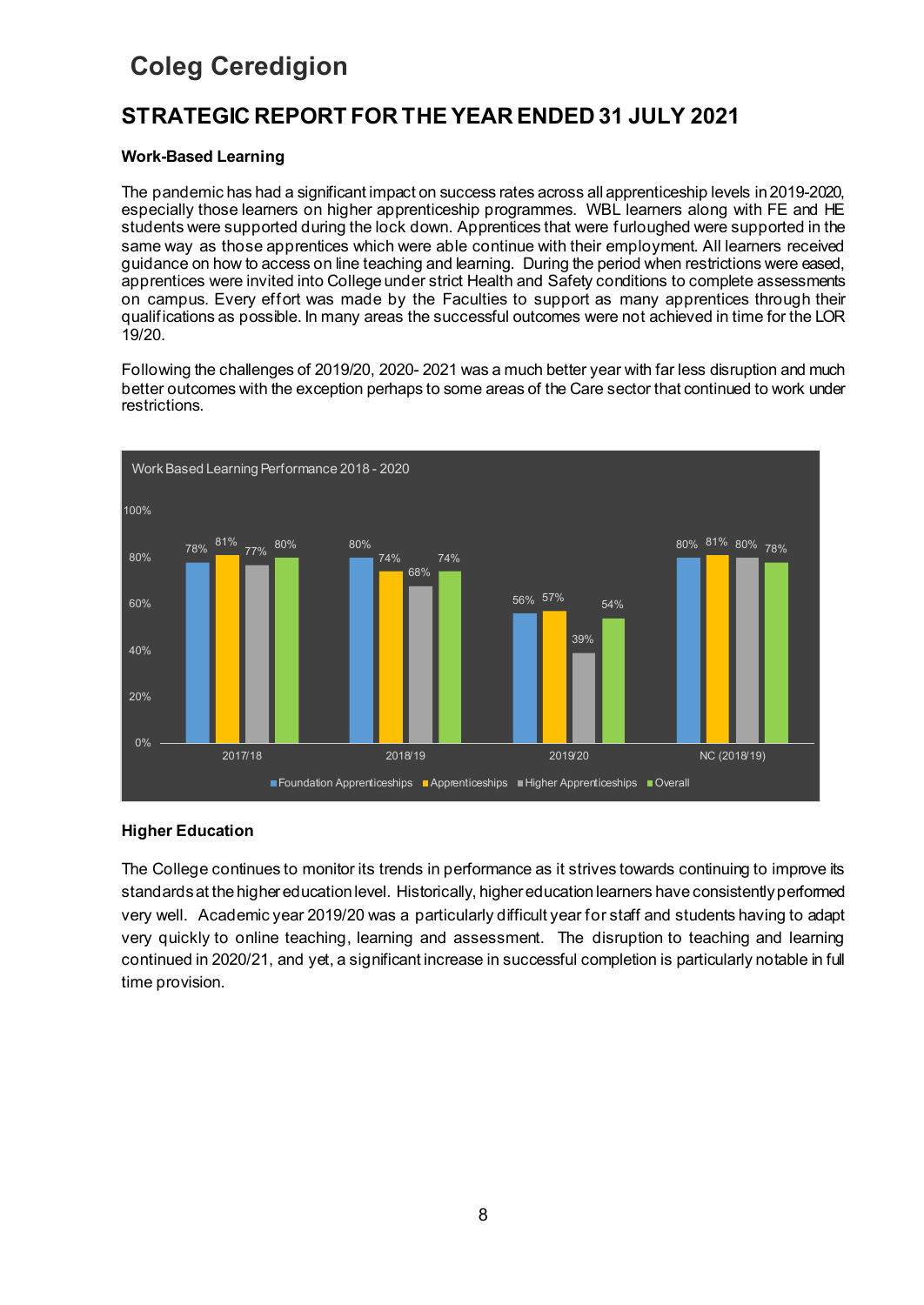# Coleg Ceredigion

## STRATEGIC REPORT FOR THE YEAR ENDED 31 JULY 2021

**Work-Based Learning**

The pandemic has had a significant impact on success rates across all apprenticeship levels in 2019-2020, especially those learners on higher apprenticeship programmes. WBL learners along with FE and HE students were supported during the lock down. Apprentices that were furloughed were supported in the same way as those apprentices which were able continue with their employment. All learners received guidance on how to access on line teaching and learning. During the period when restrictions were eased, apprentices were invited into College under strict Health and Safety conditions to complete assessments on campus. Every effort was made by the Faculties to support as many apprentices through their qualifications as possible. In many areas the successful outcomes were not achieved in time for the LOR 19/20.

Following the challenges of 2019/20, 2020- 2021 was a much better year with far less disruption and much better outcomes with the exception perhaps to some areas of the Care sector that continued to work under restrictions.

Work Based Learning Performance 2018 - 2020

| | Foundation Apprenticeships | Apprenticeships | Higher Apprenticeships | Overall |
|---|---|---|---|---|
| 2017/18 | 78% | 81% | 77% | 80% |
| 2018/19 | 80% | 74% | 68% | 74% |
| 2019/20 | 56% | 57% | 39% | 54% |
| NC (2018/19) | 80% | 81% | 80% | 78% |

**Higher Education**

The College continues to monitor its trends in performance as it strives towards continuing to improve its standards at the higher education level. Historically, higher education learners have consistently performed very well. Academic year 2019/20 was a particularly difficult year for staff and students having to adapt very quickly to online teaching, learning and assessment. The disruption to teaching and learning continued in 2020/21, and yet, a significant increase in successful completion is particularly notable in full time provision.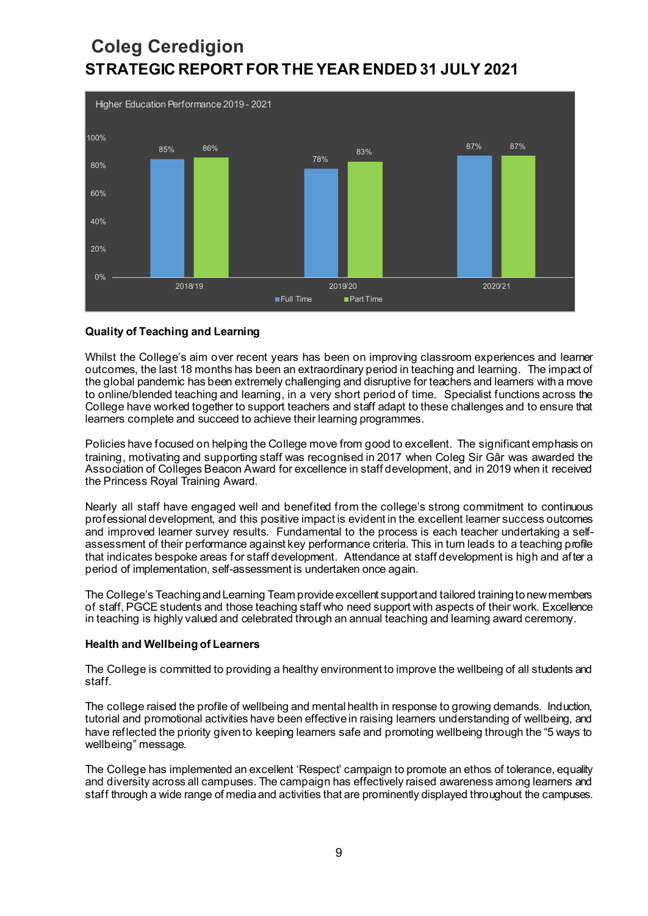# Coleg Ceredigion

## STRATEGIC REPORT FOR THE YEAR ENDED 31 JULY 2021

Higher Education Performance 2019 - 2021

| | Full Time | Part Time |
|---|---|---|
| 2018/19 | 85% | 86% |
| 2019/20 | 78% | 83% |
| 2020/21 | 87% | 87% |

### Quality of Teaching and Learning

Whilst the College's aim over recent years has been on improving classroom experiences and learner outcomes, the last 18 months has been an extraordinary period in teaching and learning. The impact of the global pandemic has been extremely challenging and disruptive for teachers and learners with a move to online/blended teaching and learning, in a very short period of time. Specialist functions across the College have worked together to support teachers and staff adapt to these challenges and to ensure that learners complete and succeed to achieve their learning programmes.

Policies have focused on helping the College move from good to excellent. The significant emphasis on training, motivating and supporting staff was recognised in 2017 when Coleg Sir Gâr was awarded the Association of Colleges Beacon Award for excellence in staff development, and in 2019 when it received the Princess Royal Training Award.

Nearly all staff have engaged well and benefited from the college's strong commitment to continuous professional development, and this positive impact is evident in the excellent learner success outcomes and improved learner survey results. Fundamental to the process is each teacher undertaking a self-assessment of their performance against key performance criteria. This in turn leads to a teaching profile that indicates bespoke areas for staff development. Attendance at staff development is high and after a period of implementation, self-assessment is undertaken once again.

The College's Teaching and Learning Team provide excellent support and tailored training to new members of staff, PGCE students and those teaching staff who need support with aspects of their work. Excellence in teaching is highly valued and celebrated through an annual teaching and learning award ceremony.

### Health and Wellbeing of Learners

The College is committed to providing a healthy environment to improve the wellbeing of all students and staff.

The college raised the profile of wellbeing and mental health in response to growing demands. Induction, tutorial and promotional activities have been effective in raising learners understanding of wellbeing, and have reflected the priority given to keeping learners safe and promoting wellbeing through the "5 ways to wellbeing" message.

The College has implemented an excellent 'Respect' campaign to promote an ethos of tolerance, equality and diversity across all campuses. The campaign has effectively raised awareness among learners and staff through a wide range of media and activities that are prominently displayed throughout the campuses.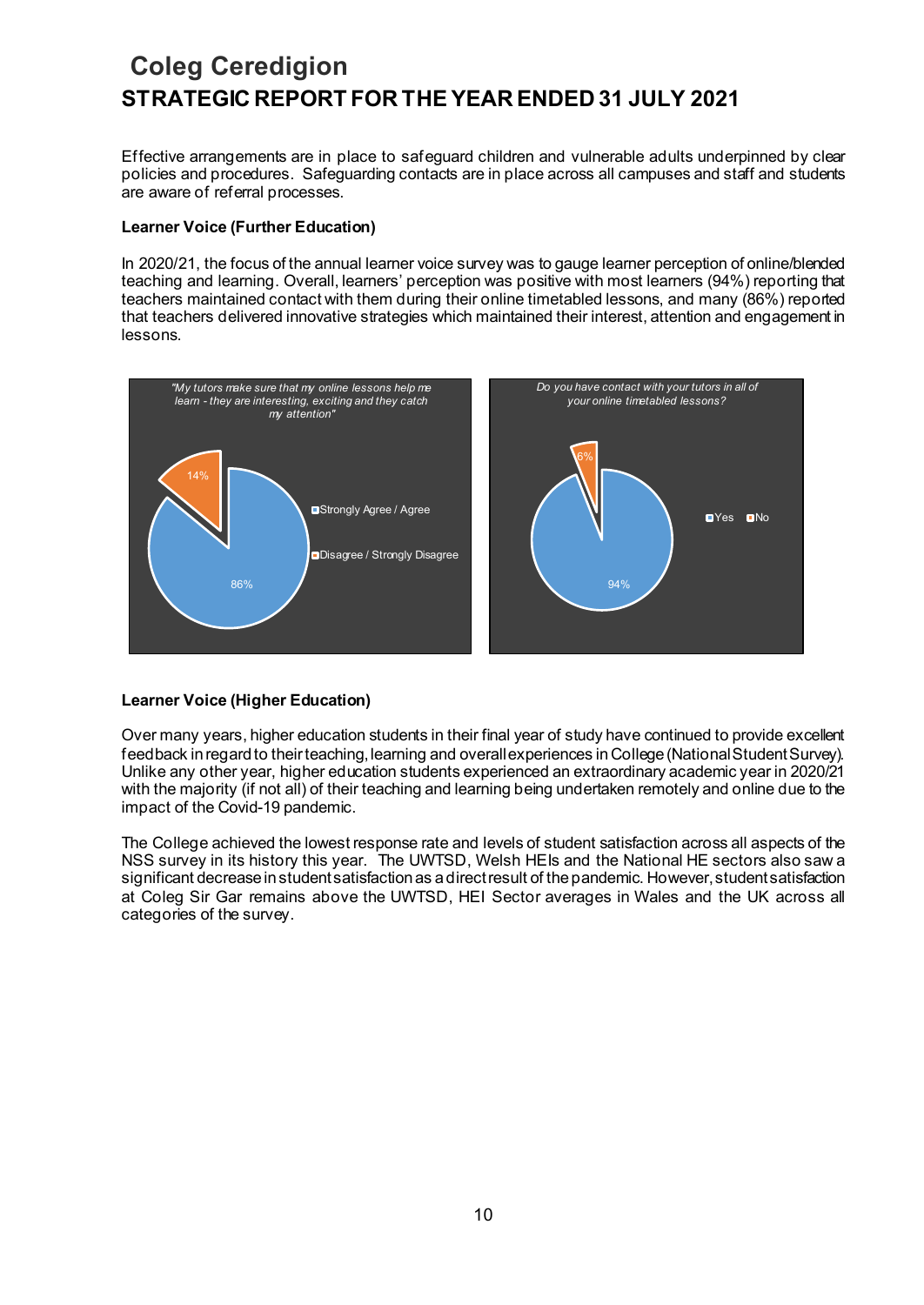Effective arrangements are in place to safeguard children and vulnerable adults underpinned by clear policies and procedures. Safeguarding contacts are in place across all campuses and staff and students are aware of referral processes.

**Learner Voice (Further Education)**

In 2020/21, the focus of the annual learner voice survey was to gauge learner perception of online/blended teaching and learning. Overall, learners' perception was positive with most learners (94%) reporting that teachers maintained contact with them during their online timetabled lessons, and many (86%) reported that teachers delivered innovative strategies which maintained their interest, attention and engagement in lessons.

*"My tutors make sure that my online lessons help me learn - they are interesting, exciting and they catch my attention"*

- Strongly Agree / Agree: 86%
- Disagree / Strongly Disagree: 14%

*Do you have contact with your tutors in all of your online timetabled lessons?*

- Yes: 94%
- No: 6%

**Learner Voice (Higher Education)**

Over many years, higher education students in their final year of study have continued to provide excellent feedback in regard to their teaching, learning and overall experiences in College (National Student Survey). Unlike any other year, higher education students experienced an extraordinary academic year in 2020/21 with the majority (if not all) of their teaching and learning being undertaken remotely and online due to the impact of the Covid-19 pandemic.

The College achieved the lowest response rate and levels of student satisfaction across all aspects of the NSS survey in its history this year. The UWTSD, Welsh HEIs and the National HE sectors also saw a significant decrease in student satisfaction as a direct result of the pandemic. However, student satisfaction at Coleg Sir Gar remains above the UWTSD, HEI Sector averages in Wales and the UK across all categories of the survey.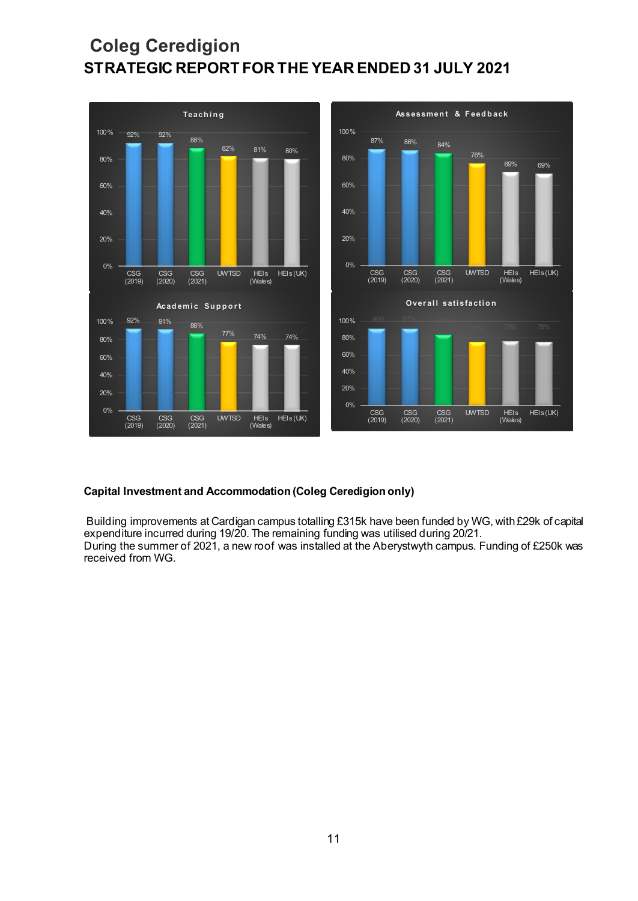# Coleg Ceredigion
## STRATEGIC REPORT FOR THE YEAR ENDED 31 JULY 2021

**Teaching**

| | CSG (2019) | CSG (2020) | CSG (2021) | UWTSD | HEIs (Wales) | HEIs (UK) |
|---|---|---|---|---|---|---|
| Teaching | 92% | 92% | 88% | 82% | 81% | 80% |

**Assessment & Feedback**

| | CSG (2019) | CSG (2020) | CSG (2021) | UWTSD | HEIs (Wales) | HEIs (UK) |
|---|---|---|---|---|---|---|
| Assessment & Feedback | 87% | 86% | 84% | 76% | 69% | 69% |

**Academic Support**

| | CSG (2019) | CSG (2020) | CSG (2021) | UWTSD | HEIs (Wales) | HEIs (UK) |
|---|---|---|---|---|---|---|
| Academic Support | 92% | 91% | 86% | 77% | 74% | 74% |

**Overall satisfaction**

| | CSG (2019) | CSG (2020) | CSG (2021) | UWTSD | HEIs (Wales) | HEIs (UK) |
|---|---|---|---|---|---|---|
| Overall satisfaction | 90% | 91% | | | 76% | 75% |

### Capital Investment and Accommodation (Coleg Ceredigion only)

Building improvements at Cardigan campus totalling £315k have been funded by WG, with £29k of capital expenditure incurred during 19/20. The remaining funding was utilised during 20/21.

During the summer of 2021, a new roof was installed at the Aberystwyth campus. Funding of £250k was received from WG.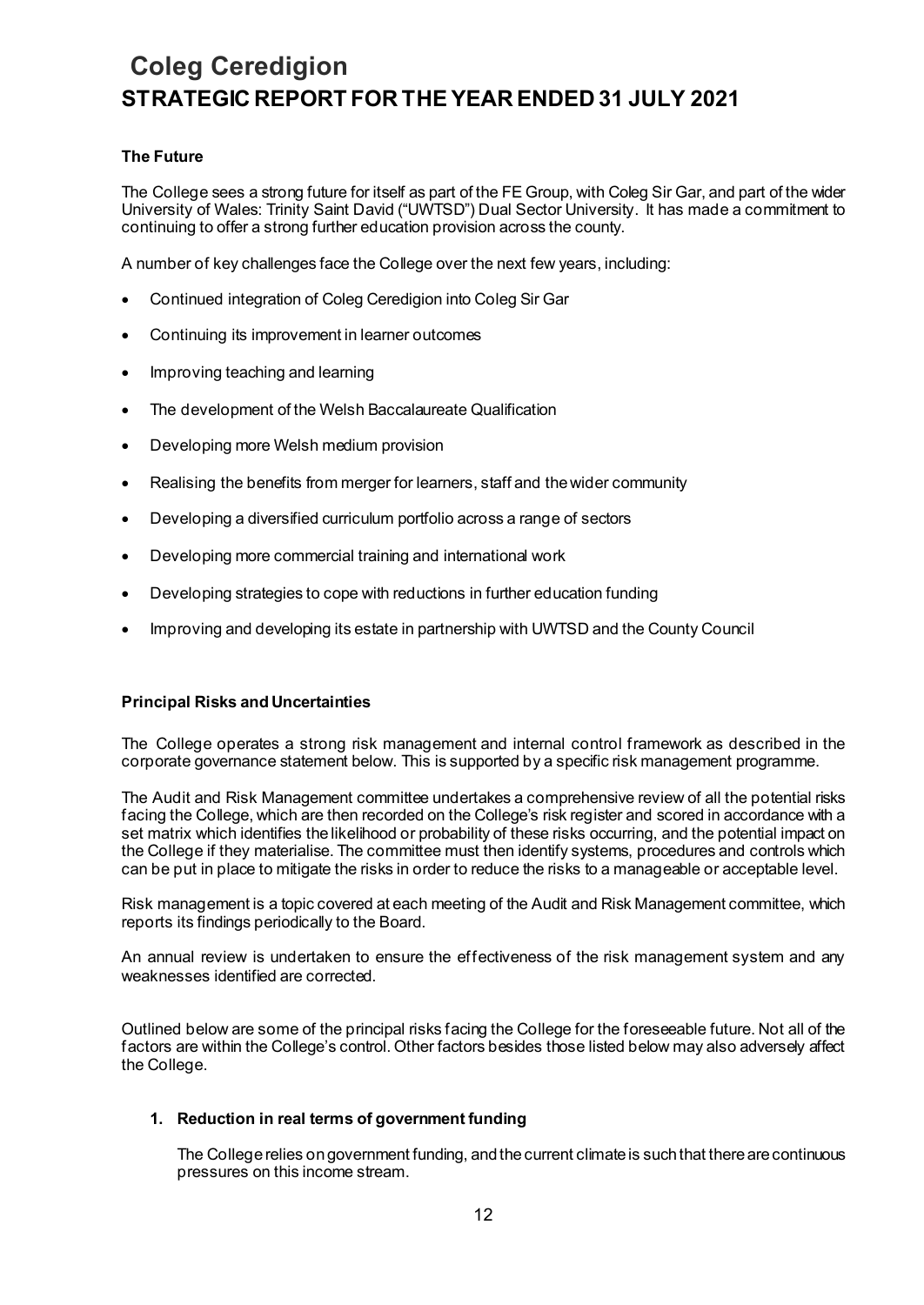## The Future

The College sees a strong future for itself as part of the FE Group, with Coleg Sir Gar, and part of the wider University of Wales: Trinity Saint David ("UWTSD") Dual Sector University. It has made a commitment to continuing to offer a strong further education provision across the county.

A number of key challenges face the College over the next few years, including:

- Continued integration of Coleg Ceredigion into Coleg Sir Gar
- Continuing its improvement in learner outcomes
- Improving teaching and learning
- The development of the Welsh Baccalaureate Qualification
- Developing more Welsh medium provision
- Realising the benefits from merger for learners, staff and the wider community
- Developing a diversified curriculum portfolio across a range of sectors
- Developing more commercial training and international work
- Developing strategies to cope with reductions in further education funding
- Improving and developing its estate in partnership with UWTSD and the County Council

## Principal Risks and Uncertainties

The College operates a strong risk management and internal control framework as described in the corporate governance statement below. This is supported by a specific risk management programme.

The Audit and Risk Management committee undertakes a comprehensive review of all the potential risks facing the College, which are then recorded on the College's risk register and scored in accordance with a set matrix which identifies the likelihood or probability of these risks occurring, and the potential impact on the College if they materialise. The committee must then identify systems, procedures and controls which can be put in place to mitigate the risks in order to reduce the risks to a manageable or acceptable level.

Risk management is a topic covered at each meeting of the Audit and Risk Management committee, which reports its findings periodically to the Board.

An annual review is undertaken to ensure the effectiveness of the risk management system and any weaknesses identified are corrected.

Outlined below are some of the principal risks facing the College for the foreseeable future. Not all of the factors are within the College's control. Other factors besides those listed below may also adversely affect the College.

### 1. Reduction in real terms of government funding

The College relies on government funding, and the current climate is such that there are continuous pressures on this income stream.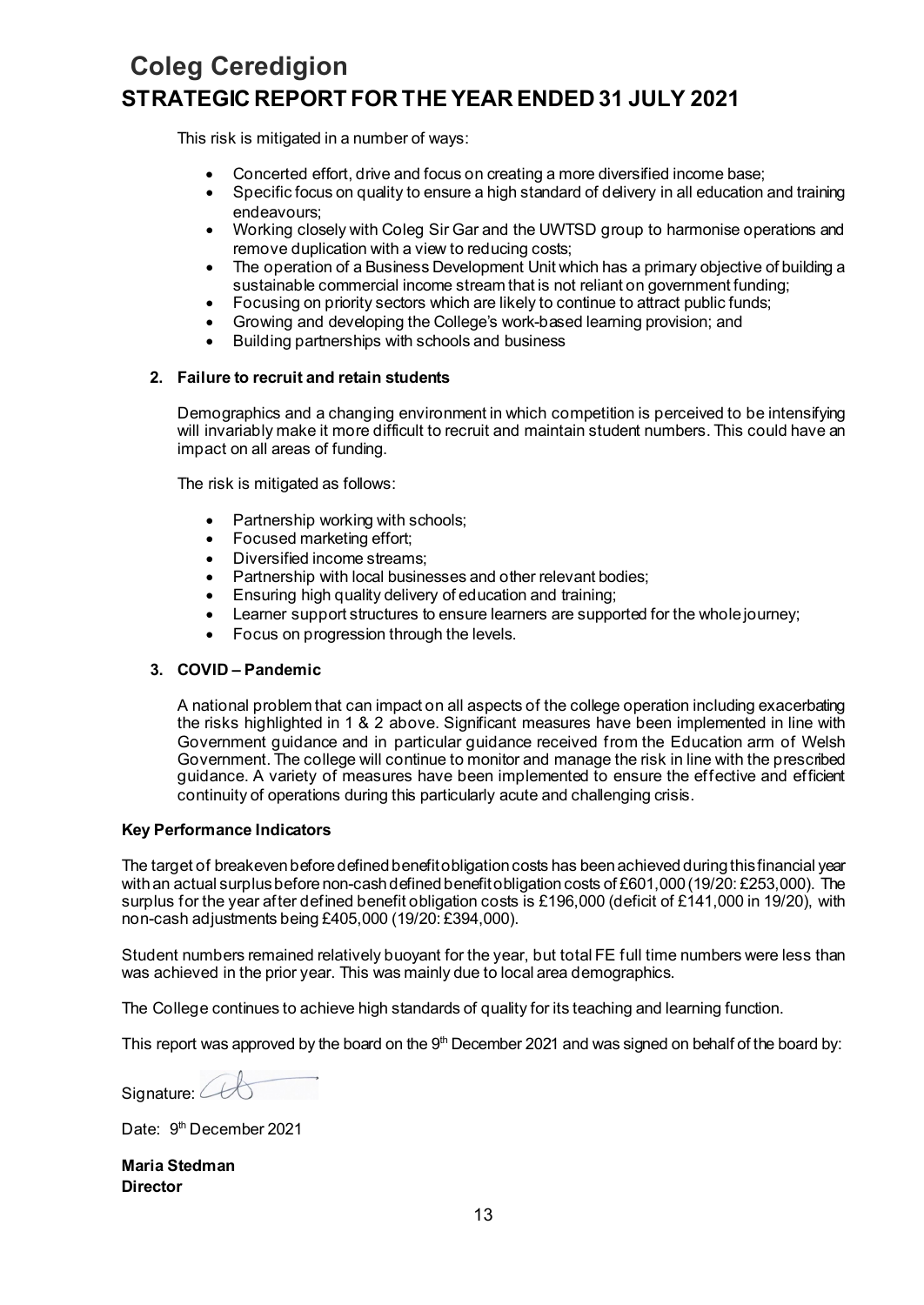This risk is mitigated in a number of ways:

- Concerted effort, drive and focus on creating a more diversified income base;
- Specific focus on quality to ensure a high standard of delivery in all education and training endeavours;
- Working closely with Coleg Sir Gar and the UWTSD group to harmonise operations and remove duplication with a view to reducing costs;
- The operation of a Business Development Unit which has a primary objective of building a sustainable commercial income stream that is not reliant on government funding;
- Focusing on priority sectors which are likely to continue to attract public funds;
- Growing and developing the College's work-based learning provision; and
- Building partnerships with schools and business

**2. Failure to recruit and retain students**

Demographics and a changing environment in which competition is perceived to be intensifying will invariably make it more difficult to recruit and maintain student numbers. This could have an impact on all areas of funding.

The risk is mitigated as follows:

- Partnership working with schools;
- Focused marketing effort;
- Diversified income streams;
- Partnership with local businesses and other relevant bodies;
- Ensuring high quality delivery of education and training;
- Learner support structures to ensure learners are supported for the whole journey;
- Focus on progression through the levels.

**3. COVID – Pandemic**

A national problem that can impact on all aspects of the college operation including exacerbating the risks highlighted in 1 & 2 above. Significant measures have been implemented in line with Government guidance and in particular guidance received from the Education arm of Welsh Government. The college will continue to monitor and manage the risk in line with the prescribed guidance. A variety of measures have been implemented to ensure the effective and efficient continuity of operations during this particularly acute and challenging crisis.

**Key Performance Indicators**

The target of breakeven before defined benefit obligation costs has been achieved during this financial year with an actual surplus before non-cash defined benefit obligation costs of £601,000 (19/20: £253,000). The surplus for the year after defined benefit obligation costs is £196,000 (deficit of £141,000 in 19/20), with non-cash adjustments being £405,000 (19/20: £394,000).

Student numbers remained relatively buoyant for the year, but total FE full time numbers were less than was achieved in the prior year. This was mainly due to local area demographics.

The College continues to achieve high standards of quality for its teaching and learning function.

This report was approved by the board on the 9th December 2021 and was signed on behalf of the board by:

Signature:

Date: 9th December 2021

**Maria Stedman**
**Director**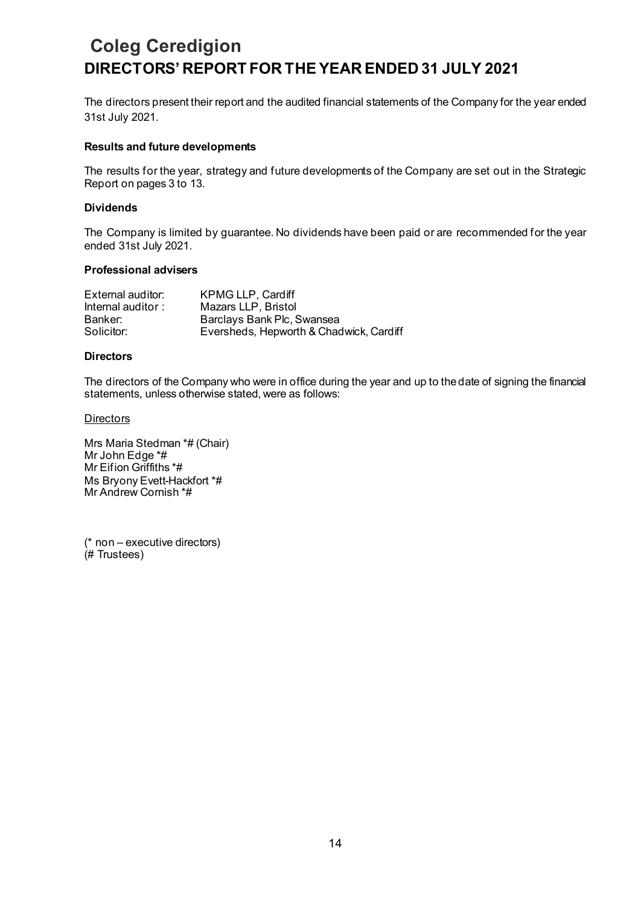# Coleg Ceredigion

## DIRECTORS' REPORT FOR THE YEAR ENDED 31 JULY 2021

The directors present their report and the audited financial statements of the Company for the year ended 31st July 2021.

### Results and future developments

The results for the year, strategy and future developments of the Company are set out in the Strategic Report on pages 3 to 13.

### Dividends

The Company is limited by guarantee. No dividends have been paid or are recommended for the year ended 31st July 2021.

### Professional advisers

| | |
|---|---|
| External auditor: | KPMG LLP, Cardiff |
| Internal auditor : | Mazars LLP, Bristol |
| Banker: | Barclays Bank Plc, Swansea |
| Solicitor: | Eversheds, Hepworth & Chadwick, Cardiff |

### Directors

The directors of the Company who were in office during the year and up to the date of signing the financial statements, unless otherwise stated, were as follows:

Directors

Mrs Maria Stedman *# (Chair)
Mr John Edge *#
Mr Eifion Griffiths *#
Ms Bryony Evett-Hackfort *#
Mr Andrew Cornish *#

(* non – executive directors)
(# Trustees)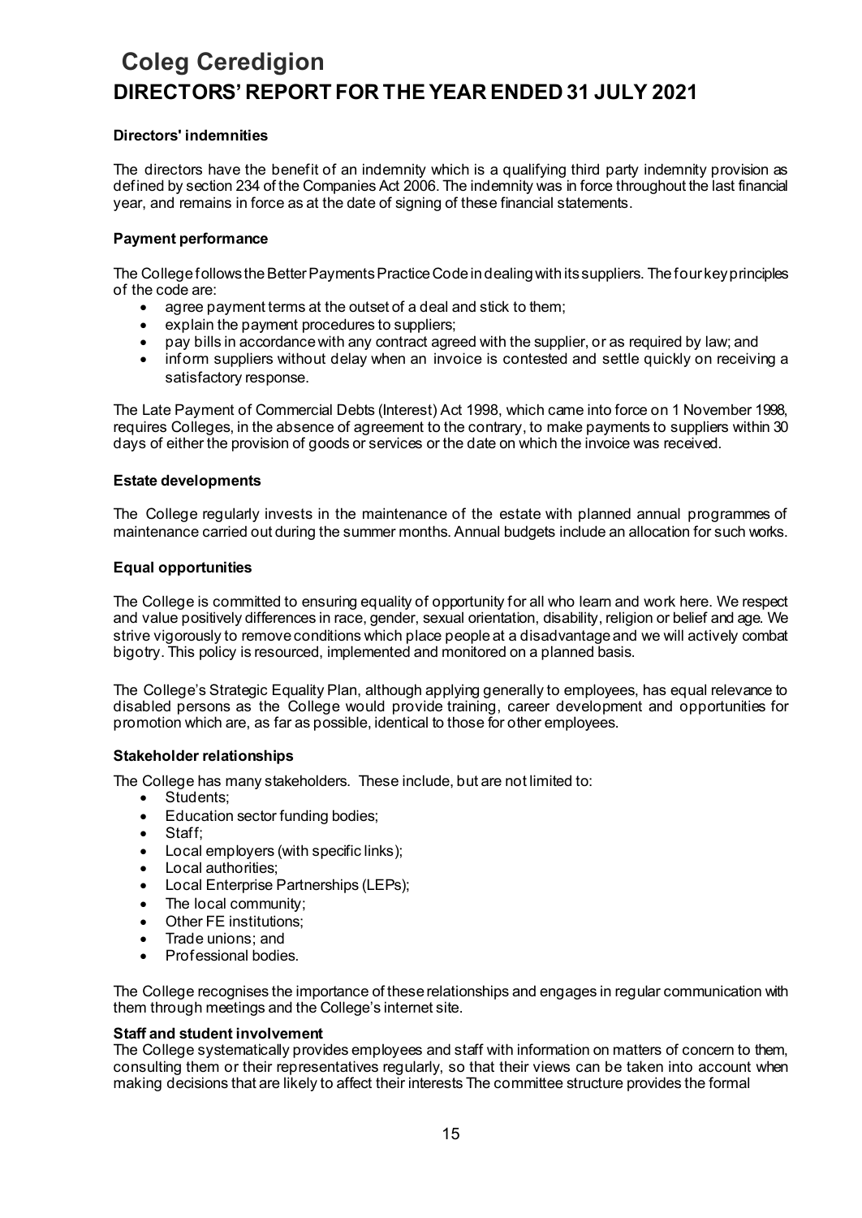# Coleg Ceredigion
# DIRECTORS' REPORT FOR THE YEAR ENDED 31 JULY 2021

**Directors' indemnities**

The directors have the benefit of an indemnity which is a qualifying third party indemnity provision as defined by section 234 of the Companies Act 2006. The indemnity was in force throughout the last financial year, and remains in force as at the date of signing of these financial statements.

**Payment performance**

The College follows the Better Payments Practice Code in dealing with its suppliers. The four key principles of the code are:

- agree payment terms at the outset of a deal and stick to them;
- explain the payment procedures to suppliers;
- pay bills in accordance with any contract agreed with the supplier, or as required by law; and
- inform suppliers without delay when an invoice is contested and settle quickly on receiving a satisfactory response.

The Late Payment of Commercial Debts (Interest) Act 1998, which came into force on 1 November 1998, requires Colleges, in the absence of agreement to the contrary, to make payments to suppliers within 30 days of either the provision of goods or services or the date on which the invoice was received.

**Estate developments**

The College regularly invests in the maintenance of the estate with planned annual programmes of maintenance carried out during the summer months. Annual budgets include an allocation for such works.

**Equal opportunities**

The College is committed to ensuring equality of opportunity for all who learn and work here. We respect and value positively differences in race, gender, sexual orientation, disability, religion or belief and age. We strive vigorously to remove conditions which place people at a disadvantage and we will actively combat bigotry. This policy is resourced, implemented and monitored on a planned basis.

The College's Strategic Equality Plan, although applying generally to employees, has equal relevance to disabled persons as the College would provide training, career development and opportunities for promotion which are, as far as possible, identical to those for other employees.

**Stakeholder relationships**

The College has many stakeholders. These include, but are not limited to:

- Students;
- Education sector funding bodies;
- Staff;
- Local employers (with specific links);
- Local authorities;
- Local Enterprise Partnerships (LEPs);
- The local community;
- Other FE institutions;
- Trade unions; and
- Professional bodies.

The College recognises the importance of these relationships and engages in regular communication with them through meetings and the College's internet site.

**Staff and student involvement**

The College systematically provides employees and staff with information on matters of concern to them, consulting them or their representatives regularly, so that their views can be taken into account when making decisions that are likely to affect their interests The committee structure provides the formal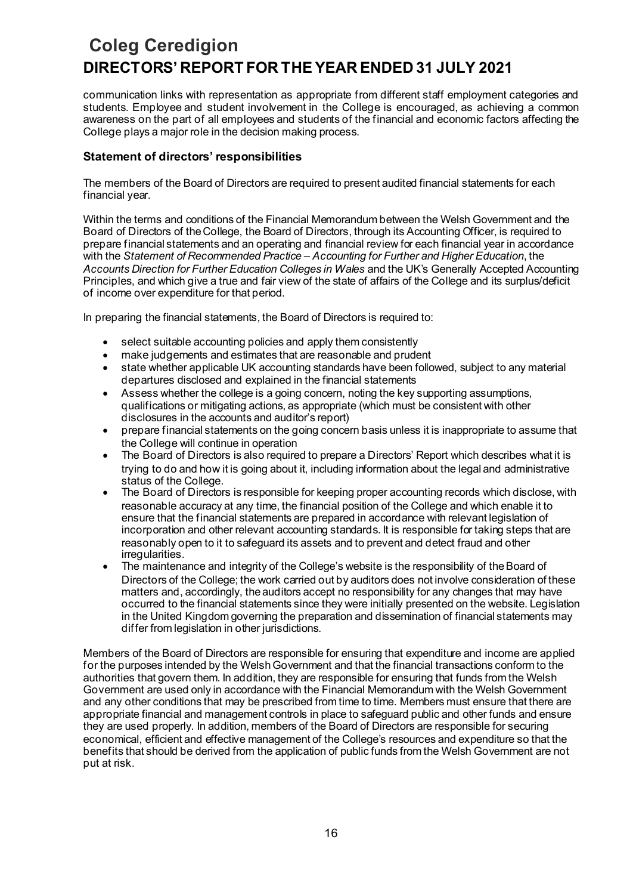communication links with representation as appropriate from different staff employment categories and students. Employee and student involvement in the College is encouraged, as achieving a common awareness on the part of all employees and students of the financial and economic factors affecting the College plays a major role in the decision making process.

### Statement of directors' responsibilities

The members of the Board of Directors are required to present audited financial statements for each financial year.

Within the terms and conditions of the Financial Memorandum between the Welsh Government and the Board of Directors of the College, the Board of Directors, through its Accounting Officer, is required to prepare financial statements and an operating and financial review for each financial year in accordance with the *Statement of Recommended Practice – Accounting for Further and Higher Education*, the *Accounts Direction for Further Education Colleges in Wales* and the UK's Generally Accepted Accounting Principles, and which give a true and fair view of the state of affairs of the College and its surplus/deficit of income over expenditure for that period.

In preparing the financial statements, the Board of Directors is required to:

- select suitable accounting policies and apply them consistently
- make judgements and estimates that are reasonable and prudent
- state whether applicable UK accounting standards have been followed, subject to any material departures disclosed and explained in the financial statements
- Assess whether the college is a going concern, noting the key supporting assumptions, qualifications or mitigating actions, as appropriate (which must be consistent with other disclosures in the accounts and auditor's report)
- prepare financial statements on the going concern basis unless it is inappropriate to assume that the College will continue in operation
- The Board of Directors is also required to prepare a Directors' Report which describes what it is trying to do and how it is going about it, including information about the legal and administrative status of the College.
- The Board of Directors is responsible for keeping proper accounting records which disclose, with reasonable accuracy at any time, the financial position of the College and which enable it to ensure that the financial statements are prepared in accordance with relevant legislation of incorporation and other relevant accounting standards. It is responsible for taking steps that are reasonably open to it to safeguard its assets and to prevent and detect fraud and other irregularities.
- The maintenance and integrity of the College's website is the responsibility of the Board of Directors of the College; the work carried out by auditors does not involve consideration of these matters and, accordingly, the auditors accept no responsibility for any changes that may have occurred to the financial statements since they were initially presented on the website. Legislation in the United Kingdom governing the preparation and dissemination of financial statements may differ from legislation in other jurisdictions.

Members of the Board of Directors are responsible for ensuring that expenditure and income are applied for the purposes intended by the Welsh Government and that the financial transactions conform to the authorities that govern them. In addition, they are responsible for ensuring that funds from the Welsh Government are used only in accordance with the Financial Memorandum with the Welsh Government and any other conditions that may be prescribed from time to time. Members must ensure that there are appropriate financial and management controls in place to safeguard public and other funds and ensure they are used properly. In addition, members of the Board of Directors are responsible for securing economical, efficient and effective management of the College's resources and expenditure so that the benefits that should be derived from the application of public funds from the Welsh Government are not put at risk.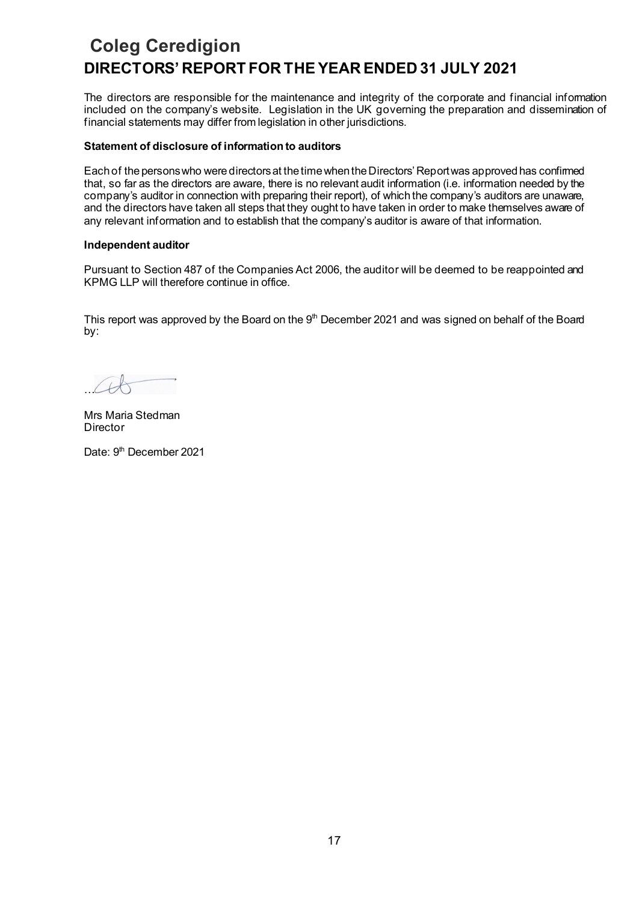# Coleg Ceredigion

## DIRECTORS' REPORT FOR THE YEAR ENDED 31 JULY 2021

The directors are responsible for the maintenance and integrity of the corporate and financial information included on the company's website. Legislation in the UK governing the preparation and dissemination of financial statements may differ from legislation in other jurisdictions.

**Statement of disclosure of information to auditors**

Each of the persons who were directors at the time when the Directors' Report was approved has confirmed that, so far as the directors are aware, there is no relevant audit information (i.e. information needed by the company's auditor in connection with preparing their report), of which the company's auditors are unaware, and the directors have taken all steps that they ought to have taken in order to make themselves aware of any relevant information and to establish that the company's auditor is aware of that information.

**Independent auditor**

Pursuant to Section 487 of the Companies Act 2006, the auditor will be deemed to be reappointed and KPMG LLP will therefore continue in office.

This report was approved by the Board on the 9th December 2021 and was signed on behalf of the Board by:

...

Mrs Maria Stedman
Director

Date: 9th December 2021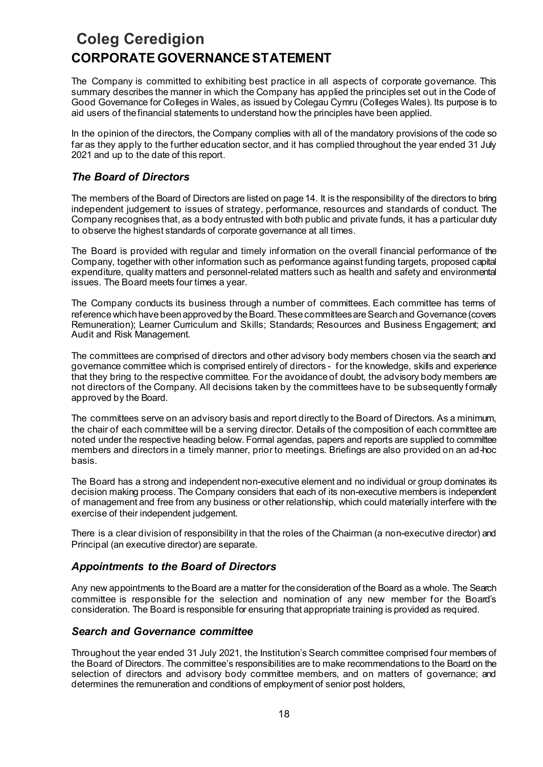# Coleg Ceredigion

# CORPORATE GOVERNANCE STATEMENT

The Company is committed to exhibiting best practice in all aspects of corporate governance. This summary describes the manner in which the Company has applied the principles set out in the Code of Good Governance for Colleges in Wales, as issued by Colegau Cymru (Colleges Wales). Its purpose is to aid users of the financial statements to understand how the principles have been applied.

In the opinion of the directors, the Company complies with all of the mandatory provisions of the code so far as they apply to the further education sector, and it has complied throughout the year ended 31 July 2021 and up to the date of this report.

## *The Board of Directors*

The members of the Board of Directors are listed on page 14. It is the responsibility of the directors to bring independent judgement to issues of strategy, performance, resources and standards of conduct. The Company recognises that, as a body entrusted with both public and private funds, it has a particular duty to observe the highest standards of corporate governance at all times.

The Board is provided with regular and timely information on the overall financial performance of the Company, together with other information such as performance against funding targets, proposed capital expenditure, quality matters and personnel-related matters such as health and safety and environmental issues. The Board meets four times a year.

The Company conducts its business through a number of committees. Each committee has terms of reference which have been approved by the Board. These committees are Search and Governance (covers Remuneration); Learner Curriculum and Skills; Standards; Resources and Business Engagement; and Audit and Risk Management.

The committees are comprised of directors and other advisory body members chosen via the search and governance committee which is comprised entirely of directors - for the knowledge, skills and experience that they bring to the respective committee. For the avoidance of doubt, the advisory body members are not directors of the Company. All decisions taken by the committees have to be subsequently formally approved by the Board.

The committees serve on an advisory basis and report directly to the Board of Directors. As a minimum, the chair of each committee will be a serving director. Details of the composition of each committee are noted under the respective heading below. Formal agendas, papers and reports are supplied to committee members and directors in a timely manner, prior to meetings. Briefings are also provided on an ad-hoc basis.

The Board has a strong and independent non-executive element and no individual or group dominates its decision making process. The Company considers that each of its non-executive members is independent of management and free from any business or other relationship, which could materially interfere with the exercise of their independent judgement.

There is a clear division of responsibility in that the roles of the Chairman (a non-executive director) and Principal (an executive director) are separate.

## *Appointments to the Board of Directors*

Any new appointments to the Board are a matter for the consideration of the Board as a whole. The Search committee is responsible for the selection and nomination of any new member for the Board's consideration. The Board is responsible for ensuring that appropriate training is provided as required.

## *Search and Governance committee*

Throughout the year ended 31 July 2021, the Institution's Search committee comprised four members of the Board of Directors. The committee's responsibilities are to make recommendations to the Board on the selection of directors and advisory body committee members, and on matters of governance; and determines the remuneration and conditions of employment of senior post holders,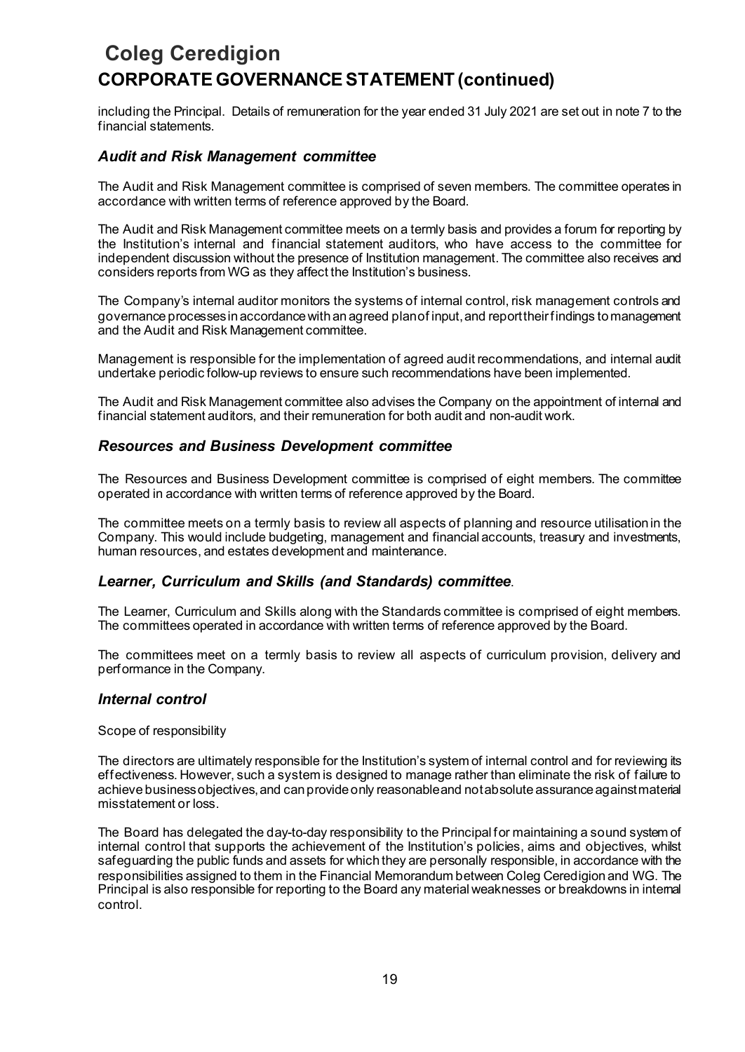# Coleg Ceredigion

## CORPORATE GOVERNANCE STATEMENT (continued)

including the Principal. Details of remuneration for the year ended 31 July 2021 are set out in note 7 to the financial statements.

### *Audit and Risk Management committee*

The Audit and Risk Management committee is comprised of seven members. The committee operates in accordance with written terms of reference approved by the Board.

The Audit and Risk Management committee meets on a termly basis and provides a forum for reporting by the Institution's internal and financial statement auditors, who have access to the committee for independent discussion without the presence of Institution management. The committee also receives and considers reports from WG as they affect the Institution's business.

The Company's internal auditor monitors the systems of internal control, risk management controls and governance processes in accordance with an agreed plan of input, and report their findings to management and the Audit and Risk Management committee.

Management is responsible for the implementation of agreed audit recommendations, and internal audit undertake periodic follow-up reviews to ensure such recommendations have been implemented.

The Audit and Risk Management committee also advises the Company on the appointment of internal and financial statement auditors, and their remuneration for both audit and non-audit work.

### *Resources and Business Development committee*

The Resources and Business Development committee is comprised of eight members. The committee operated in accordance with written terms of reference approved by the Board.

The committee meets on a termly basis to review all aspects of planning and resource utilisation in the Company. This would include budgeting, management and financial accounts, treasury and investments, human resources, and estates development and maintenance.

### *Learner, Curriculum and Skills (and Standards) committee*.

The Learner, Curriculum and Skills along with the Standards committee is comprised of eight members. The committees operated in accordance with written terms of reference approved by the Board.

The committees meet on a termly basis to review all aspects of curriculum provision, delivery and performance in the Company.

### *Internal control*

Scope of responsibility

The directors are ultimately responsible for the Institution's system of internal control and for reviewing its effectiveness. However, such a system is designed to manage rather than eliminate the risk of failure to achieve business objectives, and can provide only reasonable and not absolute assurance against material misstatement or loss.

The Board has delegated the day-to-day responsibility to the Principal for maintaining a sound system of internal control that supports the achievement of the Institution's policies, aims and objectives, whilst safeguarding the public funds and assets for which they are personally responsible, in accordance with the responsibilities assigned to them in the Financial Memorandum between Coleg Ceredigion and WG. The Principal is also responsible for reporting to the Board any material weaknesses or breakdowns in internal control.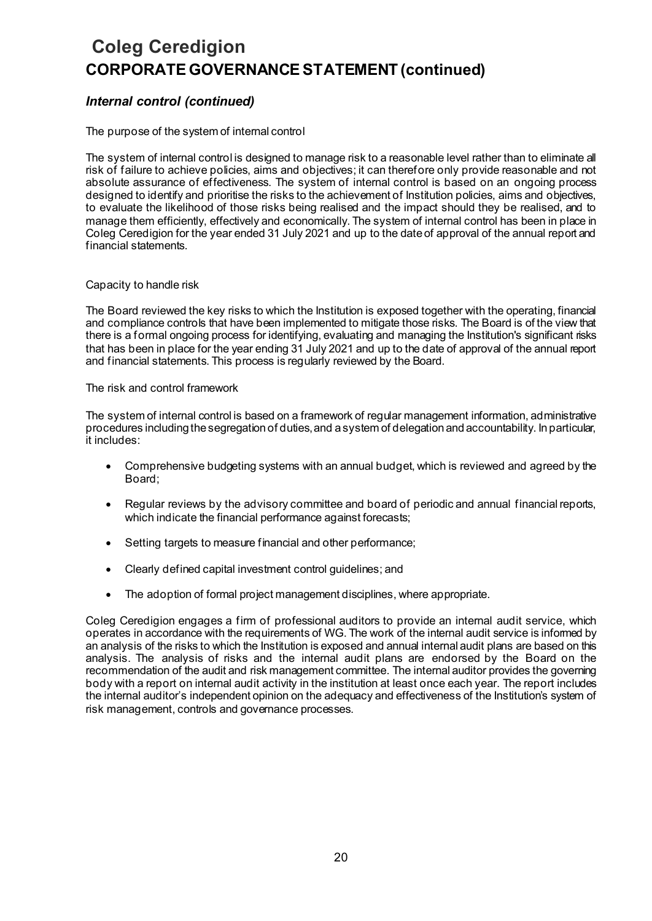# Coleg Ceredigion
## CORPORATE GOVERNANCE STATEMENT (continued)

### *Internal control (continued)*

The purpose of the system of internal control

The system of internal control is designed to manage risk to a reasonable level rather than to eliminate all risk of failure to achieve policies, aims and objectives; it can therefore only provide reasonable and not absolute assurance of effectiveness. The system of internal control is based on an ongoing process designed to identify and prioritise the risks to the achievement of Institution policies, aims and objectives, to evaluate the likelihood of those risks being realised and the impact should they be realised, and to manage them efficiently, effectively and economically. The system of internal control has been in place in Coleg Ceredigion for the year ended 31 July 2021 and up to the date of approval of the annual report and financial statements.

Capacity to handle risk

The Board reviewed the key risks to which the Institution is exposed together with the operating, financial and compliance controls that have been implemented to mitigate those risks. The Board is of the view that there is a formal ongoing process for identifying, evaluating and managing the Institution's significant risks that has been in place for the year ending 31 July 2021 and up to the date of approval of the annual report and financial statements. This process is regularly reviewed by the Board.

The risk and control framework

The system of internal control is based on a framework of regular management information, administrative procedures including the segregation of duties, and a system of delegation and accountability. In particular, it includes:

- Comprehensive budgeting systems with an annual budget, which is reviewed and agreed by the Board;
- Regular reviews by the advisory committee and board of periodic and annual financial reports, which indicate the financial performance against forecasts;
- Setting targets to measure financial and other performance;
- Clearly defined capital investment control guidelines; and
- The adoption of formal project management disciplines, where appropriate.

Coleg Ceredigion engages a firm of professional auditors to provide an internal audit service, which operates in accordance with the requirements of WG. The work of the internal audit service is informed by an analysis of the risks to which the Institution is exposed and annual internal audit plans are based on this analysis. The analysis of risks and the internal audit plans are endorsed by the Board on the recommendation of the audit and risk management committee. The internal auditor provides the governing body with a report on internal audit activity in the institution at least once each year. The report includes the internal auditor's independent opinion on the adequacy and effectiveness of the Institution's system of risk management, controls and governance processes.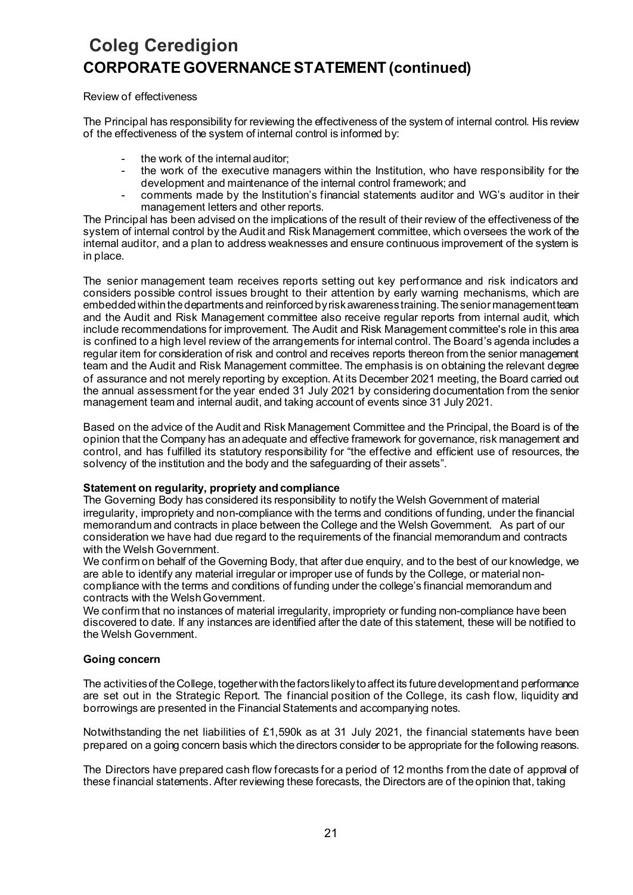# Coleg Ceredigion

## CORPORATE GOVERNANCE STATEMENT (continued)

Review of effectiveness

The Principal has responsibility for reviewing the effectiveness of the system of internal control. His review of the effectiveness of the system of internal control is informed by:

- the work of the internal auditor;
- the work of the executive managers within the Institution, who have responsibility for the development and maintenance of the internal control framework; and
- comments made by the Institution's financial statements auditor and WG's auditor in their management letters and other reports.

The Principal has been advised on the implications of the result of their review of the effectiveness of the system of internal control by the Audit and Risk Management committee, which oversees the work of the internal auditor, and a plan to address weaknesses and ensure continuous improvement of the system is in place.

The senior management team receives reports setting out key performance and risk indicators and considers possible control issues brought to their attention by early warning mechanisms, which are embedded within the departments and reinforced by risk awareness training. The senior management team and the Audit and Risk Management committee also receive regular reports from internal audit, which include recommendations for improvement. The Audit and Risk Management committee's role in this area is confined to a high level review of the arrangements for internal control. The Board's agenda includes a regular item for consideration of risk and control and receives reports thereon from the senior management team and the Audit and Risk Management committee. The emphasis is on obtaining the relevant degree of assurance and not merely reporting by exception. At its December 2021 meeting, the Board carried out the annual assessment for the year ended 31 July 2021 by considering documentation from the senior management team and internal audit, and taking account of events since 31 July 2021.

Based on the advice of the Audit and Risk Management Committee and the Principal, the Board is of the opinion that the Company has an adequate and effective framework for governance, risk management and control, and has fulfilled its statutory responsibility for "the effective and efficient use of resources, the solvency of the institution and the body and the safeguarding of their assets".

**Statement on regularity, propriety and compliance**

The Governing Body has considered its responsibility to notify the Welsh Government of material irregularity, impropriety and non-compliance with the terms and conditions of funding, under the financial memorandum and contracts in place between the College and the Welsh Government. As part of our consideration we have had due regard to the requirements of the financial memorandum and contracts with the Welsh Government.

We confirm on behalf of the Governing Body, that after due enquiry, and to the best of our knowledge, we are able to identify any material irregular or improper use of funds by the College, or material non-compliance with the terms and conditions of funding under the college's financial memorandum and contracts with the Welsh Government.

We confirm that no instances of material irregularity, impropriety or funding non-compliance have been discovered to date. If any instances are identified after the date of this statement, these will be notified to the Welsh Government.

**Going concern**

The activities of the College, together with the factors likely to affect its future development and performance are set out in the Strategic Report. The financial position of the College, its cash flow, liquidity and borrowings are presented in the Financial Statements and accompanying notes.

Notwithstanding the net liabilities of £1,590k as at 31 July 2021, the financial statements have been prepared on a going concern basis which the directors consider to be appropriate for the following reasons.

The Directors have prepared cash flow forecasts for a period of 12 months from the date of approval of these financial statements. After reviewing these forecasts, the Directors are of the opinion that, taking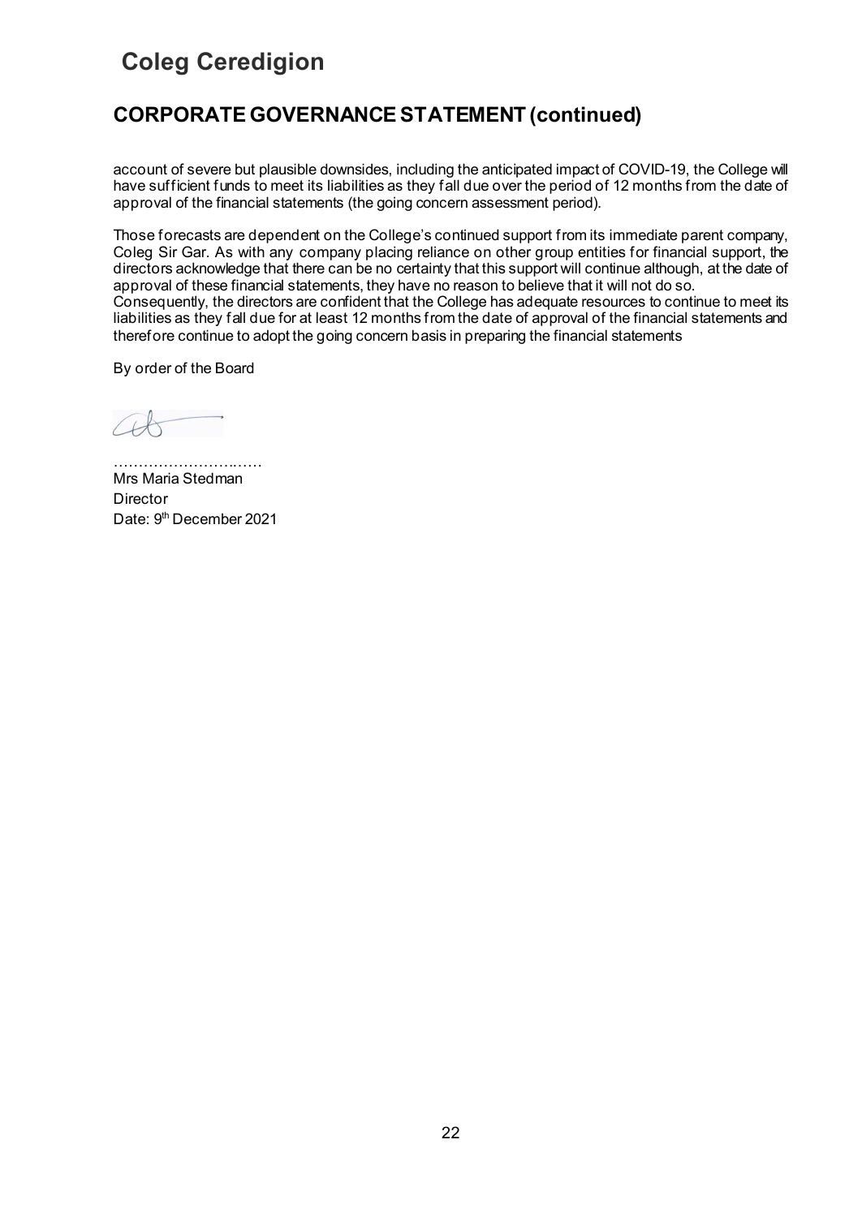# Coleg Ceredigion

## CORPORATE GOVERNANCE STATEMENT (continued)

account of severe but plausible downsides, including the anticipated impact of COVID-19, the College will have sufficient funds to meet its liabilities as they fall due over the period of 12 months from the date of approval of the financial statements (the going concern assessment period).

Those forecasts are dependent on the College's continued support from its immediate parent company, Coleg Sir Gar. As with any company placing reliance on other group entities for financial support, the directors acknowledge that there can be no certainty that this support will continue although, at the date of approval of these financial statements, they have no reason to believe that it will not do so.
Consequently, the directors are confident that the College has adequate resources to continue to meet its liabilities as they fall due for at least 12 months from the date of approval of the financial statements and therefore continue to adopt the going concern basis in preparing the financial statements

By order of the Board

……………………..……
Mrs Maria Stedman
Director
Date: 9th December 2021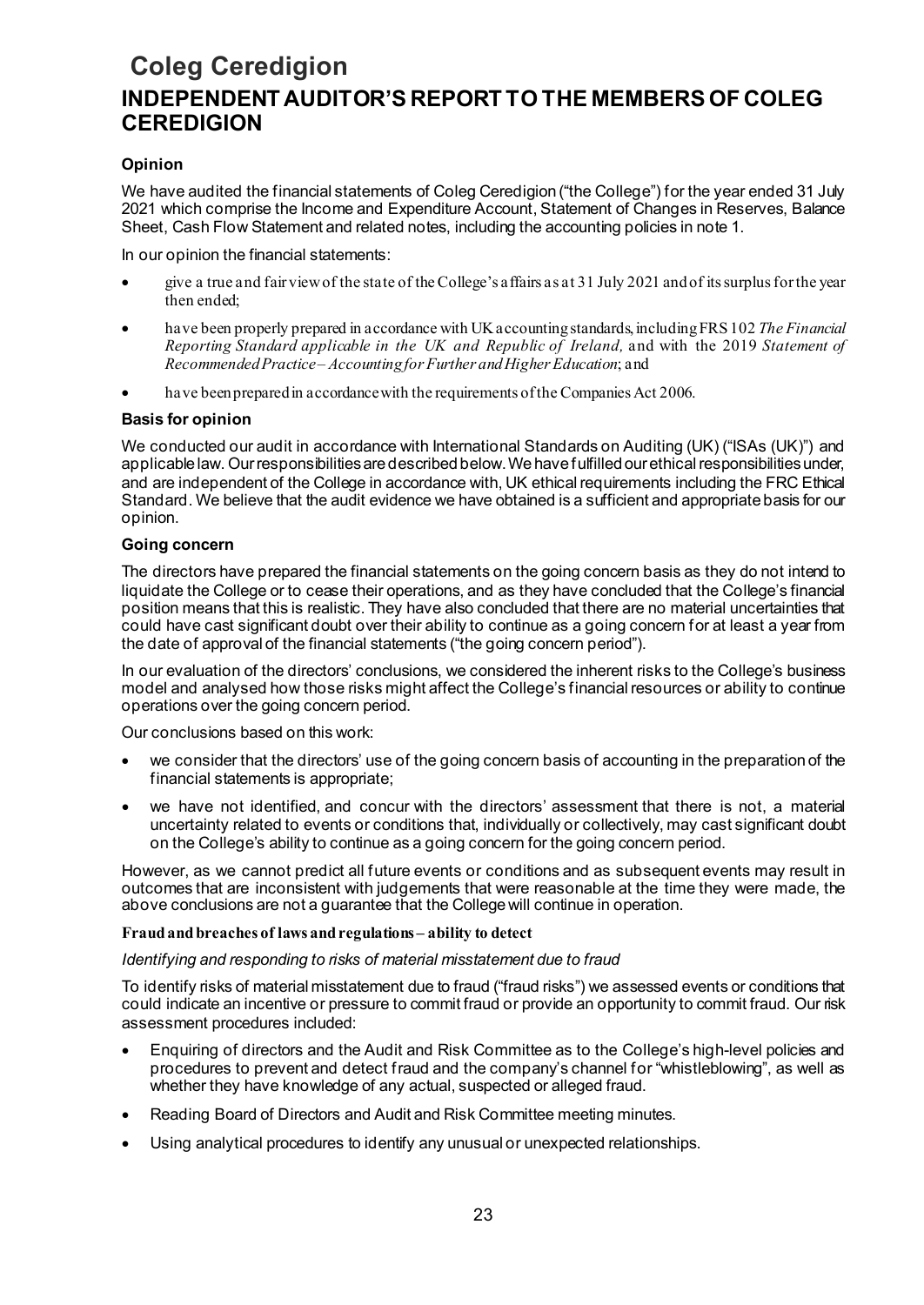# Coleg Ceredigion

## INDEPENDENT AUDITOR'S REPORT TO THE MEMBERS OF COLEG CEREDIGION

### Opinion

We have audited the financial statements of Coleg Ceredigion ("the College") for the year ended 31 July 2021 which comprise the Income and Expenditure Account, Statement of Changes in Reserves, Balance Sheet, Cash Flow Statement and related notes, including the accounting policies in note 1.

In our opinion the financial statements:

- give a true and fair view of the state of the College's affairs as at 31 July 2021 and of its surplus for the year then ended;
- have been properly prepared in accordance with UK accounting standards, including FRS 102 *The Financial Reporting Standard applicable in the UK and Republic of Ireland,* and with the 2019 *Statement of Recommended Practice – Accounting for Further and Higher Education*; and
- have been prepared in accordance with the requirements of the Companies Act 2006.

### Basis for opinion

We conducted our audit in accordance with International Standards on Auditing (UK) ("ISAs (UK)") and applicable law. Our responsibilities are described below. We have fulfilled our ethical responsibilities under, and are independent of the College in accordance with, UK ethical requirements including the FRC Ethical Standard. We believe that the audit evidence we have obtained is a sufficient and appropriate basis for our opinion.

### Going concern

The directors have prepared the financial statements on the going concern basis as they do not intend to liquidate the College or to cease their operations, and as they have concluded that the College's financial position means that this is realistic. They have also concluded that there are no material uncertainties that could have cast significant doubt over their ability to continue as a going concern for at least a year from the date of approval of the financial statements ("the going concern period").

In our evaluation of the directors' conclusions, we considered the inherent risks to the College's business model and analysed how those risks might affect the College's financial resources or ability to continue operations over the going concern period.

Our conclusions based on this work:

- we consider that the directors' use of the going concern basis of accounting in the preparation of the financial statements is appropriate;
- we have not identified, and concur with the directors' assessment that there is not, a material uncertainty related to events or conditions that, individually or collectively, may cast significant doubt on the College's ability to continue as a going concern for the going concern period.

However, as we cannot predict all future events or conditions and as subsequent events may result in outcomes that are inconsistent with judgements that were reasonable at the time they were made, the above conclusions are not a guarantee that the College will continue in operation.

### Fraud and breaches of laws and regulations – ability to detect

*Identifying and responding to risks of material misstatement due to fraud*

To identify risks of material misstatement due to fraud ("fraud risks") we assessed events or conditions that could indicate an incentive or pressure to commit fraud or provide an opportunity to commit fraud. Our risk assessment procedures included:

- Enquiring of directors and the Audit and Risk Committee as to the College's high-level policies and procedures to prevent and detect fraud and the company's channel for "whistleblowing", as well as whether they have knowledge of any actual, suspected or alleged fraud.
- Reading Board of Directors and Audit and Risk Committee meeting minutes.
- Using analytical procedures to identify any unusual or unexpected relationships.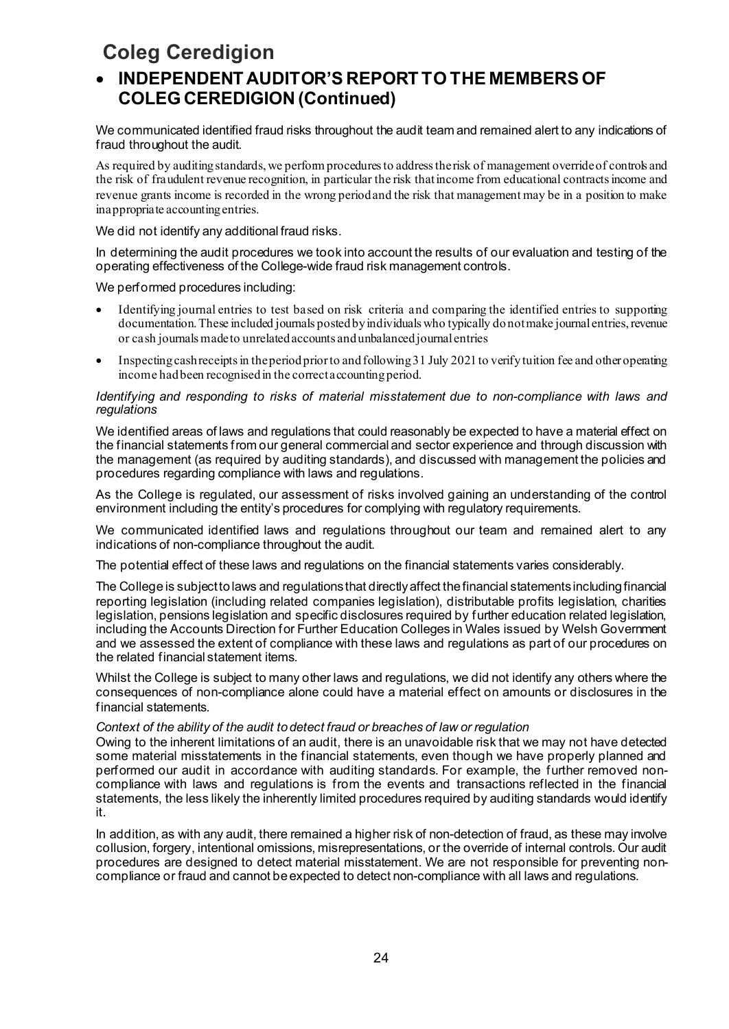# Coleg Ceredigion

## INDEPENDENT AUDITOR'S REPORT TO THE MEMBERS OF COLEG CEREDIGION (Continued)

We communicated identified fraud risks throughout the audit team and remained alert to any indications of fraud throughout the audit.

As required by auditing standards, we perform procedures to address the risk of management override of controls and the risk of fraudulent revenue recognition, in particular the risk that income from educational contracts income and revenue grants income is recorded in the wrong period and the risk that management may be in a position to make inappropriate accounting entries.

We did not identify any additional fraud risks.

In determining the audit procedures we took into account the results of our evaluation and testing of the operating effectiveness of the College-wide fraud risk management controls.

We performed procedures including:

- Identifying journal entries to test based on risk criteria and comparing the identified entries to supporting documentation. These included journals posted by individuals who typically do not make journal entries, revenue or cash journals made to unrelated accounts and unbalanced journal entries
- Inspecting cash receipts in the period prior to and following 31 July 2021 to verify tuition fee and other operating income had been recognised in the correct accounting period.

*Identifying and responding to risks of material misstatement due to non-compliance with laws and regulations*

We identified areas of laws and regulations that could reasonably be expected to have a material effect on the financial statements from our general commercial and sector experience and through discussion with the management (as required by auditing standards), and discussed with management the policies and procedures regarding compliance with laws and regulations.

As the College is regulated, our assessment of risks involved gaining an understanding of the control environment including the entity's procedures for complying with regulatory requirements.

We communicated identified laws and regulations throughout our team and remained alert to any indications of non-compliance throughout the audit.

The potential effect of these laws and regulations on the financial statements varies considerably.

The College is subject to laws and regulations that directly affect the financial statements including financial reporting legislation (including related companies legislation), distributable profits legislation, charities legislation, pensions legislation and specific disclosures required by further education related legislation, including the Accounts Direction for Further Education Colleges in Wales issued by Welsh Government and we assessed the extent of compliance with these laws and regulations as part of our procedures on the related financial statement items.

Whilst the College is subject to many other laws and regulations, we did not identify any others where the consequences of non-compliance alone could have a material effect on amounts or disclosures in the financial statements.

*Context of the ability of the audit to detect fraud or breaches of law or regulation*

Owing to the inherent limitations of an audit, there is an unavoidable risk that we may not have detected some material misstatements in the financial statements, even though we have properly planned and performed our audit in accordance with auditing standards. For example, the further removed non-compliance with laws and regulations is from the events and transactions reflected in the financial statements, the less likely the inherently limited procedures required by auditing standards would identify it.

In addition, as with any audit, there remained a higher risk of non-detection of fraud, as these may involve collusion, forgery, intentional omissions, misrepresentations, or the override of internal controls. Our audit procedures are designed to detect material misstatement. We are not responsible for preventing non-compliance or fraud and cannot be expected to detect non-compliance with all laws and regulations.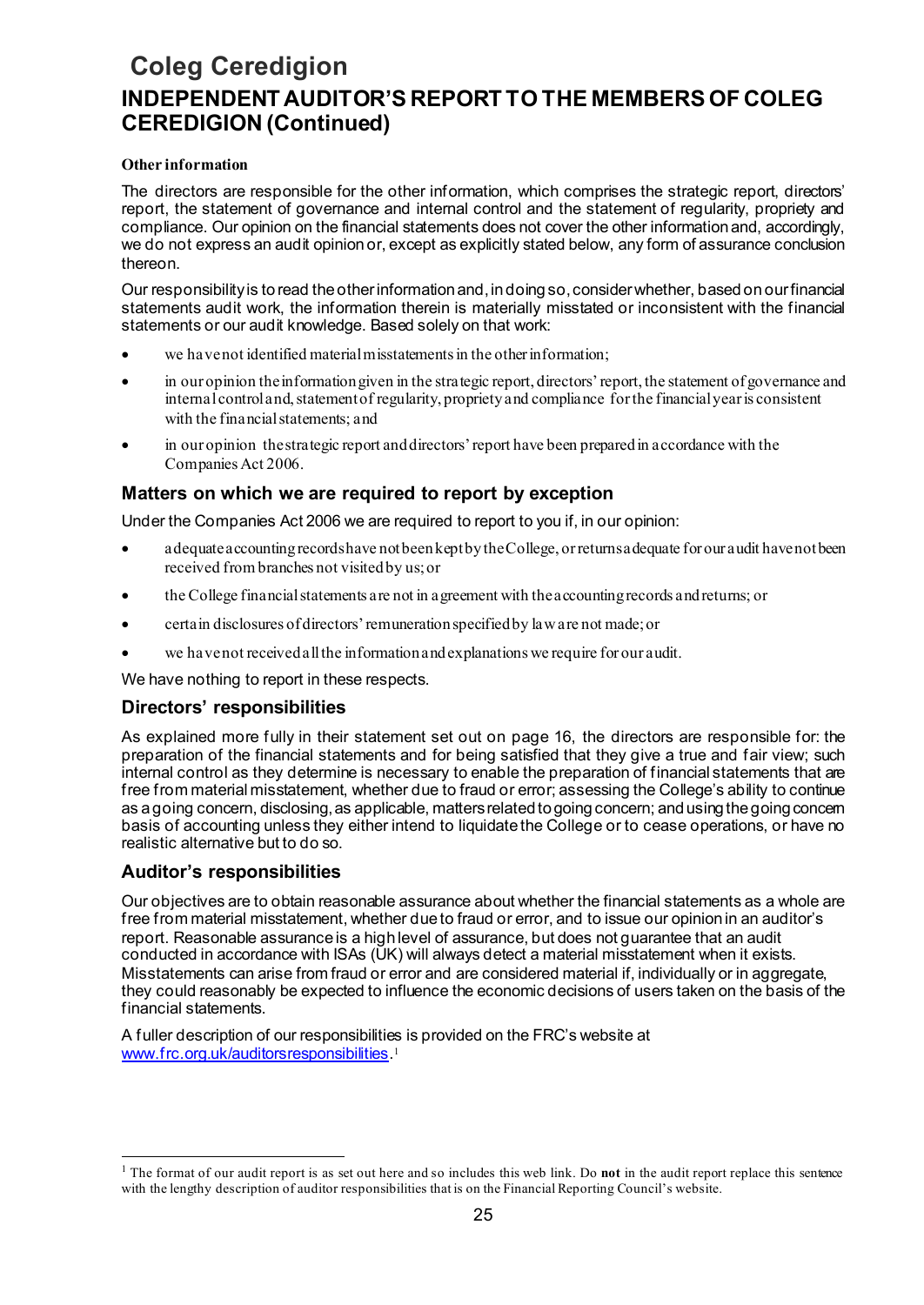# Coleg Ceredigion

## INDEPENDENT AUDITOR'S REPORT TO THE MEMBERS OF COLEG CEREDIGION (Continued)

**Other information**

The directors are responsible for the other information, which comprises the strategic report, directors' report, the statement of governance and internal control and the statement of regularity, propriety and compliance. Our opinion on the financial statements does not cover the other information and, accordingly, we do not express an audit opinion or, except as explicitly stated below, any form of assurance conclusion thereon.

Our responsibility is to read the other information and, in doing so, consider whether, based on our financial statements audit work, the information therein is materially misstated or inconsistent with the financial statements or our audit knowledge. Based solely on that work:

- we have not identified material misstatements in the other information;
- in our opinion the information given in the strategic report, directors' report, the statement of governance and internal control and, statement of regularity, propriety and compliance for the financial year is consistent with the financial statements; and
- in our opinion the strategic report and directors' report have been prepared in accordance with the Companies Act 2006.

### Matters on which we are required to report by exception

Under the Companies Act 2006 we are required to report to you if, in our opinion:

- adequate accounting records have not been kept by the College, or returns adequate for our audit have not been received from branches not visited by us; or
- the College financial statements are not in agreement with the accounting records and returns; or
- certain disclosures of directors' remuneration specified by law are not made; or
- we have not received all the information and explanations we require for our audit.

We have nothing to report in these respects.

### Directors' responsibilities

As explained more fully in their statement set out on page 16, the directors are responsible for: the preparation of the financial statements and for being satisfied that they give a true and fair view; such internal control as they determine is necessary to enable the preparation of financial statements that are free from material misstatement, whether due to fraud or error; assessing the College's ability to continue as a going concern, disclosing, as applicable, matters related to going concern; and using the going concern basis of accounting unless they either intend to liquidate the College or to cease operations, or have no realistic alternative but to do so.

### Auditor's responsibilities

Our objectives are to obtain reasonable assurance about whether the financial statements as a whole are free from material misstatement, whether due to fraud or error, and to issue our opinion in an auditor's report. Reasonable assurance is a high level of assurance, but does not guarantee that an audit conducted in accordance with ISAs (UK) will always detect a material misstatement when it exists. Misstatements can arise from fraud or error and are considered material if, individually or in aggregate, they could reasonably be expected to influence the economic decisions of users taken on the basis of the financial statements.

A fuller description of our responsibilities is provided on the FRC's website at www.frc.org.uk/auditorsresponsibilities.[1]

[1] The format of our audit report is as set out here and so includes this web link. Do **not** in the audit report replace this sentence with the lengthy description of auditor responsibilities that is on the Financial Reporting Council's website.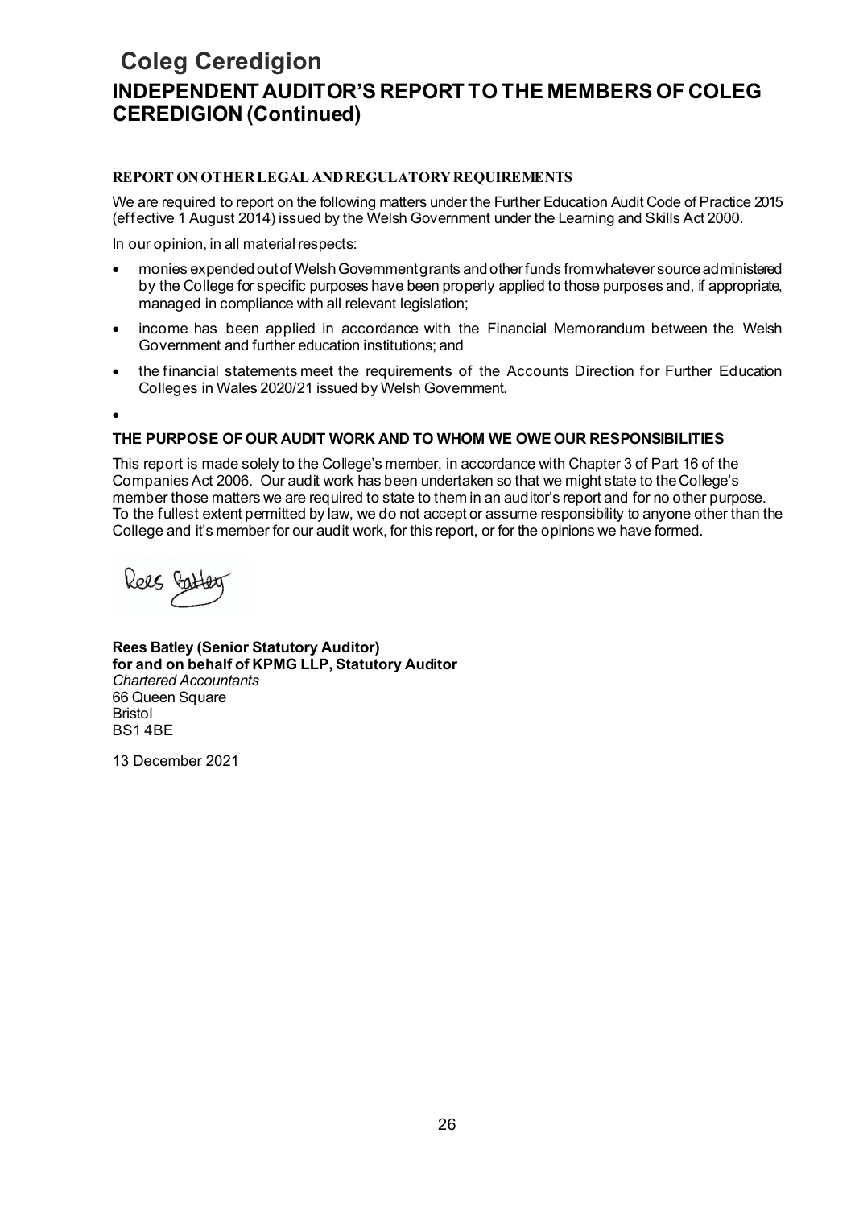# Coleg Ceredigion

## INDEPENDENT AUDITOR'S REPORT TO THE MEMBERS OF COLEG CEREDIGION (Continued)

### REPORT ON OTHER LEGAL AND REGULATORY REQUIREMENTS

We are required to report on the following matters under the Further Education Audit Code of Practice 2015 (effective 1 August 2014) issued by the Welsh Government under the Learning and Skills Act 2000.

In our opinion, in all material respects:

- monies expended out of Welsh Government grants and other funds from whatever source administered by the College for specific purposes have been properly applied to those purposes and, if appropriate, managed in compliance with all relevant legislation;
- income has been applied in accordance with the Financial Memorandum between the Welsh Government and further education institutions; and
- the financial statements meet the requirements of the Accounts Direction for Further Education Colleges in Wales 2020/21 issued by Welsh Government.

### THE PURPOSE OF OUR AUDIT WORK AND TO WHOM WE OWE OUR RESPONSIBILITIES

This report is made solely to the College's member, in accordance with Chapter 3 of Part 16 of the Companies Act 2006. Our audit work has been undertaken so that we might state to the College's member those matters we are required to state to them in an auditor's report and for no other purpose. To the fullest extent permitted by law, we do not accept or assume responsibility to anyone other than the College and it's member for our audit work, for this report, or for the opinions we have formed.

Rees Batley

**Rees Batley (Senior Statutory Auditor)**
**for and on behalf of KPMG LLP, Statutory Auditor**
*Chartered Accountants*
66 Queen Square
Bristol
BS1 4BE

13 December 2021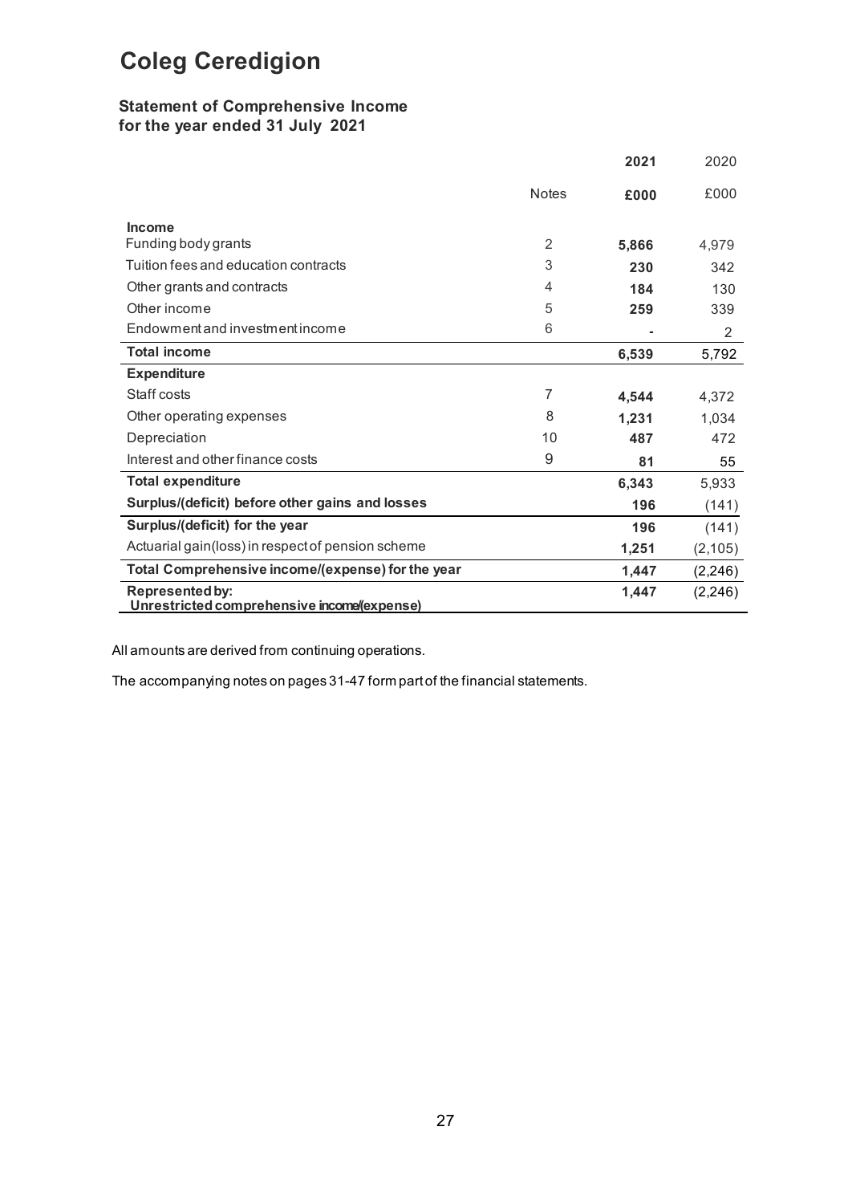# Coleg Ceredigion

## Statement of Comprehensive Income
## for the year ended 31 July 2021

| | Notes | **2021** | 2020 |
|---|---|---|---|
| | | **£000** | £000 |
| **Income** | | | |
| Funding body grants | 2 | **5,866** | 4,979 |
| Tuition fees and education contracts | 3 | **230** | 342 |
| Other grants and contracts | 4 | **184** | 130 |
| Other income | 5 | **259** | 339 |
| Endowment and investment income | 6 | **-** | 2 |
| **Total income** | | **6,539** | 5,792 |
| **Expenditure** | | | |
| Staff costs | 7 | **4,544** | 4,372 |
| Other operating expenses | 8 | **1,231** | 1,034 |
| Depreciation | 10 | **487** | 472 |
| Interest and other finance costs | 9 | **81** | 55 |
| **Total expenditure** | | **6,343** | 5,933 |
| **Surplus/(deficit) before other gains and losses** | | **196** | (141) |
| **Surplus/(deficit) for the year** | | **196** | (141) |
| Actuarial gain(loss) in respect of pension scheme | | **1,251** | (2,105) |
| **Total Comprehensive income/(expense) for the year** | | **1,447** | (2,246) |
| **Represented by:** Unrestricted comprehensive income/(expense) | | **1,447** | (2,246) |

All amounts are derived from continuing operations.

The accompanying notes on pages 31-47 form part of the financial statements.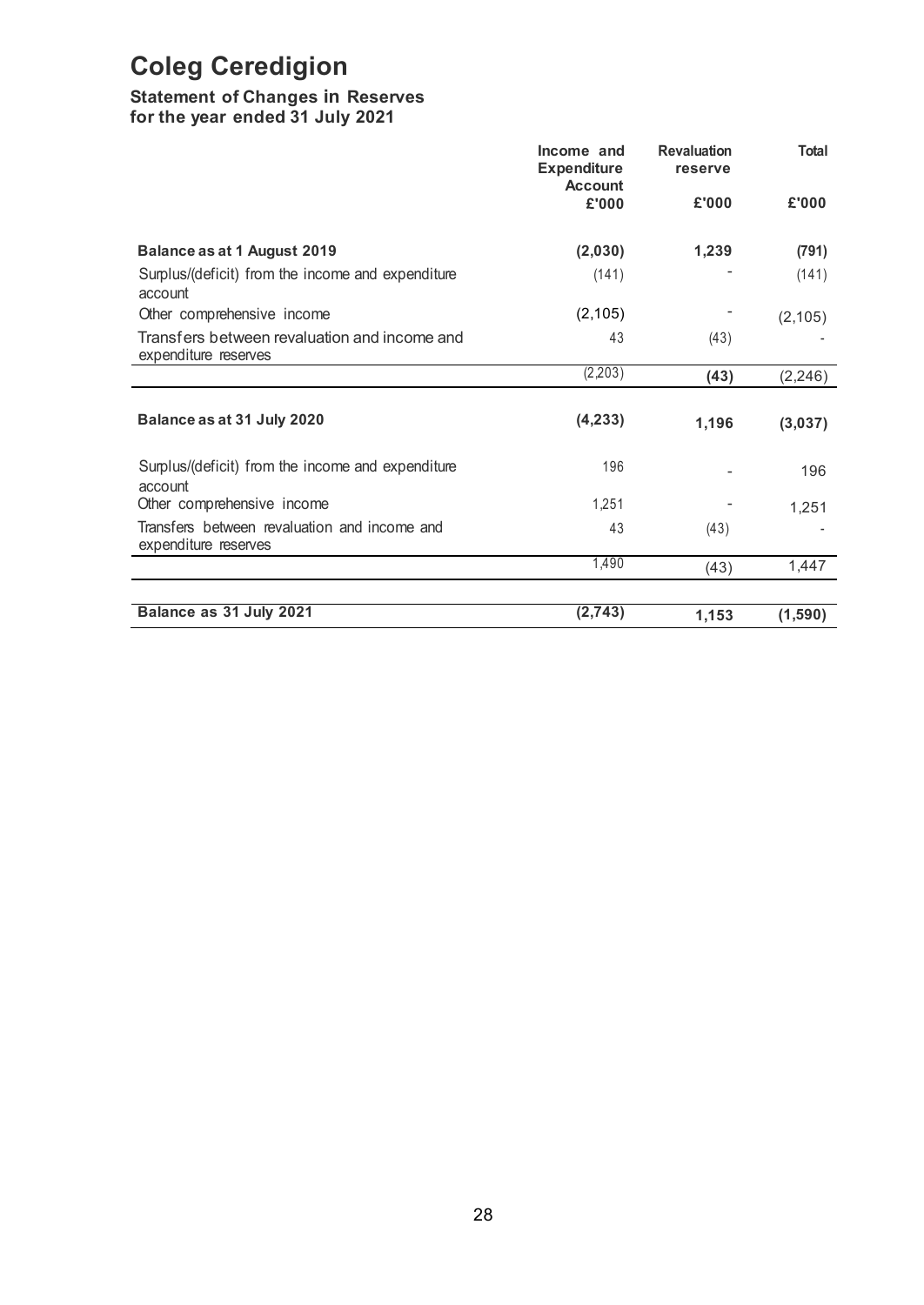# Coleg Ceredigion

## Statement of Changes in Reserves
## for the year ended 31 July 2021

| | Income and Expenditure Account | Revaluation reserve | Total |
|---|---|---|---|
| | £'000 | £'000 | £'000 |
| **Balance as at 1 August 2019** | **(2,030)** | **1,239** | **(791)** |
| Surplus/(deficit) from the income and expenditure account | (141) | - | (141) |
| Other comprehensive income | (2,105) | - | (2,105) |
| Transfers between revaluation and income and expenditure reserves | 43 | (43) | - |
| | (2,203) | **(43)** | (2,246) |
| **Balance as at 31 July 2020** | **(4,233)** | **1,196** | **(3,037)** |
| Surplus/(deficit) from the income and expenditure account | 196 | - | 196 |
| Other comprehensive income | 1,251 | - | 1,251 |
| Transfers between revaluation and income and expenditure reserves | 43 | (43) | - |
| | 1,490 | (43) | 1,447 |
| **Balance as 31 July 2021** | **(2,743)** | **1,153** | **(1,590)** |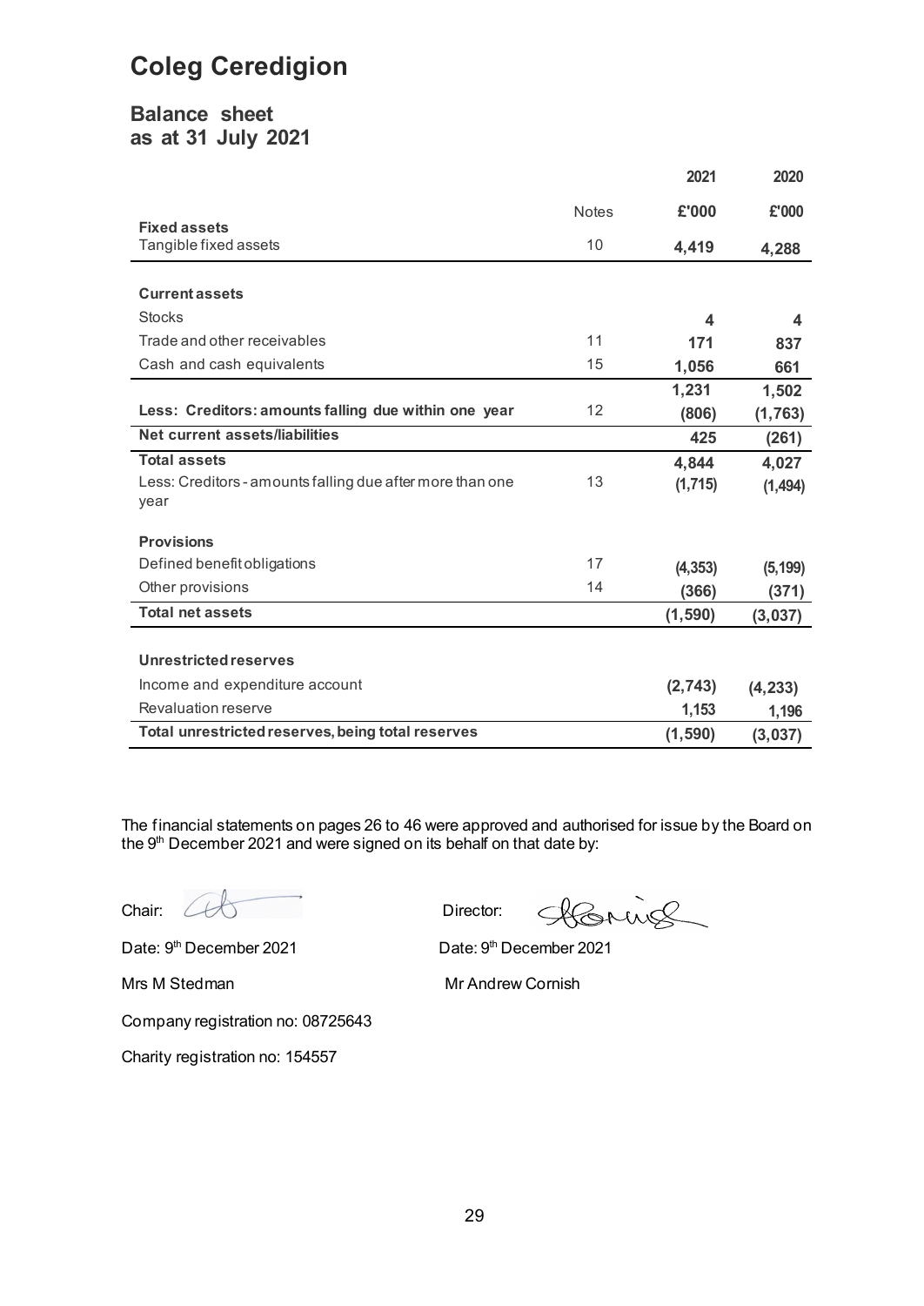# Coleg Ceredigion

## Balance sheet
## as at 31 July 2021

| | Notes | 2021 | 2020 |
|---|---|---|---|
| | | £'000 | £'000 |
| **Fixed assets** | | | |
| Tangible fixed assets | 10 | **4,419** | **4,288** |
| | | | |
| **Current assets** | | | |
| Stocks | | **4** | **4** |
| Trade and other receivables | 11 | **171** | **837** |
| Cash and cash equivalents | 15 | **1,056** | **661** |
| | | **1,231** | **1,502** |
| **Less: Creditors: amounts falling due within one year** | 12 | **(806)** | **(1,763)** |
| **Net current assets/liabilities** | | **425** | **(261)** |
| **Total assets** | | **4,844** | **4,027** |
| Less: Creditors - amounts falling due after more than one year | 13 | **(1,715)** | **(1,494)** |
| | | | |
| **Provisions** | | | |
| Defined benefit obligations | 17 | **(4,353)** | **(5,199)** |
| Other provisions | 14 | **(366)** | **(371)** |
| **Total net assets** | | **(1,590)** | **(3,037)** |
| | | | |
| **Unrestricted reserves** | | | |
| Income and expenditure account | | **(2,743)** | **(4,233)** |
| Revaluation reserve | | **1,153** | **1,196** |
| **Total unrestricted reserves, being total reserves** | | **(1,590)** | **(3,037)** |

The financial statements on pages 26 to 46 were approved and authorised for issue by the Board on the 9th December 2021 and were signed on its behalf on that date by:

Chair: Director:

Date: 9th December 2021 Date: 9th December 2021

Mrs M Stedman Mr Andrew Cornish

Company registration no: 08725643

Charity registration no: 154557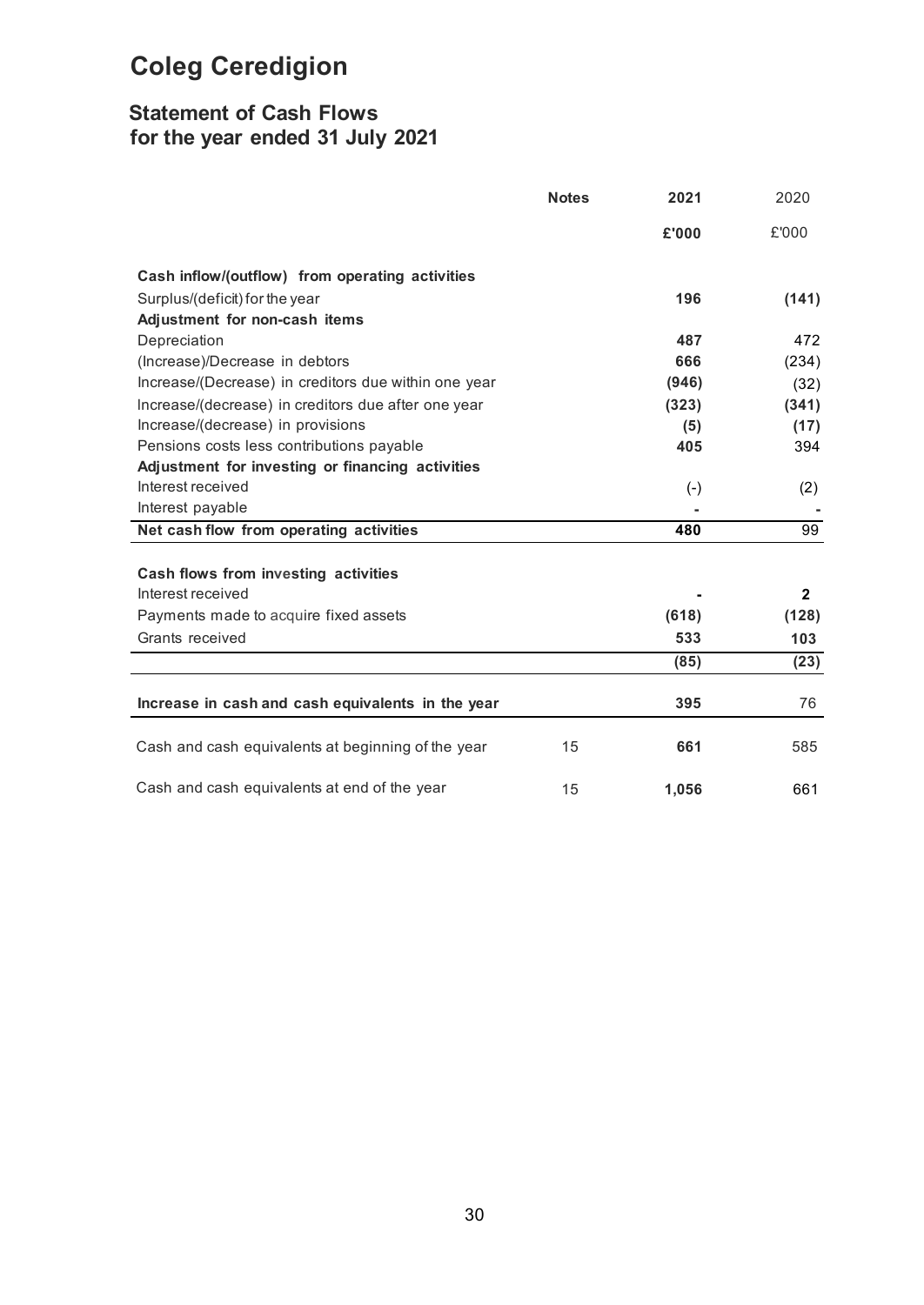# Coleg Ceredigion

## Statement of Cash Flows
## for the year ended 31 July 2021

| | Notes | 2021 | 2020 |
|---|---|---|---|
| | | £'000 | £'000 |
| **Cash inflow/(outflow) from operating activities** | | | |
| Surplus/(deficit) for the year | | 196 | (141) |
| **Adjustment for non-cash items** | | | |
| Depreciation | | 487 | 472 |
| (Increase)/Decrease in debtors | | 666 | (234) |
| Increase/(Decrease) in creditors due within one year | | (946) | (32) |
| Increase/(decrease) in creditors due after one year | | (323) | (341) |
| Increase/(decrease) in provisions | | (5) | (17) |
| Pensions costs less contributions payable | | 405 | 394 |
| **Adjustment for investing or financing activities** | | | |
| Interest received | | (-) | (2) |
| Interest payable | | - | - |
| **Net cash flow from operating activities** | | 480 | 99 |
| | | | |
| **Cash flows from investing activities** | | | |
| Interest received | | - | 2 |
| Payments made to acquire fixed assets | | (618) | (128) |
| Grants received | | 533 | 103 |
| | | (85) | (23) |
| | | | |
| **Increase in cash and cash equivalents in the year** | | 395 | 76 |
| | | | |
| Cash and cash equivalents at beginning of the year | 15 | 661 | 585 |
| | | | |
| Cash and cash equivalents at end of the year | 15 | 1,056 | 661 |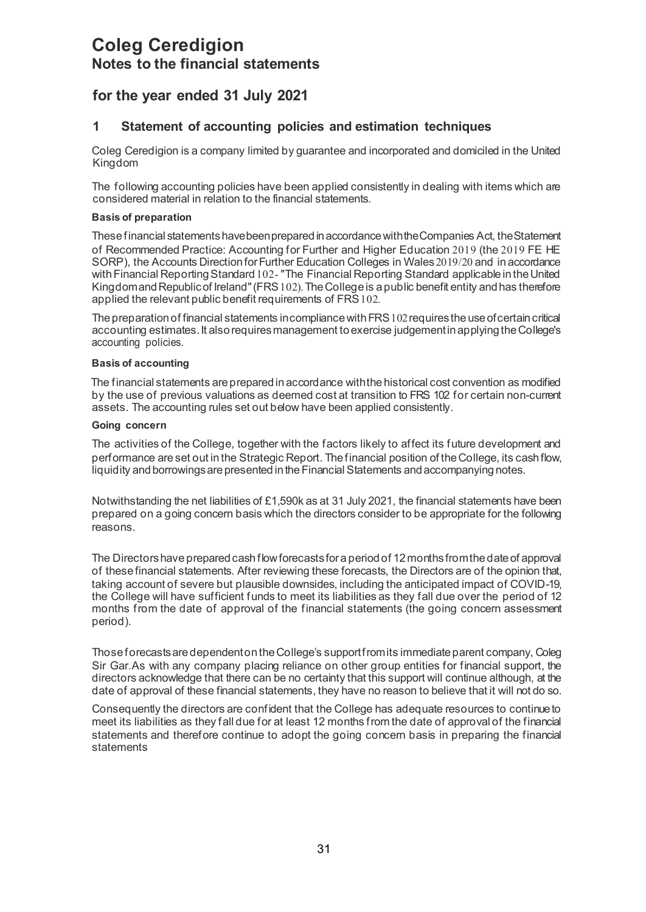# Coleg Ceredigion
## Notes to the financial statements

## for the year ended 31 July 2021

### 1 Statement of accounting policies and estimation techniques

Coleg Ceredigion is a company limited by guarantee and incorporated and domiciled in the United Kingdom

The following accounting policies have been applied consistently in dealing with items which are considered material in relation to the financial statements.

**Basis of preparation**

These financial statements have been prepared in accordance with the Companies Act, the Statement of Recommended Practice: Accounting for Further and Higher Education 2019 (the 2019 FE HE SORP), the Accounts Direction for Further Education Colleges in Wales 2019/20 and in accordance with Financial Reporting Standard 102- "The Financial Reporting Standard applicable in the United Kingdom and Republic of Ireland" (FRS 102). The College is a public benefit entity and has therefore applied the relevant public benefit requirements of FRS 102.

The preparation of financial statements in compliance with FRS 102 requires the use of certain critical accounting estimates. It also requires management to exercise judgement in applying the College's accounting policies.

**Basis of accounting**

The financial statements are prepared in accordance with the historical cost convention as modified by the use of previous valuations as deemed cost at transition to FRS 102 for certain non-current assets. The accounting rules set out below have been applied consistently.

**Going concern**

The activities of the College, together with the factors likely to affect its future development and performance are set out in the Strategic Report. The financial position of the College, its cash flow, liquidity and borrowings are presented in the Financial Statements and accompanying notes.

Notwithstanding the net liabilities of £1,590k as at 31 July 2021, the financial statements have been prepared on a going concern basis which the directors consider to be appropriate for the following reasons.

The Directors have prepared cash flow forecasts for a period of 12 months from the date of approval of these financial statements. After reviewing these forecasts, the Directors are of the opinion that, taking account of severe but plausible downsides, including the anticipated impact of COVID-19, the College will have sufficient funds to meet its liabilities as they fall due over the period of 12 months from the date of approval of the financial statements (the going concern assessment period).

Those forecasts are dependent on the College's support from its immediate parent company, Coleg Sir Gar.As with any company placing reliance on other group entities for financial support, the directors acknowledge that there can be no certainty that this support will continue although, at the date of approval of these financial statements, they have no reason to believe that it will not do so.

Consequently the directors are confident that the College has adequate resources to continue to meet its liabilities as they fall due for at least 12 months from the date of approval of the financial statements and therefore continue to adopt the going concern basis in preparing the financial statements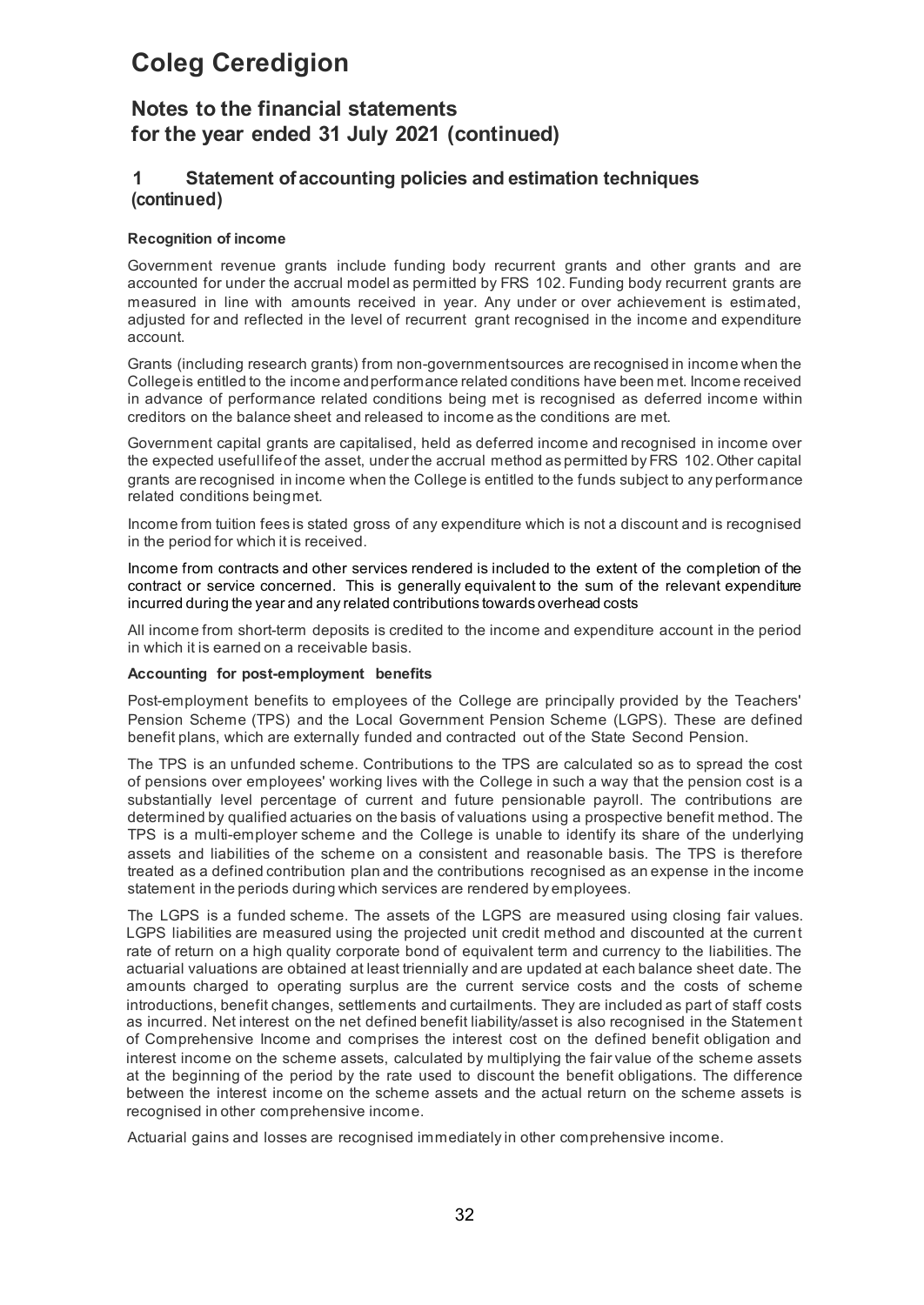# Coleg Ceredigion

## Notes to the financial statements for the year ended 31 July 2021 (continued)

### 1 Statement of accounting policies and estimation techniques (continued)

**Recognition of income**

Government revenue grants include funding body recurrent grants and other grants and are accounted for under the accrual model as permitted by FRS 102. Funding body recurrent grants are measured in line with amounts received in year. Any under or over achievement is estimated, adjusted for and reflected in the level of recurrent grant recognised in the income and expenditure account.

Grants (including research grants) from non-government sources are recognised in income when the College is entitled to the income and performance related conditions have been met. Income received in advance of performance related conditions being met is recognised as deferred income within creditors on the balance sheet and released to income as the conditions are met.

Government capital grants are capitalised, held as deferred income and recognised in income over the expected useful life of the asset, under the accrual method as permitted by FRS 102. Other capital grants are recognised in income when the College is entitled to the funds subject to any performance related conditions being met.

Income from tuition fees is stated gross of any expenditure which is not a discount and is recognised in the period for which it is received.

Income from contracts and other services rendered is included to the extent of the completion of the contract or service concerned. This is generally equivalent to the sum of the relevant expenditure incurred during the year and any related contributions towards overhead costs

All income from short-term deposits is credited to the income and expenditure account in the period in which it is earned on a receivable basis.

**Accounting for post-employment benefits**

Post-employment benefits to employees of the College are principally provided by the Teachers' Pension Scheme (TPS) and the Local Government Pension Scheme (LGPS). These are defined benefit plans, which are externally funded and contracted out of the State Second Pension.

The TPS is an unfunded scheme. Contributions to the TPS are calculated so as to spread the cost of pensions over employees' working lives with the College in such a way that the pension cost is a substantially level percentage of current and future pensionable payroll. The contributions are determined by qualified actuaries on the basis of valuations using a prospective benefit method. The TPS is a multi-employer scheme and the College is unable to identify its share of the underlying assets and liabilities of the scheme on a consistent and reasonable basis. The TPS is therefore treated as a defined contribution plan and the contributions recognised as an expense in the income statement in the periods during which services are rendered by employees.

The LGPS is a funded scheme. The assets of the LGPS are measured using closing fair values. LGPS liabilities are measured using the projected unit credit method and discounted at the current rate of return on a high quality corporate bond of equivalent term and currency to the liabilities. The actuarial valuations are obtained at least triennially and are updated at each balance sheet date. The amounts charged to operating surplus are the current service costs and the costs of scheme introductions, benefit changes, settlements and curtailments. They are included as part of staff costs as incurred. Net interest on the net defined benefit liability/asset is also recognised in the Statement of Comprehensive Income and comprises the interest cost on the defined benefit obligation and interest income on the scheme assets, calculated by multiplying the fair value of the scheme assets at the beginning of the period by the rate used to discount the benefit obligations. The difference between the interest income on the scheme assets and the actual return on the scheme assets is recognised in other comprehensive income.

Actuarial gains and losses are recognised immediately in other comprehensive income.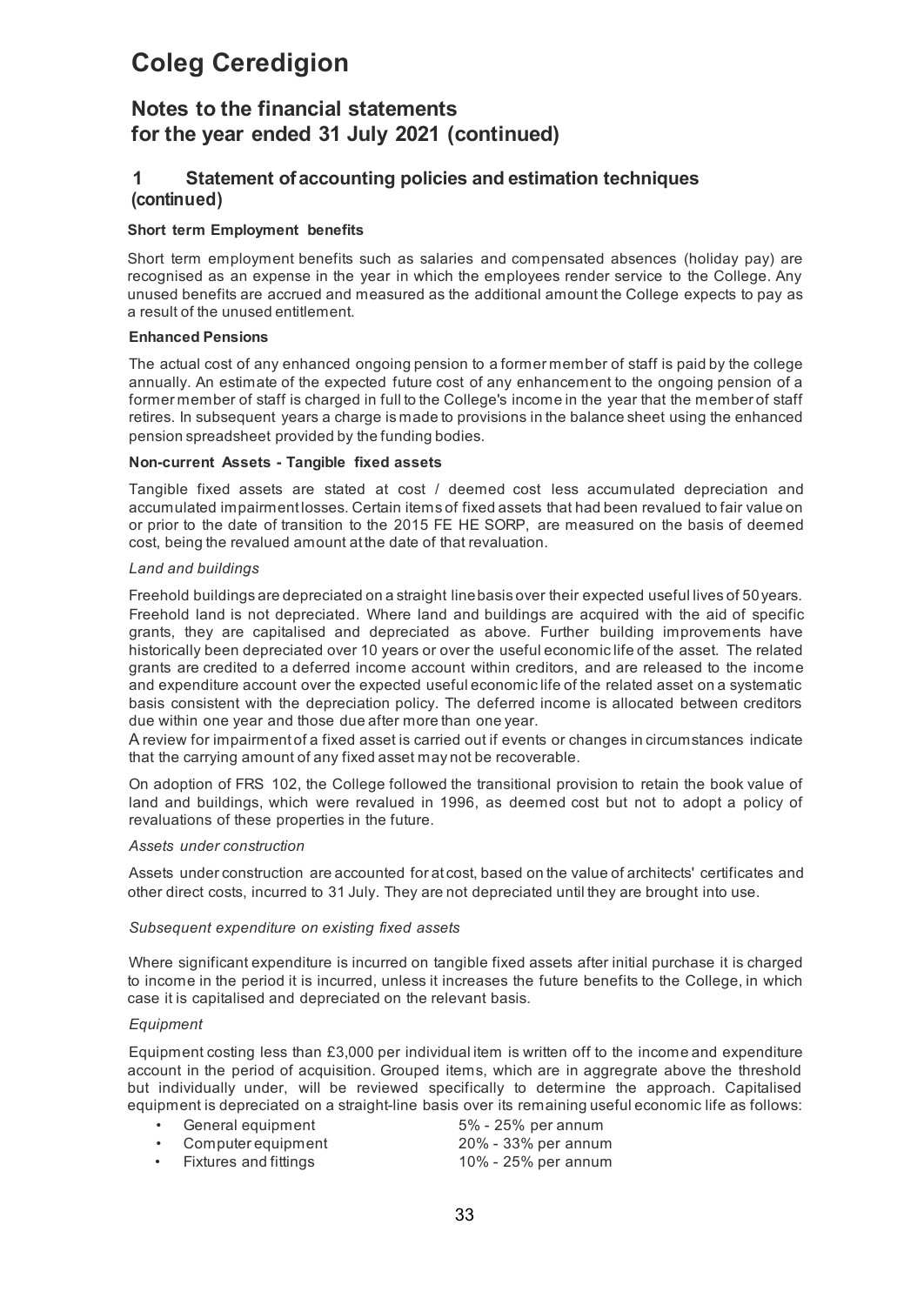# Coleg Ceredigion

## Notes to the financial statements for the year ended 31 July 2021 (continued)

### 1 Statement of accounting policies and estimation techniques (continued)

#### Short term Employment benefits

Short term employment benefits such as salaries and compensated absences (holiday pay) are recognised as an expense in the year in which the employees render service to the College. Any unused benefits are accrued and measured as the additional amount the College expects to pay as a result of the unused entitlement.

#### Enhanced Pensions

The actual cost of any enhanced ongoing pension to a former member of staff is paid by the college annually. An estimate of the expected future cost of any enhancement to the ongoing pension of a former member of staff is charged in full to the College's income in the year that the member of staff retires. In subsequent years a charge is made to provisions in the balance sheet using the enhanced pension spreadsheet provided by the funding bodies.

#### Non-current Assets - Tangible fixed assets

Tangible fixed assets are stated at cost / deemed cost less accumulated depreciation and accumulated impairment losses. Certain items of fixed assets that had been revalued to fair value on or prior to the date of transition to the 2015 FE HE SORP, are measured on the basis of deemed cost, being the revalued amount at the date of that revaluation.

*Land and buildings*

Freehold buildings are depreciated on a straight line basis over their expected useful lives of 50 years. Freehold land is not depreciated. Where land and buildings are acquired with the aid of specific grants, they are capitalised and depreciated as above. Further building improvements have historically been depreciated over 10 years or over the useful economic life of the asset. The related grants are credited to a deferred income account within creditors, and are released to the income and expenditure account over the expected useful economic life of the related asset on a systematic basis consistent with the depreciation policy. The deferred income is allocated between creditors due within one year and those due after more than one year.

A review for impairment of a fixed asset is carried out if events or changes in circumstances indicate that the carrying amount of any fixed asset may not be recoverable.

On adoption of FRS 102, the College followed the transitional provision to retain the book value of land and buildings, which were revalued in 1996, as deemed cost but not to adopt a policy of revaluations of these properties in the future.

*Assets under construction*

Assets under construction are accounted for at cost, based on the value of architects' certificates and other direct costs, incurred to 31 July. They are not depreciated until they are brought into use.

*Subsequent expenditure on existing fixed assets*

Where significant expenditure is incurred on tangible fixed assets after initial purchase it is charged to income in the period it is incurred, unless it increases the future benefits to the College, in which case it is capitalised and depreciated on the relevant basis.

*Equipment*

Equipment costing less than £3,000 per individual item is written off to the income and expenditure account in the period of acquisition. Grouped items, which are in aggregate above the threshold but individually under, will be reviewed specifically to determine the approach. Capitalised equipment is depreciated on a straight-line basis over its remaining useful economic life as follows:

- General equipment 5% - 25% per annum
- Computer equipment 20% - 33% per annum
- Fixtures and fittings 10% - 25% per annum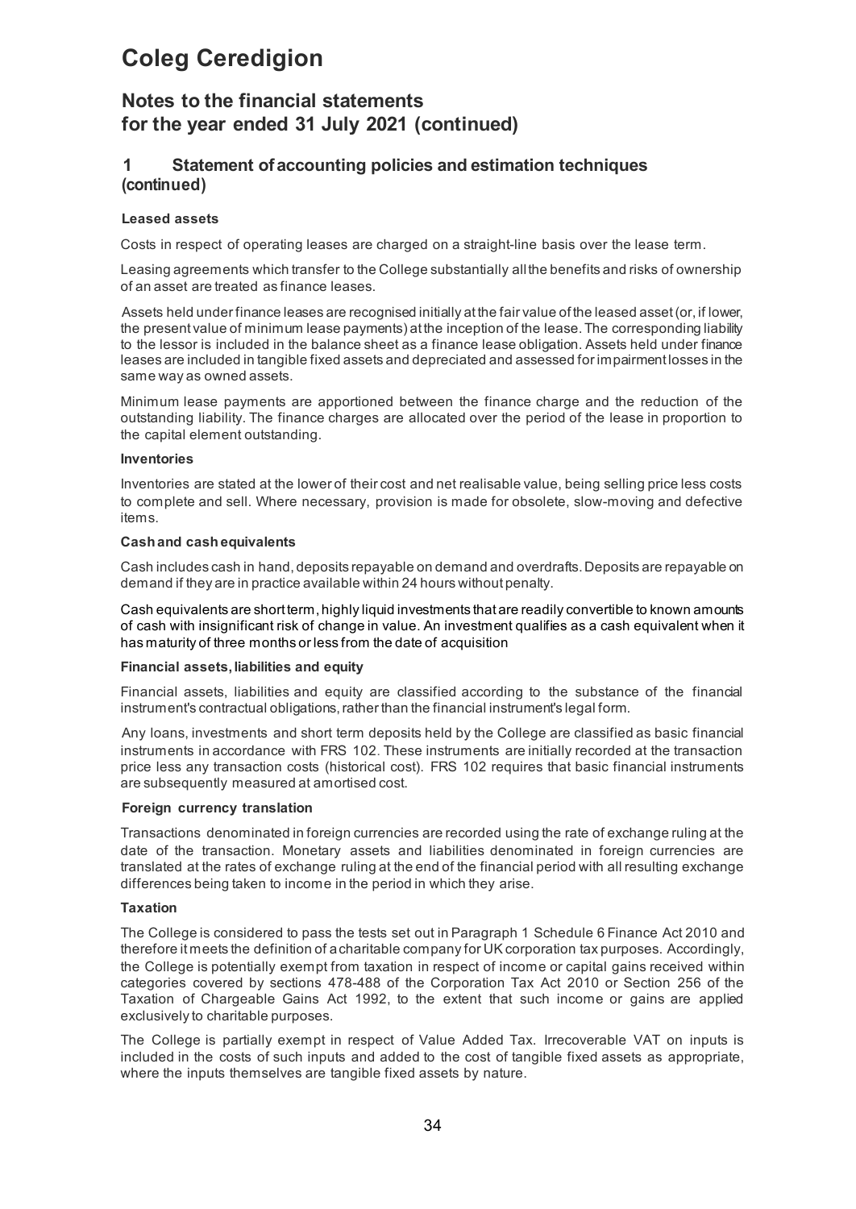# Coleg Ceredigion

## Notes to the financial statements for the year ended 31 July 2021 (continued)

## 1 Statement of accounting policies and estimation techniques (continued)

**Leased assets**

Costs in respect of operating leases are charged on a straight-line basis over the lease term.

Leasing agreements which transfer to the College substantially all the benefits and risks of ownership of an asset are treated as finance leases.

Assets held under finance leases are recognised initially at the fair value of the leased asset (or, if lower, the present value of minimum lease payments) at the inception of the lease. The corresponding liability to the lessor is included in the balance sheet as a finance lease obligation. Assets held under finance leases are included in tangible fixed assets and depreciated and assessed for impairment losses in the same way as owned assets.

Minimum lease payments are apportioned between the finance charge and the reduction of the outstanding liability. The finance charges are allocated over the period of the lease in proportion to the capital element outstanding.

**Inventories**

Inventories are stated at the lower of their cost and net realisable value, being selling price less costs to complete and sell. Where necessary, provision is made for obsolete, slow-moving and defective items.

**Cash and cash equivalents**

Cash includes cash in hand, deposits repayable on demand and overdrafts. Deposits are repayable on demand if they are in practice available within 24 hours without penalty.

Cash equivalents are short term, highly liquid investments that are readily convertible to known amounts of cash with insignificant risk of change in value. An investment qualifies as a cash equivalent when it has maturity of three months or less from the date of acquisition

**Financial assets, liabilities and equity**

Financial assets, liabilities and equity are classified according to the substance of the financial instrument's contractual obligations, rather than the financial instrument's legal form.

Any loans, investments and short term deposits held by the College are classified as basic financial instruments in accordance with FRS 102. These instruments are initially recorded at the transaction price less any transaction costs (historical cost). FRS 102 requires that basic financial instruments are subsequently measured at amortised cost.

**Foreign currency translation**

Transactions denominated in foreign currencies are recorded using the rate of exchange ruling at the date of the transaction. Monetary assets and liabilities denominated in foreign currencies are translated at the rates of exchange ruling at the end of the financial period with all resulting exchange differences being taken to income in the period in which they arise.

**Taxation**

The College is considered to pass the tests set out in Paragraph 1 Schedule 6 Finance Act 2010 and therefore it meets the definition of a charitable company for UK corporation tax purposes. Accordingly, the College is potentially exempt from taxation in respect of income or capital gains received within categories covered by sections 478-488 of the Corporation Tax Act 2010 or Section 256 of the Taxation of Chargeable Gains Act 1992, to the extent that such income or gains are applied exclusively to charitable purposes.

The College is partially exempt in respect of Value Added Tax. Irrecoverable VAT on inputs is included in the costs of such inputs and added to the cost of tangible fixed assets as appropriate, where the inputs themselves are tangible fixed assets by nature.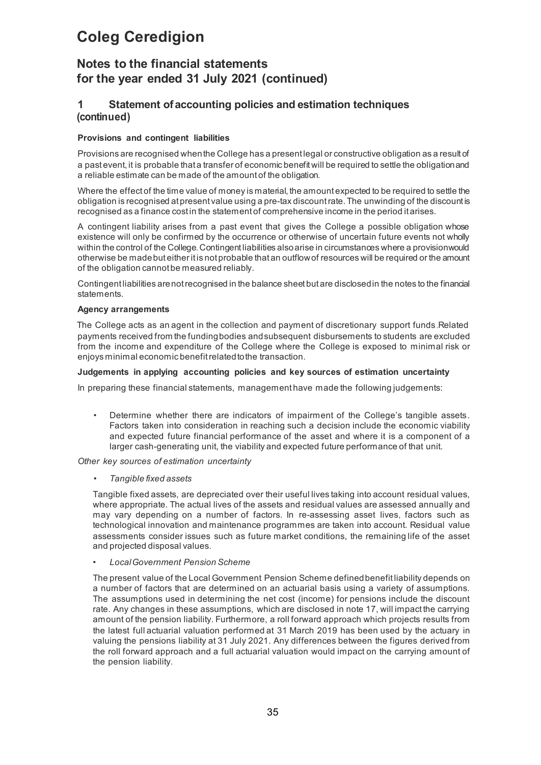# Coleg Ceredigion

## Notes to the financial statements for the year ended 31 July 2021 (continued)

### 1 Statement of accounting policies and estimation techniques (continued)

**Provisions and contingent liabilities**

Provisions are recognised when the College has a present legal or constructive obligation as a result of a past event, it is probable that a transfer of economic benefit will be required to settle the obligation and a reliable estimate can be made of the amount of the obligation.

Where the effect of the time value of money is material, the amount expected to be required to settle the obligation is recognised at present value using a pre-tax discount rate. The unwinding of the discount is recognised as a finance cost in the statement of comprehensive income in the period it arises.

A contingent liability arises from a past event that gives the College a possible obligation whose existence will only be confirmed by the occurrence or otherwise of uncertain future events not wholly within the control of the College. Contingent liabilities also arise in circumstances where a provision would otherwise be made but either it is not probable that an outflow of resources will be required or the amount of the obligation cannot be measured reliably.

Contingent liabilities are not recognised in the balance sheet but are disclosed in the notes to the financial statements.

**Agency arrangements**

The College acts as an agent in the collection and payment of discretionary support funds. Related payments received from the funding bodies and subsequent disbursements to students are excluded from the income and expenditure of the College where the College is exposed to minimal risk or enjoys minimal economic benefit related to the transaction.

**Judgements in applying accounting policies and key sources of estimation uncertainty**

In preparing these financial statements, management have made the following judgements:

- Determine whether there are indicators of impairment of the College's tangible assets. Factors taken into consideration in reaching such a decision include the economic viability and expected future financial performance of the asset and where it is a component of a larger cash-generating unit, the viability and expected future performance of that unit.

*Other key sources of estimation uncertainty*

- *Tangible fixed assets*

  Tangible fixed assets, are depreciated over their useful lives taking into account residual values, where appropriate. The actual lives of the assets and residual values are assessed annually and may vary depending on a number of factors. In re-assessing asset lives, factors such as technological innovation and maintenance programmes are taken into account. Residual value assessments consider issues such as future market conditions, the remaining life of the asset and projected disposal values.

- *Local Government Pension Scheme*

  The present value of the Local Government Pension Scheme defined benefit liability depends on a number of factors that are determined on an actuarial basis using a variety of assumptions. The assumptions used in determining the net cost (income) for pensions include the discount rate. Any changes in these assumptions, which are disclosed in note 17, will impact the carrying amount of the pension liability. Furthermore, a roll forward approach which projects results from the latest full actuarial valuation performed at 31 March 2019 has been used by the actuary in valuing the pensions liability at 31 July 2021. Any differences between the figures derived from the roll forward approach and a full actuarial valuation would impact on the carrying amount of the pension liability.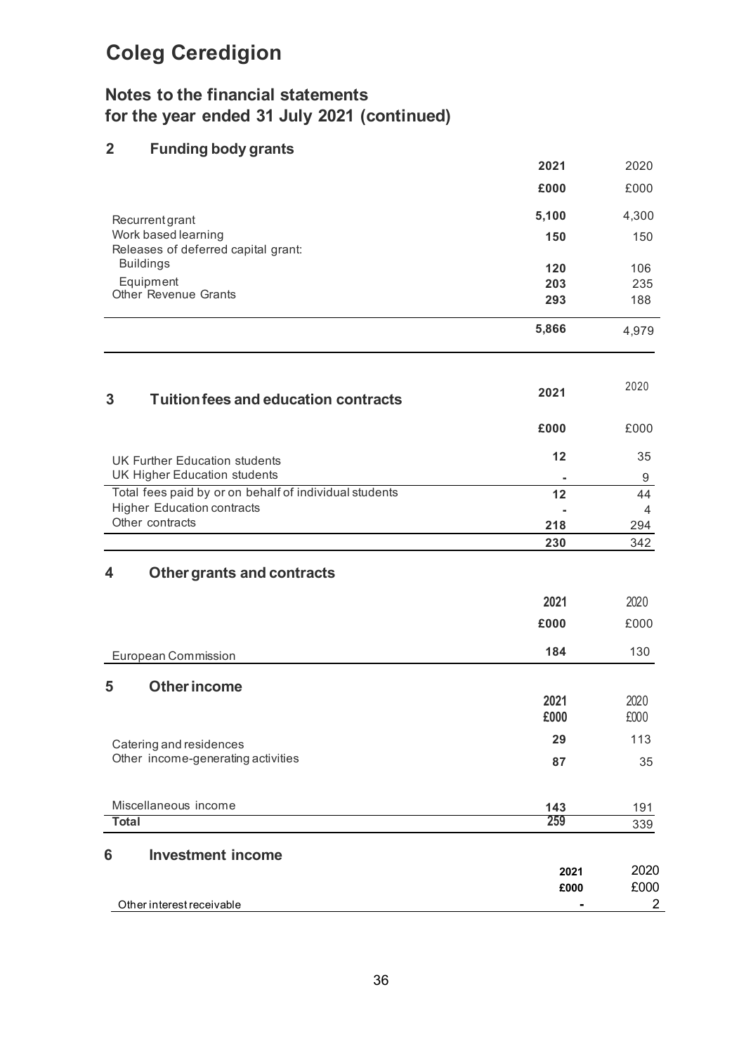# Coleg Ceredigion

## Notes to the financial statements for the year ended 31 July 2021 (continued)

### 2 Funding body grants

| | 2021 | 2020 |
|---|---|---|
| | £000 | £000 |
| Recurrent grant | 5,100 | 4,300 |
| Work based learning | 150 | 150 |
| Releases of deferred capital grant: | | |
| Buildings | 120 | 106 |
| Equipment | 203 | 235 |
| Other Revenue Grants | 293 | 188 |
| | 5,866 | 4,979 |

### 3 Tuition fees and education contracts

| | 2021 | 2020 |
|---|---|---|
| | £000 | £000 |
| UK Further Education students | 12 | 35 |
| UK Higher Education students | - | 9 |
| Total fees paid by or on behalf of individual students | 12 | 44 |
| Higher Education contracts | - | 4 |
| Other contracts | 218 | 294 |
| | 230 | 342 |

### 4 Other grants and contracts

| | 2021 | 2020 |
|---|---|---|
| | £000 | £000 |
| European Commission | 184 | 130 |

### 5 Other income

| | 2021 | 2020 |
|---|---|---|
| | £000 | £000 |
| Catering and residences | 29 | 113 |
| Other income-generating activities | 87 | 35 |
| Miscellaneous income | 143 | 191 |
| **Total** | 259 | 339 |

### 6 Investment income

| | 2021 | 2020 |
|---|---|---|
| | £000 | £000 |
| Other interest receivable | - | 2 |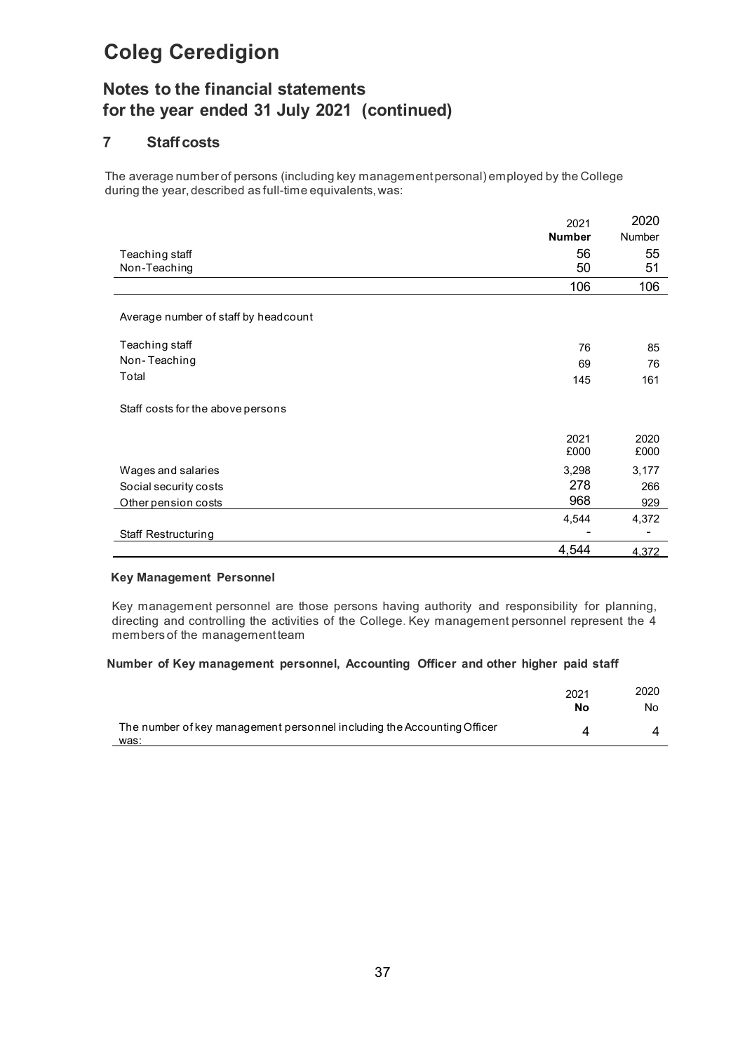# Coleg Ceredigion

## Notes to the financial statements for the year ended 31 July 2021 (continued)

### 7 Staff costs

The average number of persons (including key management personal) employed by the College during the year, described as full-time equivalents, was:

| | 2021 **Number** | 2020 Number |
|---|---|---|
| Teaching staff | 56 | 55 |
| Non-Teaching | 50 | 51 |
| | 106 | 106 |

Average number of staff by headcount

| | | |
|---|---|---|
| Teaching staff | 76 | 85 |
| Non- Teaching | 69 | 76 |
| Total | 145 | 161 |

Staff costs for the above persons

| | 2021 £000 | 2020 £000 |
|---|---|---|
| Wages and salaries | 3,298 | 3,177 |
| Social security costs | 278 | 266 |
| Other pension costs | 968 | 929 |
| | 4,544 | 4,372 |
| Staff Restructuring | - | - |
| | 4,544 | 4,372 |

**Key Management Personnel**

Key management personnel are those persons having authority and responsibility for planning, directing and controlling the activities of the College. Key management personnel represent the 4 members of the management team

**Number of Key management personnel, Accounting Officer and other higher paid staff**

| | 2021 **No** | 2020 No |
|---|---|---|
| The number of key management personnel including the Accounting Officer was: | 4 | 4 |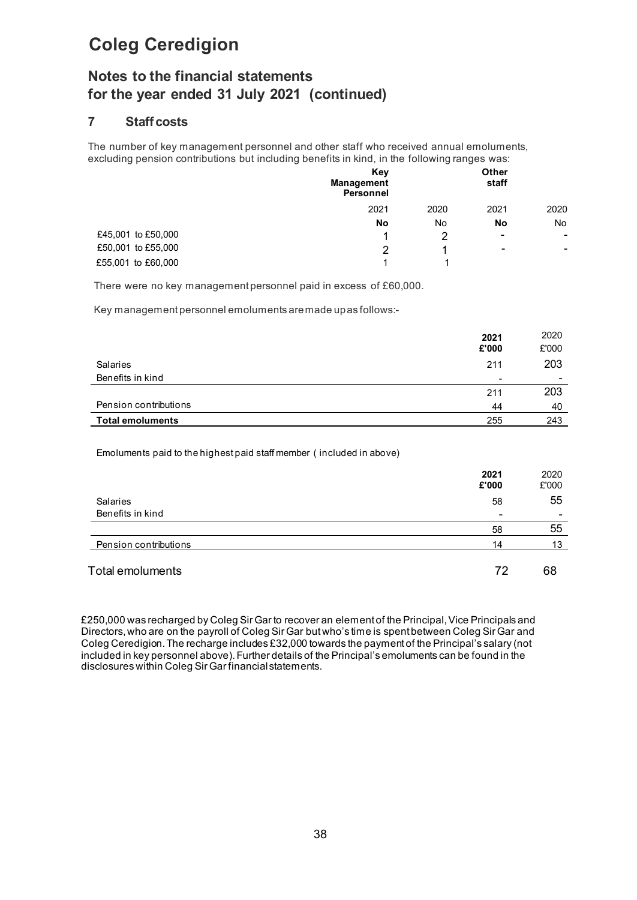# Coleg Ceredigion

## Notes to the financial statements for the year ended 31 July 2021 (continued)

### 7 Staff costs

The number of key management personnel and other staff who received annual emoluments, excluding pension contributions but including benefits in kind, in the following ranges was:

| | Key Management Personnel | | Other staff | |
|---|---|---|---|---|
| | 2021 | 2020 | 2021 | 2020 |
| | **No** | No | **No** | No |
| £45,001 to £50,000 | 1 | 2 | - | - |
| £50,001 to £55,000 | 2 | 1 | - | - |
| £55,001 to £60,000 | 1 | 1 | | |

There were no key management personnel paid in excess of £60,000.

Key management personnel emoluments are made up as follows:-

| | 2021 £'000 | 2020 £'000 |
|---|---|---|
| Salaries | 211 | 203 |
| Benefits in kind | - | - |
| | 211 | 203 |
| Pension contributions | 44 | 40 |
| **Total emoluments** | 255 | 243 |

Emoluments paid to the highest paid staff member ( included in above)

| | 2021 £'000 | 2020 £'000 |
|---|---|---|
| Salaries | 58 | 55 |
| Benefits in kind | - | - |
| | 58 | 55 |
| Pension contributions | 14 | 13 |
| Total emoluments | 72 | 68 |

£250,000 was recharged by Coleg Sir Gar to recover an element of the Principal, Vice Principals and Directors, who are on the payroll of Coleg Sir Gar but who's time is spent between Coleg Sir Gar and Coleg Ceredigion. The recharge includes £32,000 towards the payment of the Principal's salary (not included in key personnel above). Further details of the Principal's emoluments can be found in the disclosures within Coleg Sir Gar financial statements.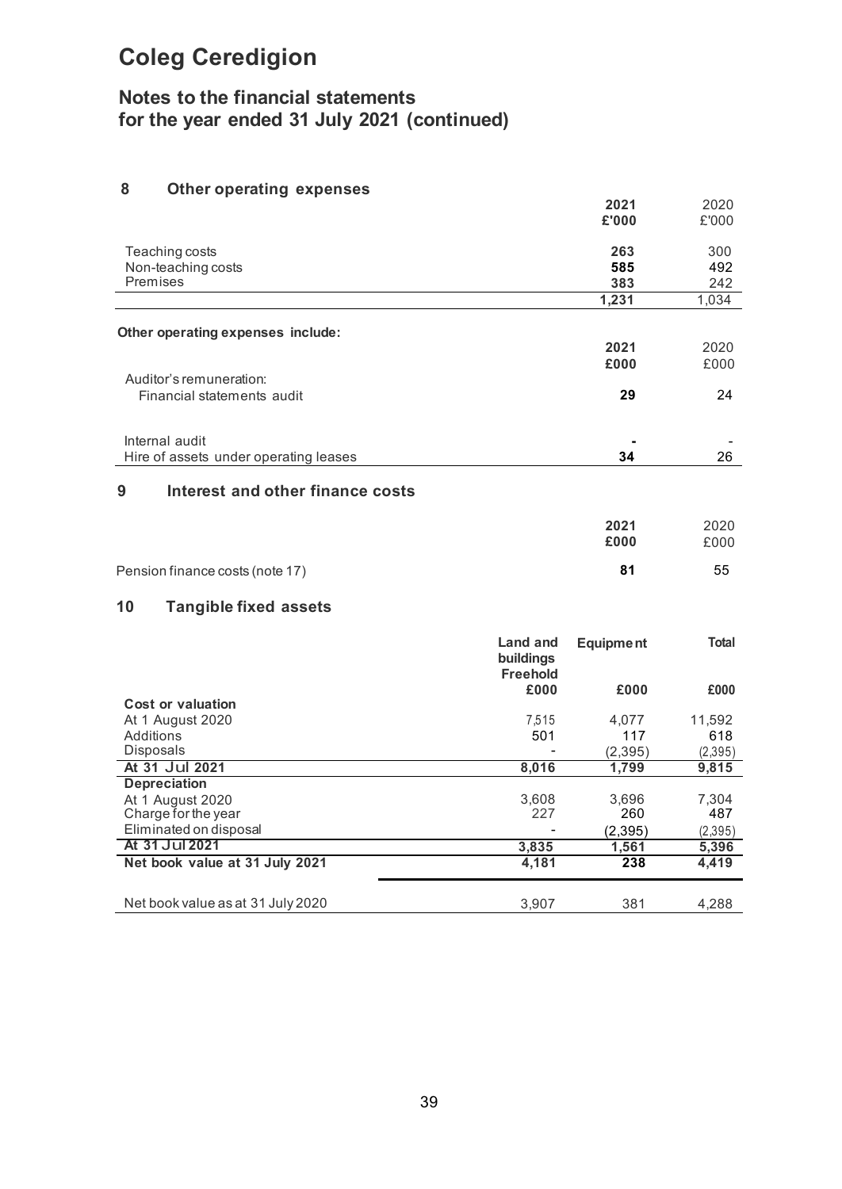# Coleg Ceredigion

## Notes to the financial statements for the year ended 31 July 2021 (continued)

### 8 Other operating expenses

| | 2021 £'000 | 2020 £'000 |
|---|---|---|
| Teaching costs | **263** | 300 |
| Non-teaching costs | **585** | 492 |
| Premises | **383** | 242 |
| | **1,231** | 1,034 |

**Other operating expenses include:**

| | 2021 £000 | 2020 £000 |
|---|---|---|
| Auditor's remuneration: | | |
| Financial statements audit | **29** | 24 |
| Internal audit | **-** | - |
| Hire of assets under operating leases | **34** | 26 |

### 9 Interest and other finance costs

| | 2021 £000 | 2020 £000 |
|---|---|---|
| Pension finance costs (note 17) | **81** | 55 |

### 10 Tangible fixed assets

| | Land and buildings Freehold £000 | Equipment £000 | Total £000 |
|---|---|---|---|
| **Cost or valuation** | | | |
| At 1 August 2020 | 7,515 | 4,077 | 11,592 |
| Additions | 501 | 117 | 618 |
| Disposals | - | (2,395) | (2,395) |
| **At 31 Jul 2021** | **8,016** | **1,799** | **9,815** |
| **Depreciation** | | | |
| At 1 August 2020 | 3,608 | 3,696 | 7,304 |
| Charge for the year | 227 | 260 | 487 |
| Eliminated on disposal | - | (2,395) | (2,395) |
| **At 31 Jul 2021** | **3,835** | **1,561** | **5,396** |
| **Net book value at 31 July 2021** | **4,181** | **238** | **4,419** |
| Net book value as at 31 July 2020 | 3,907 | 381 | 4,288 |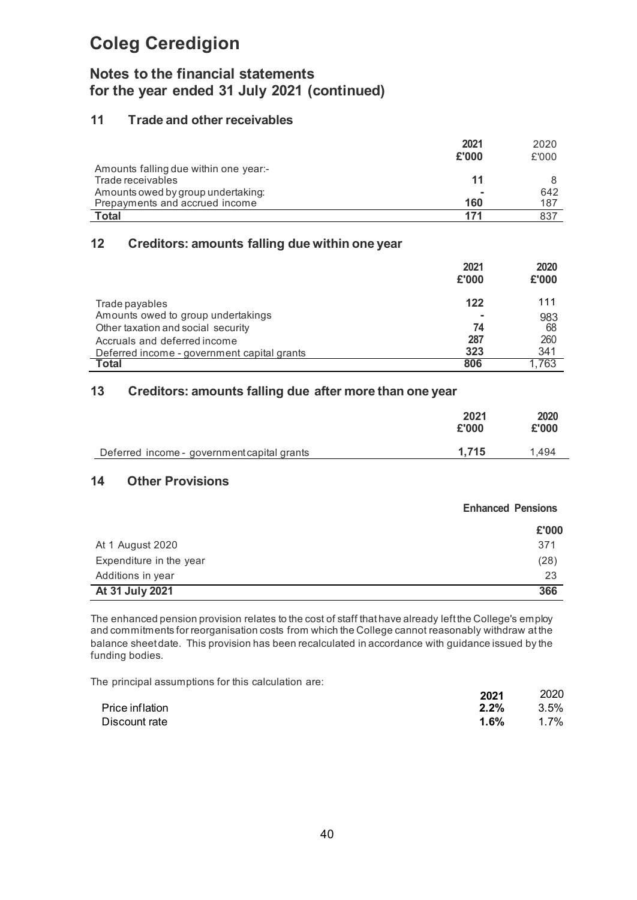# Coleg Ceredigion

## Notes to the financial statements for the year ended 31 July 2021 (continued)

### 11 Trade and other receivables

| | 2021 £'000 | 2020 £'000 |
|---|---|---|
| Amounts falling due within one year:- | | |
| Trade receivables | 11 | 8 |
| Amounts owed by group undertaking: | - | 642 |
| Prepayments and accrued income | 160 | 187 |
| **Total** | **171** | 837 |

### 12 Creditors: amounts falling due within one year

| | 2021 £'000 | 2020 £'000 |
|---|---|---|
| Trade payables | 122 | 111 |
| Amounts owed to group undertakings | - | 983 |
| Other taxation and social security | 74 | 68 |
| Accruals and deferred income | 287 | 260 |
| Deferred income - government capital grants | 323 | 341 |
| **Total** | **806** | 1,763 |

### 13 Creditors: amounts falling due after more than one year

| | 2021 £'000 | 2020 £'000 |
|---|---|---|
| Deferred income - government capital grants | 1,715 | 1,494 |

### 14 Other Provisions

| | Enhanced Pensions £'000 |
|---|---|
| At 1 August 2020 | 371 |
| Expenditure in the year | (28) |
| Additions in year | 23 |
| **At 31 July 2021** | **366** |

The enhanced pension provision relates to the cost of staff that have already left the College's employ and commitments for reorganisation costs from which the College cannot reasonably withdraw at the balance sheet date. This provision has been recalculated in accordance with guidance issued by the funding bodies.

The principal assumptions for this calculation are:

| | 2021 | 2020 |
|---|---|---|
| Price inflation | 2.2% | 3.5% |
| Discount rate | 1.6% | 1.7% |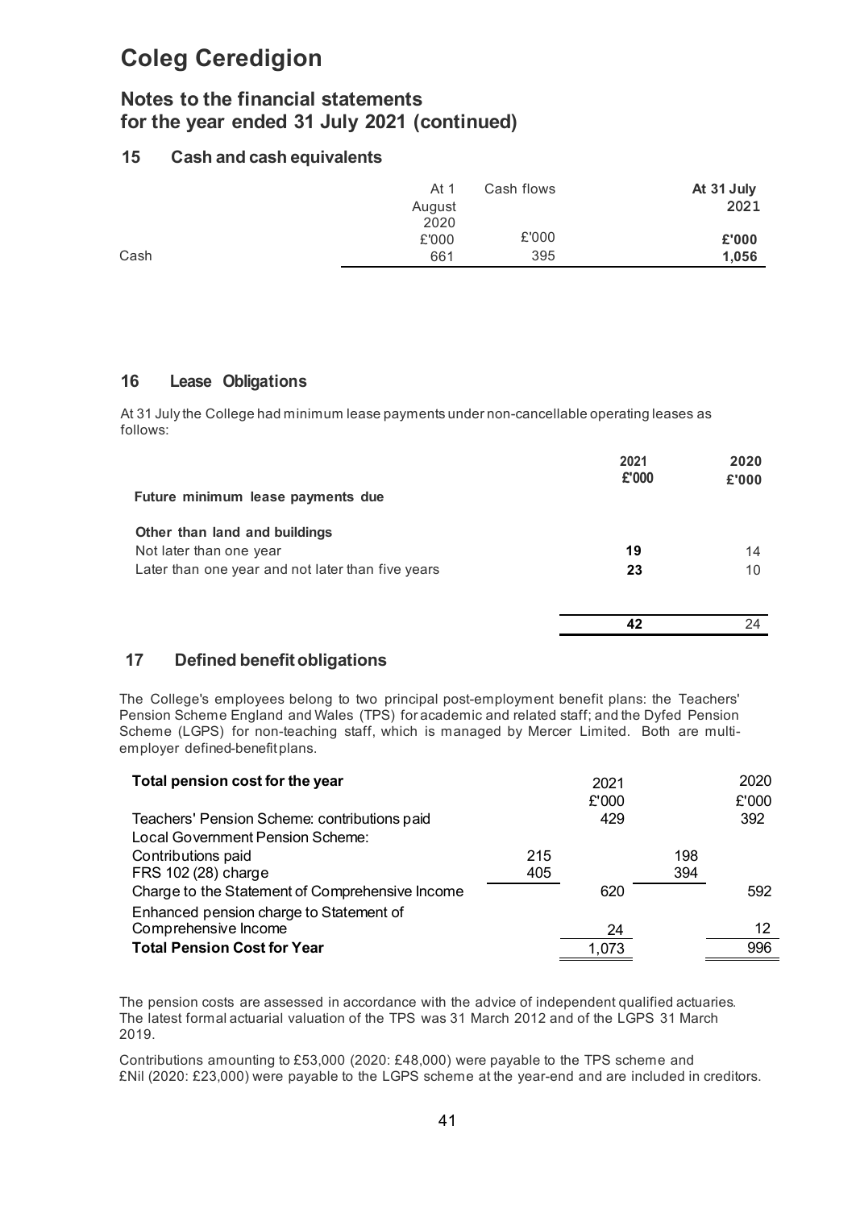# Coleg Ceredigion

## Notes to the financial statements for the year ended 31 July 2021 (continued)

### 15 Cash and cash equivalents

| | At 1 August 2020 £'000 | Cash flows £'000 | **At 31 July 2021 £'000** |
|---|---|---|---|
| Cash | 661 | 395 | **1,056** |

### 16 Lease Obligations

At 31 July the College had minimum lease payments under non-cancellable operating leases as follows:

| | **2021 £'000** | **2020 £'000** |
|---|---|---|
| **Future minimum lease payments due** | | |
| **Other than land and buildings** | | |
| Not later than one year | **19** | 14 |
| Later than one year and not later than five years | **23** | 10 |
| | **42** | 24 |

### 17 Defined benefit obligations

The College's employees belong to two principal post-employment benefit plans: the Teachers' Pension Scheme England and Wales (TPS) for academic and related staff; and the Dyfed Pension Scheme (LGPS) for non-teaching staff, which is managed by Mercer Limited. Both are multi-employer defined-benefit plans.

| **Total pension cost for the year** | | 2021 £'000 | | 2020 £'000 |
|---|---|---|---|---|
| Teachers' Pension Scheme: contributions paid | | 429 | | 392 |
| Local Government Pension Scheme: | | | | |
| Contributions paid | 215 | | 198 | |
| FRS 102 (28) charge | 405 | | 394 | |
| Charge to the Statement of Comprehensive Income | | 620 | | 592 |
| Enhanced pension charge to Statement of Comprehensive Income | | 24 | | 12 |
| **Total Pension Cost for Year** | | 1,073 | | 996 |

The pension costs are assessed in accordance with the advice of independent qualified actuaries. The latest formal actuarial valuation of the TPS was 31 March 2012 and of the LGPS 31 March 2019.

Contributions amounting to £53,000 (2020: £48,000) were payable to the TPS scheme and £Nil (2020: £23,000) were payable to the LGPS scheme at the year-end and are included in creditors.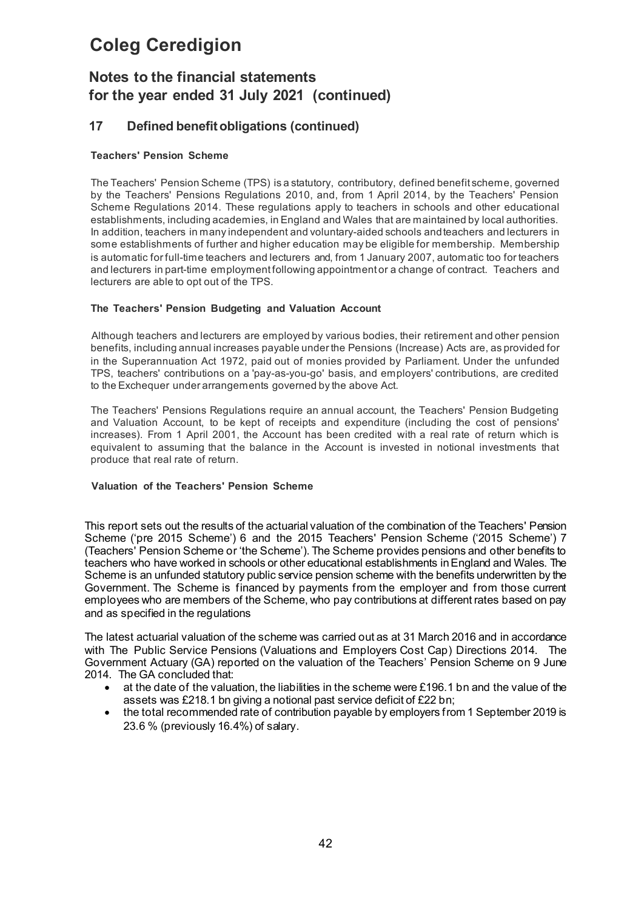# Coleg Ceredigion

## Notes to the financial statements for the year ended 31 July 2021 (continued)

### 17 Defined benefit obligations (continued)

**Teachers' Pension Scheme**

The Teachers' Pension Scheme (TPS) is a statutory, contributory, defined benefit scheme, governed by the Teachers' Pensions Regulations 2010, and, from 1 April 2014, by the Teachers' Pension Scheme Regulations 2014. These regulations apply to teachers in schools and other educational establishments, including academies, in England and Wales that are maintained by local authorities. In addition, teachers in many independent and voluntary-aided schools and teachers and lecturers in some establishments of further and higher education may be eligible for membership. Membership is automatic for full-time teachers and lecturers and, from 1 January 2007, automatic too for teachers and lecturers in part-time employment following appointment or a change of contract. Teachers and lecturers are able to opt out of the TPS.

**The Teachers' Pension Budgeting and Valuation Account**

Although teachers and lecturers are employed by various bodies, their retirement and other pension benefits, including annual increases payable under the Pensions (Increase) Acts are, as provided for in the Superannuation Act 1972, paid out of monies provided by Parliament. Under the unfunded TPS, teachers' contributions on a 'pay-as-you-go' basis, and employers' contributions, are credited to the Exchequer under arrangements governed by the above Act.

The Teachers' Pensions Regulations require an annual account, the Teachers' Pension Budgeting and Valuation Account, to be kept of receipts and expenditure (including the cost of pensions' increases). From 1 April 2001, the Account has been credited with a real rate of return which is equivalent to assuming that the balance in the Account is invested in notional investments that produce that real rate of return.

**Valuation of the Teachers' Pension Scheme**

This report sets out the results of the actuarial valuation of the combination of the Teachers' Pension Scheme ('pre 2015 Scheme') 6 and the 2015 Teachers' Pension Scheme ('2015 Scheme') 7 (Teachers' Pension Scheme or 'the Scheme'). The Scheme provides pensions and other benefits to teachers who have worked in schools or other educational establishments in England and Wales. The Scheme is an unfunded statutory public service pension scheme with the benefits underwritten by the Government. The Scheme is financed by payments from the employer and from those current employees who are members of the Scheme, who pay contributions at different rates based on pay and as specified in the regulations

The latest actuarial valuation of the scheme was carried out as at 31 March 2016 and in accordance with The Public Service Pensions (Valuations and Employers Cost Cap) Directions 2014. The Government Actuary (GA) reported on the valuation of the Teachers' Pension Scheme on 9 June 2014. The GA concluded that:

- at the date of the valuation, the liabilities in the scheme were £196.1 bn and the value of the assets was £218.1 bn giving a notional past service deficit of £22 bn;
- the total recommended rate of contribution payable by employers from 1 September 2019 is 23.6 % (previously 16.4%) of salary.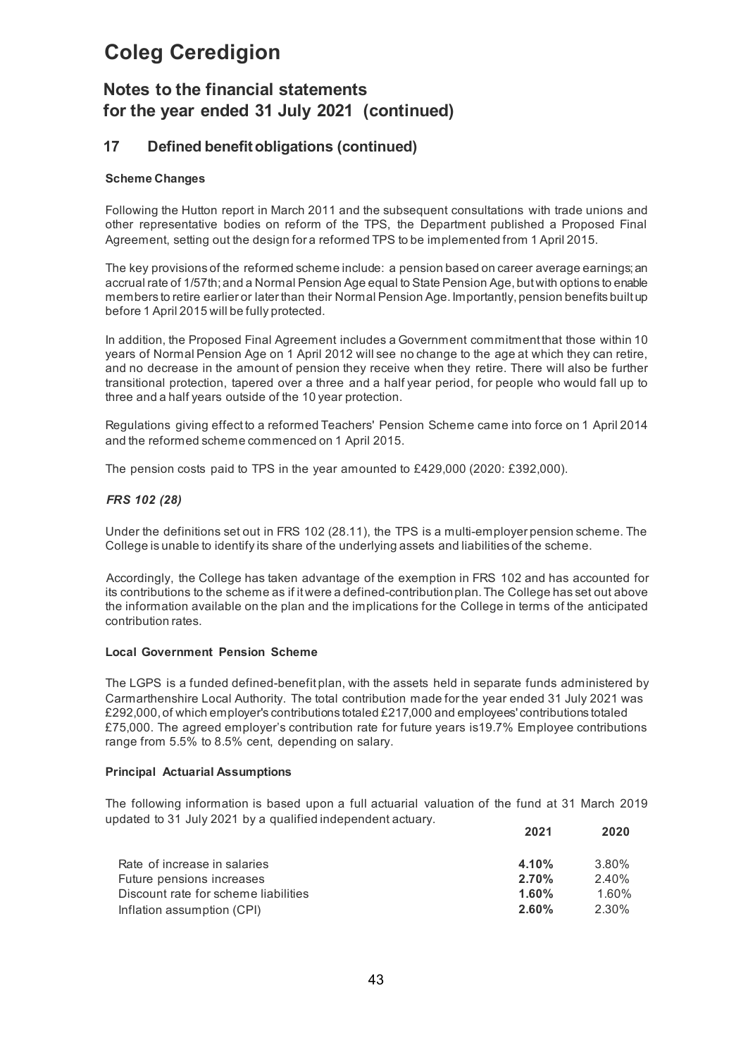# Coleg Ceredigion

## Notes to the financial statements for the year ended 31 July 2021 (continued)

### 17 Defined benefit obligations (continued)

**Scheme Changes**

Following the Hutton report in March 2011 and the subsequent consultations with trade unions and other representative bodies on reform of the TPS, the Department published a Proposed Final Agreement, setting out the design for a reformed TPS to be implemented from 1 April 2015.

The key provisions of the reformed scheme include: a pension based on career average earnings; an accrual rate of 1/57th; and a Normal Pension Age equal to State Pension Age, but with options to enable members to retire earlier or later than their Normal Pension Age. Importantly, pension benefits built up before 1 April 2015 will be fully protected.

In addition, the Proposed Final Agreement includes a Government commitment that those within 10 years of Normal Pension Age on 1 April 2012 will see no change to the age at which they can retire, and no decrease in the amount of pension they receive when they retire. There will also be further transitional protection, tapered over a three and a half year period, for people who would fall up to three and a half years outside of the 10 year protection.

Regulations giving effect to a reformed Teachers' Pension Scheme came into force on 1 April 2014 and the reformed scheme commenced on 1 April 2015.

The pension costs paid to TPS in the year amounted to £429,000 (2020: £392,000).

***FRS 102 (28)***

Under the definitions set out in FRS 102 (28.11), the TPS is a multi-employer pension scheme. The College is unable to identify its share of the underlying assets and liabilities of the scheme.

Accordingly, the College has taken advantage of the exemption in FRS 102 and has accounted for its contributions to the scheme as if it were a defined-contribution plan. The College has set out above the information available on the plan and the implications for the College in terms of the anticipated contribution rates.

**Local Government Pension Scheme**

The LGPS is a funded defined-benefit plan, with the assets held in separate funds administered by Carmarthenshire Local Authority. The total contribution made for the year ended 31 July 2021 was £292,000, of which employer's contributions totaled £217,000 and employees' contributions totaled £75,000. The agreed employer's contribution rate for future years is19.7% Employee contributions range from 5.5% to 8.5% cent, depending on salary.

**Principal Actuarial Assumptions**

The following information is based upon a full actuarial valuation of the fund at 31 March 2019 updated to 31 July 2021 by a qualified independent actuary.

| | **2021** | **2020** |
|---|---|---|
| Rate of increase in salaries | **4.10%** | 3.80% |
| Future pensions increases | **2.70%** | 2.40% |
| Discount rate for scheme liabilities | **1.60%** | 1.60% |
| Inflation assumption (CPI) | **2.60%** | 2.30% |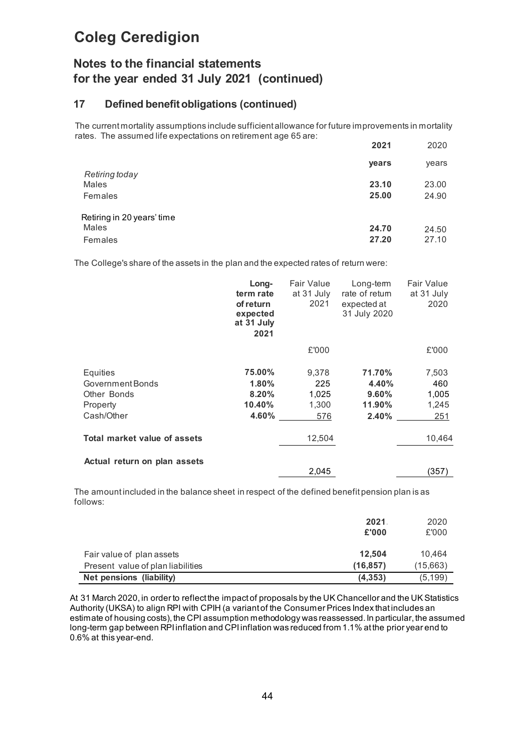# Coleg Ceredigion

## Notes to the financial statements for the year ended 31 July 2021 (continued)

### 17 Defined benefit obligations (continued)

The current mortality assumptions include sufficient allowance for future improvements in mortality rates. The assumed life expectations on retirement age 65 are:

| | 2021 | 2020 |
|---|---|---|
| | years | years |
| *Retiring today* | | |
| Males | 23.10 | 23.00 |
| Females | 25.00 | 24.90 |
| Retiring in 20 years' time | | |
| Males | 24.70 | 24.50 |
| Females | 27.20 | 27.10 |

The College's share of the assets in the plan and the expected rates of return were:

| | Long-term rate of return expected at 31 July 2021 | Fair Value at 31 July 2021 | Long-term rate of return expected at 31 July 2020 | Fair Value at 31 July 2020 |
|---|---|---|---|---|
| | | £'000 | | £'000 |
| Equities | 75.00% | 9,378 | 71.70% | 7,503 |
| Government Bonds | 1.80% | 225 | 4.40% | 460 |
| Other Bonds | 8.20% | 1,025 | 9.60% | 1,005 |
| Property | 10.40% | 1,300 | 11.90% | 1,245 |
| Cash/Other | 4.60% | 576 | 2.40% | 251 |
| **Total market value of assets** | | 12,504 | | 10,464 |
| **Actual return on plan assets** | | 2,045 | | (357) |

The amount included in the balance sheet in respect of the defined benefit pension plan is as follows:

| | 2021 £'000 | 2020 £'000 |
|---|---|---|
| Fair value of plan assets | 12,504 | 10,464 |
| Present value of plan liabilities | (16,857) | (15,663) |
| **Net pensions (liability)** | **(4,353)** | (5,199) |

At 31 March 2020, in order to reflect the impact of proposals by the UK Chancellor and the UK Statistics Authority (UKSA) to align RPI with CPIH (a variant of the Consumer Prices Index that includes an estimate of housing costs), the CPI assumption methodology was reassessed. In particular, the assumed long-term gap between RPI inflation and CPI inflation was reduced from 1.1% at the prior year end to 0.6% at this year-end.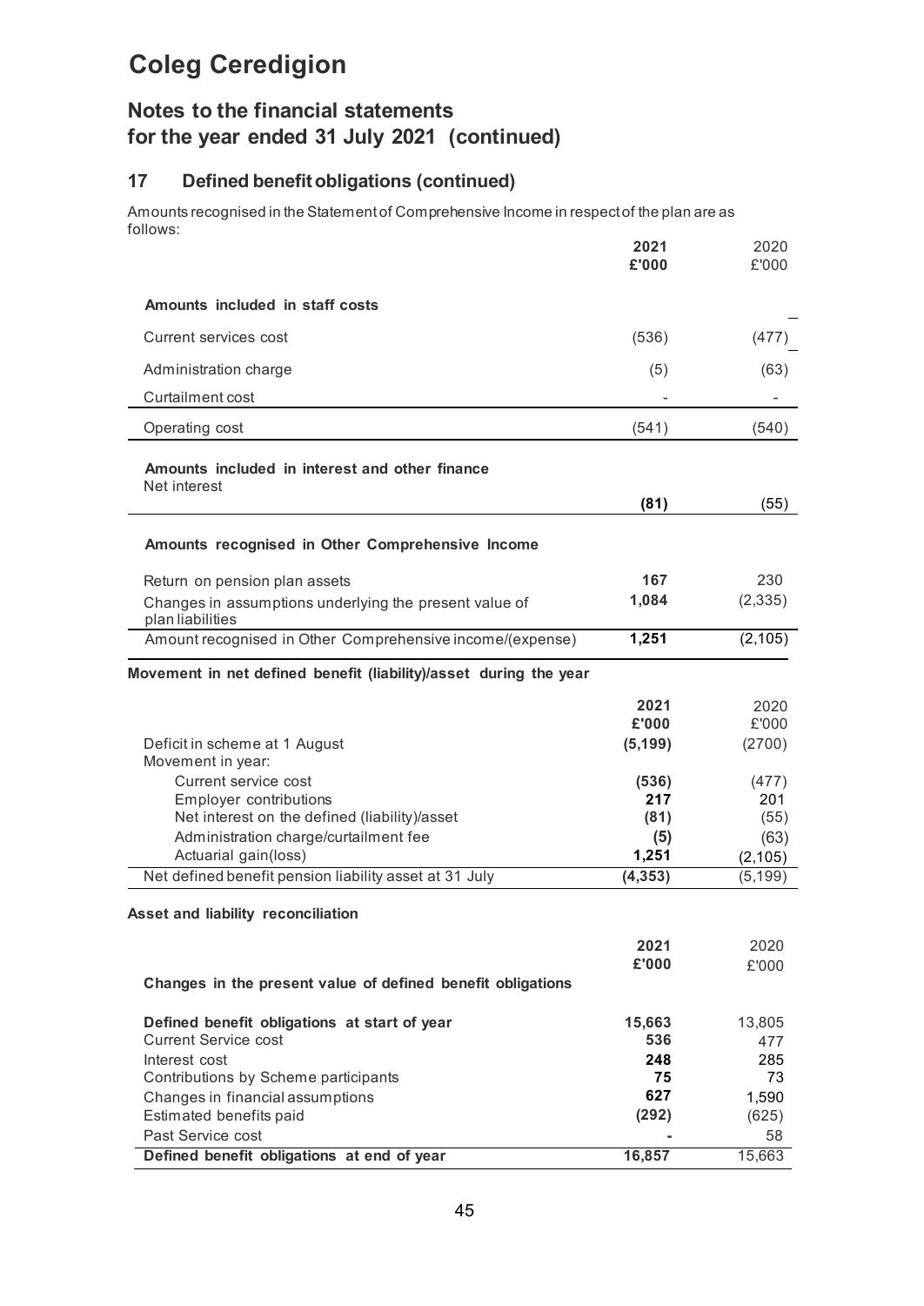# Coleg Ceredigion

## Notes to the financial statements for the year ended 31 July 2021 (continued)

### 17 Defined benefit obligations (continued)

Amounts recognised in the Statement of Comprehensive Income in respect of the plan are as follows:

| | **2021** **£'000** | 2020 £'000 |
|---|---|---|
| **Amounts included in staff costs** | | |
| Current services cost | (536) | (477) |
| Administration charge | (5) | (63) |
| Curtailment cost | - | - |
| Operating cost | (541) | (540) |
| **Amounts included in interest and other finance** | | |
| Net interest | **(81)** | (55) |
| **Amounts recognised in Other Comprehensive Income** | | |
| Return on pension plan assets | **167** | 230 |
| Changes in assumptions underlying the present value of plan liabilities | **1,084** | (2,335) |
| Amount recognised in Other Comprehensive income/(expense) | **1,251** | (2,105) |

**Movement in net defined benefit (liability)/asset during the year**

| | **2021** **£'000** | 2020 £'000 |
|---|---|---|
| Deficit in scheme at 1 August | **(5,199)** | (2700) |
| Movement in year: | | |
| Current service cost | **(536)** | (477) |
| Employer contributions | **217** | 201 |
| Net interest on the defined (liability)/asset | **(81)** | (55) |
| Administration charge/curtailment fee | **(5)** | (63) |
| Actuarial gain(loss) | **1,251** | (2,105) |
| Net defined benefit pension liability asset at 31 July | **(4,353)** | (5,199) |

**Asset and liability reconciliation**

| | **2021** **£'000** | 2020 £'000 |
|---|---|---|
| **Changes in the present value of defined benefit obligations** | | |
| **Defined benefit obligations at start of year** | **15,663** | 13,805 |
| Current Service cost | **536** | 477 |
| Interest cost | **248** | 285 |
| Contributions by Scheme participants | **75** | 73 |
| Changes in financial assumptions | **627** | 1,590 |
| Estimated benefits paid | **(292)** | (625) |
| Past Service cost | **-** | 58 |
| **Defined benefit obligations at end of year** | **16,857** | 15,663 |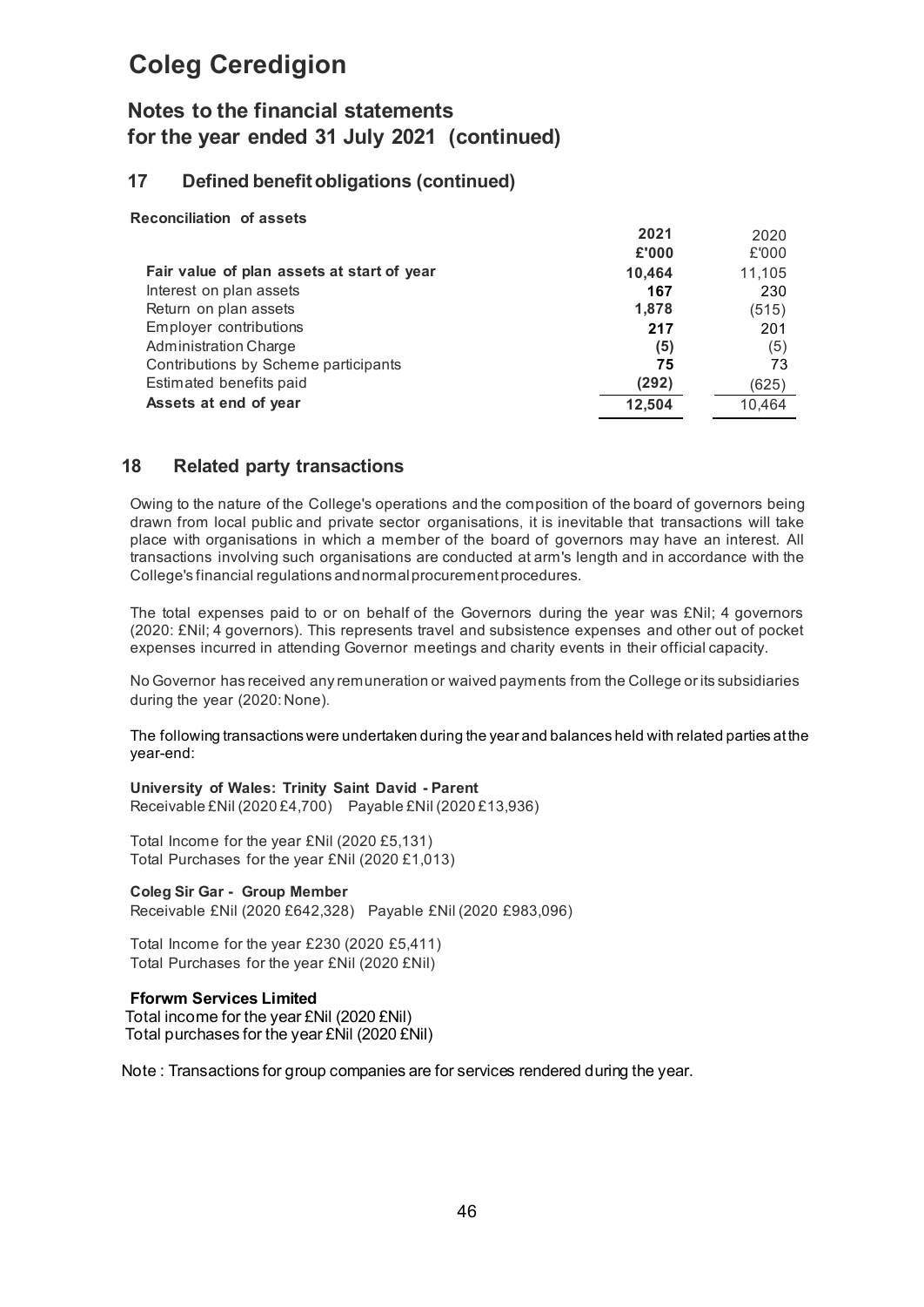# Coleg Ceredigion

## Notes to the financial statements for the year ended 31 July 2021 (continued)

### 17 Defined benefit obligations (continued)

**Reconciliation of assets**

| | 2021 | 2020 |
|---|---|---|
| | £'000 | £'000 |
| **Fair value of plan assets at start of year** | **10,464** | 11,105 |
| Interest on plan assets | **167** | 230 |
| Return on plan assets | **1,878** | (515) |
| Employer contributions | **217** | 201 |
| Administration Charge | **(5)** | (5) |
| Contributions by Scheme participants | **75** | 73 |
| Estimated benefits paid | **(292)** | (625) |
| **Assets at end of year** | **12,504** | 10,464 |

### 18 Related party transactions

Owing to the nature of the College's operations and the composition of the board of governors being drawn from local public and private sector organisations, it is inevitable that transactions will take place with organisations in which a member of the board of governors may have an interest. All transactions involving such organisations are conducted at arm's length and in accordance with the College's financial regulations and normal procurement procedures.

The total expenses paid to or on behalf of the Governors during the year was £Nil; 4 governors (2020: £Nil; 4 governors). This represents travel and subsistence expenses and other out of pocket expenses incurred in attending Governor meetings and charity events in their official capacity.

No Governor has received any remuneration or waived payments from the College or its subsidiaries during the year (2020: None).

The following transactions were undertaken during the year and balances held with related parties at the year-end:

**University of Wales: Trinity Saint David - Parent**
Receivable £Nil (2020 £4,700) Payable £Nil (2020 £13,936)

Total Income for the year £Nil (2020 £5,131)
Total Purchases for the year £Nil (2020 £1,013)

**Coleg Sir Gar - Group Member**
Receivable £Nil (2020 £642,328) Payable £Nil (2020 £983,096)

Total Income for the year £230 (2020 £5,411)
Total Purchases for the year £Nil (2020 £Nil)

**Fforwm Services Limited**
Total income for the year £Nil (2020 £Nil)
Total purchases for the year £Nil (2020 £Nil)

Note : Transactions for group companies are for services rendered during the year.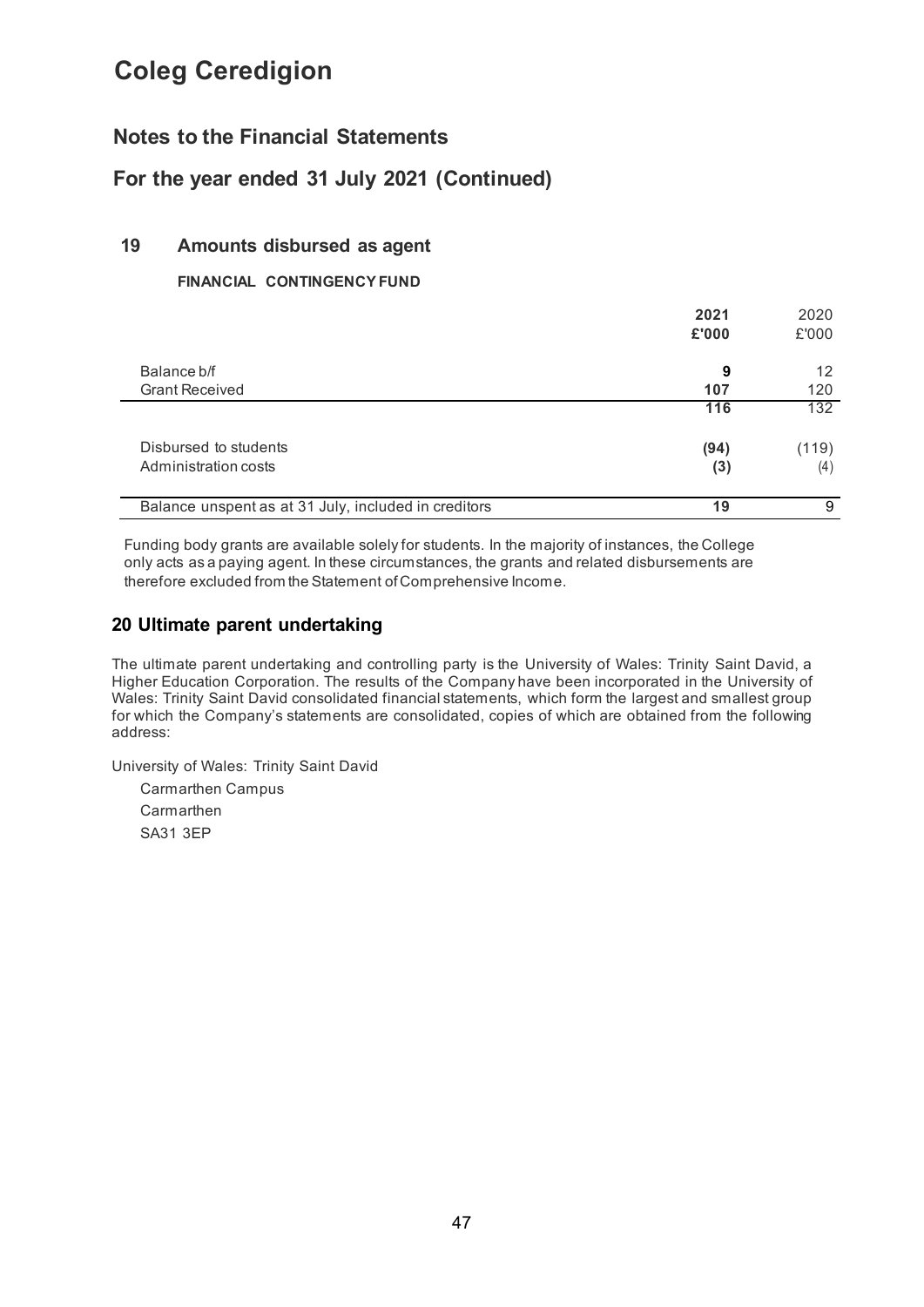# Coleg Ceredigion

## Notes to the Financial Statements

## For the year ended 31 July 2021 (Continued)

### 19 Amounts disbursed as agent

**FINANCIAL CONTINGENCY FUND**

| | **2021** | 2020 |
|---|---|---|
| | **£'000** | £'000 |
| Balance b/f | **9** | 12 |
| Grant Received | **107** | 120 |
| | **116** | 132 |
| Disbursed to students | **(94)** | (119) |
| Administration costs | **(3)** | (4) |
| Balance unspent as at 31 July, included in creditors | **19** | 9 |

Funding body grants are available solely for students. In the majority of instances, the College only acts as a paying agent. In these circumstances, the grants and related disbursements are therefore excluded from the Statement of Comprehensive Income.

### 20 Ultimate parent undertaking

The ultimate parent undertaking and controlling party is the University of Wales: Trinity Saint David, a Higher Education Corporation. The results of the Company have been incorporated in the University of Wales: Trinity Saint David consolidated financial statements, which form the largest and smallest group for which the Company's statements are consolidated, copies of which are obtained from the following address:

University of Wales: Trinity Saint David

Carmarthen Campus

Carmarthen

SA31 3EP